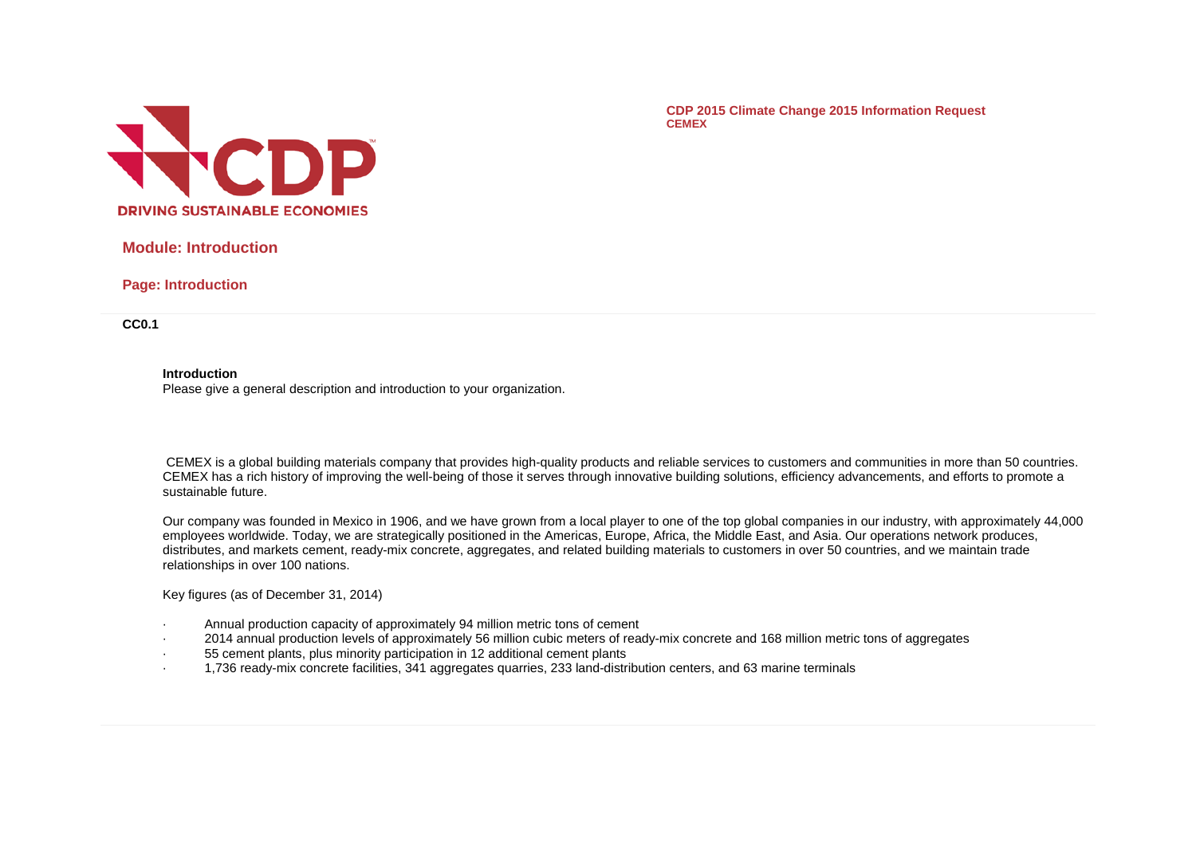CDP 2015 Climate Change 2015 Information Request
CEMEX

## Module: Introduction

### Page: Introduction

**CC0.1**

**Introduction**

Please give a general description and introduction to your organization.

CEMEX is a global building materials company that provides high-quality products and reliable services to customers and communities in more than 50 countries. CEMEX has a rich history of improving the well-being of those it serves through innovative building solutions, efficiency advancements, and efforts to promote a sustainable future.

Our company was founded in Mexico in 1906, and we have grown from a local player to one of the top global companies in our industry, with approximately 44,000 employees worldwide. Today, we are strategically positioned in the Americas, Europe, Africa, the Middle East, and Asia. Our operations network produces, distributes, and markets cement, ready-mix concrete, aggregates, and related building materials to customers in over 50 countries, and we maintain trade relationships in over 100 nations.

Key figures (as of December 31, 2014)

- Annual production capacity of approximately 94 million metric tons of cement
- 2014 annual production levels of approximately 56 million cubic meters of ready-mix concrete and 168 million metric tons of aggregates
- 55 cement plants, plus minority participation in 12 additional cement plants
- 1,736 ready-mix concrete facilities, 341 aggregates quarries, 233 land-distribution centers, and 63 marine terminals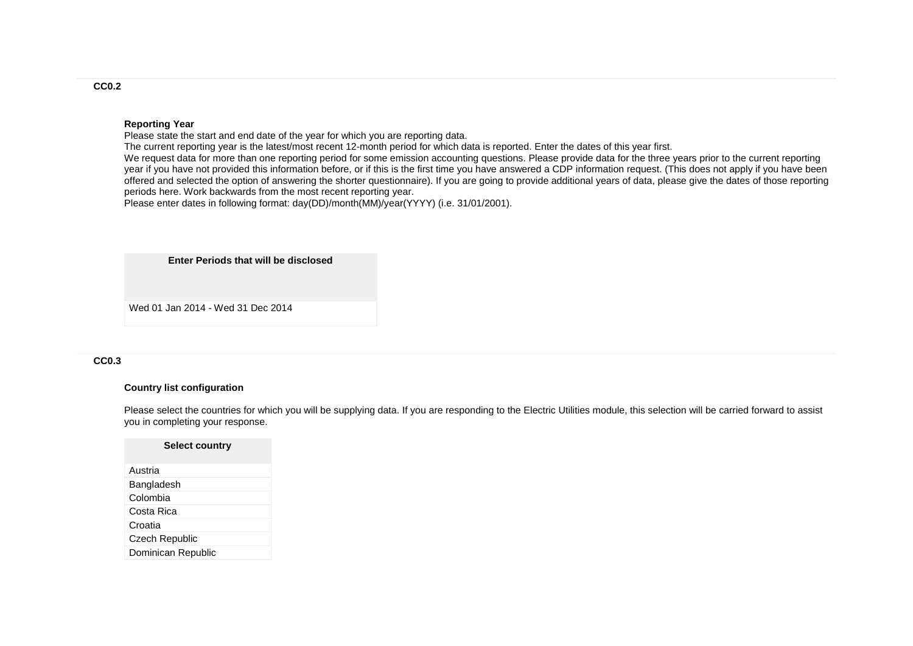## CC0.2

### Reporting Year

Please state the start and end date of the year for which you are reporting data.
The current reporting year is the latest/most recent 12-month period for which data is reported. Enter the dates of this year first.
We request data for more than one reporting period for some emission accounting questions. Please provide data for the three years prior to the current reporting year if you have not provided this information before, or if this is the first time you have answered a CDP information request. (This does not apply if you have been offered and selected the option of answering the shorter questionnaire). If you are going to provide additional years of data, please give the dates of those reporting periods here. Work backwards from the most recent reporting year.
Please enter dates in following format: day(DD)/month(MM)/year(YYYY) (i.e. 31/01/2001).

| Enter Periods that will be disclosed |
|---|
| Wed 01 Jan 2014 - Wed 31 Dec 2014 |

## CC0.3

### Country list configuration

Please select the countries for which you will be supplying data. If you are responding to the Electric Utilities module, this selection will be carried forward to assist you in completing your response.

| Select country |
|---|
| Austria |
| Bangladesh |
| Colombia |
| Costa Rica |
| Croatia |
| Czech Republic |
| Dominican Republic |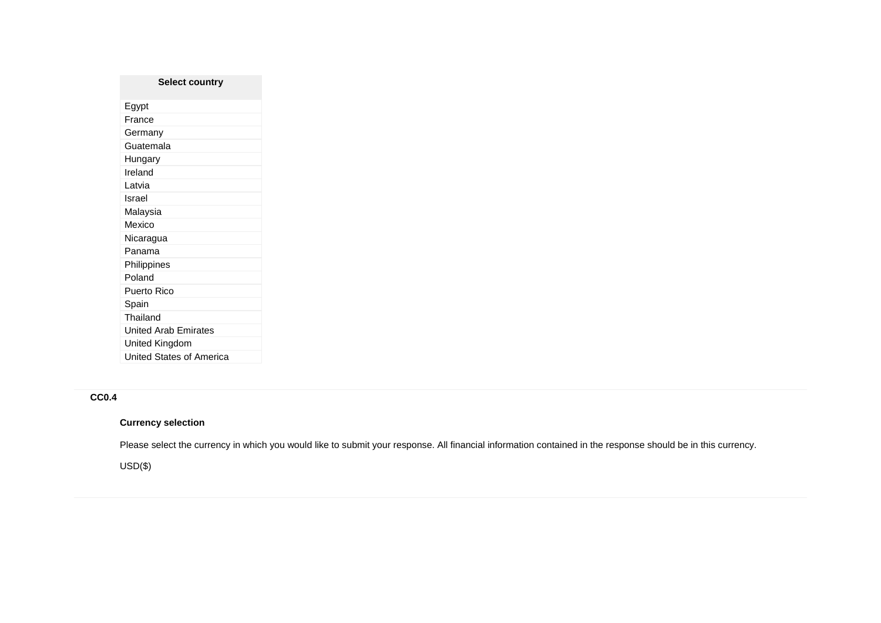| Select country |
| --- |
| Egypt |
| France |
| Germany |
| Guatemala |
| Hungary |
| Ireland |
| Latvia |
| Israel |
| Malaysia |
| Mexico |
| Nicaragua |
| Panama |
| Philippines |
| Poland |
| Puerto Rico |
| Spain |
| Thailand |
| United Arab Emirates |
| United Kingdom |
| United States of America |

**CC0.4**

**Currency selection**

Please select the currency in which you would like to submit your response. All financial information contained in the response should be in this currency.

USD($)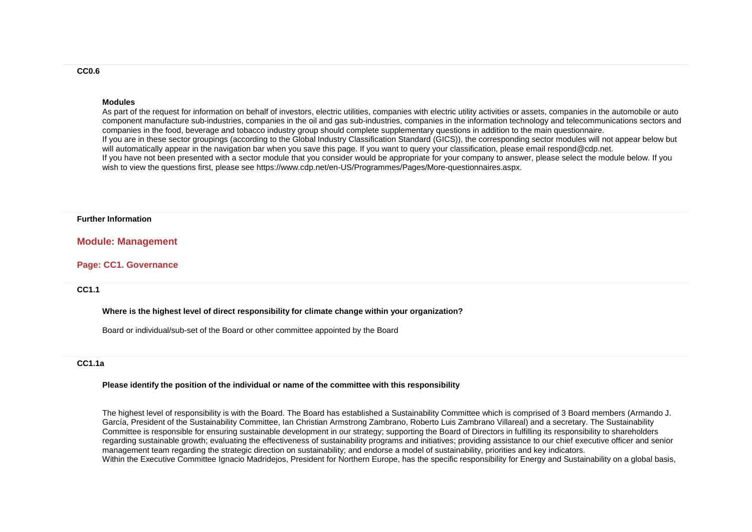**CC0.6**

**Modules**

As part of the request for information on behalf of investors, electric utilities, companies with electric utility activities or assets, companies in the automobile or auto component manufacture sub-industries, companies in the oil and gas sub-industries, companies in the information technology and telecommunications sectors and companies in the food, beverage and tobacco industry group should complete supplementary questions in addition to the main questionnaire.

If you are in these sector groupings (according to the Global Industry Classification Standard (GICS)), the corresponding sector modules will not appear below but will automatically appear in the navigation bar when you save this page. If you want to query your classification, please email respond@cdp.net.

If you have not been presented with a sector module that you consider would be appropriate for your company to answer, please select the module below. If you wish to view the questions first, please see https://www.cdp.net/en-US/Programmes/Pages/More-questionnaires.aspx.

**Further Information**

## Module: Management

### Page: CC1. Governance

**CC1.1**

**Where is the highest level of direct responsibility for climate change within your organization?**

Board or individual/sub-set of the Board or other committee appointed by the Board

**CC1.1a**

**Please identify the position of the individual or name of the committee with this responsibility**

The highest level of responsibility is with the Board. The Board has established a Sustainability Committee which is comprised of 3 Board members (Armando J. García, President of the Sustainability Committee, Ian Christian Armstrong Zambrano, Roberto Luis Zambrano Villareal) and a secretary. The Sustainability Committee is responsible for ensuring sustainable development in our strategy; supporting the Board of Directors in fulfilling its responsibility to shareholders regarding sustainable growth; evaluating the effectiveness of sustainability programs and initiatives; providing assistance to our chief executive officer and senior management team regarding the strategic direction on sustainability; and endorse a model of sustainability, priorities and key indicators.

Within the Executive Committee Ignacio Madridejos, President for Northern Europe, has the specific responsibility for Energy and Sustainability on a global basis,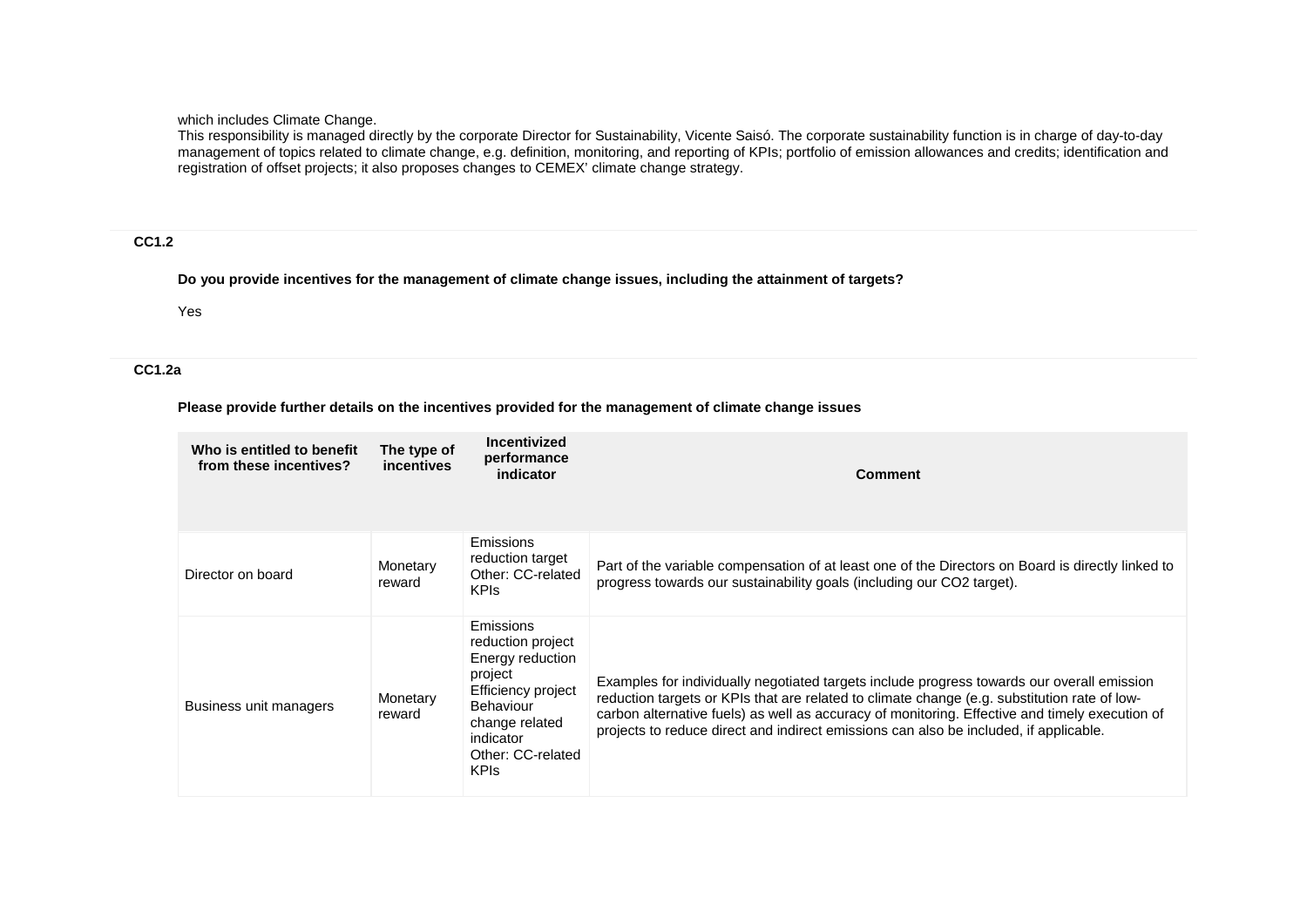which includes Climate Change.
This responsibility is managed directly by the corporate Director for Sustainability, Vicente Saisó. The corporate sustainability function is in charge of day-to-day management of topics related to climate change, e.g. definition, monitoring, and reporting of KPIs; portfolio of emission allowances and credits; identification and registration of offset projects; it also proposes changes to CEMEX' climate change strategy.

### CC1.2

**Do you provide incentives for the management of climate change issues, including the attainment of targets?**

Yes

### CC1.2a

**Please provide further details on the incentives provided for the management of climate change issues**

| Who is entitled to benefit from these incentives? | The type of incentives | Incentivized performance indicator | Comment |
|---|---|---|---|
| Director on board | Monetary reward | Emissions reduction target<br>Other: CC-related KPIs | Part of the variable compensation of at least one of the Directors on Board is directly linked to progress towards our sustainability goals (including our CO2 target). |
| Business unit managers | Monetary reward | Emissions reduction project<br>Energy reduction project<br>Efficiency project<br>Behaviour change related indicator<br>Other: CC-related KPIs | Examples for individually negotiated targets include progress towards our overall emission reduction targets or KPIs that are related to climate change (e.g. substitution rate of low-carbon alternative fuels) as well as accuracy of monitoring. Effective and timely execution of projects to reduce direct and indirect emissions can also be included, if applicable. |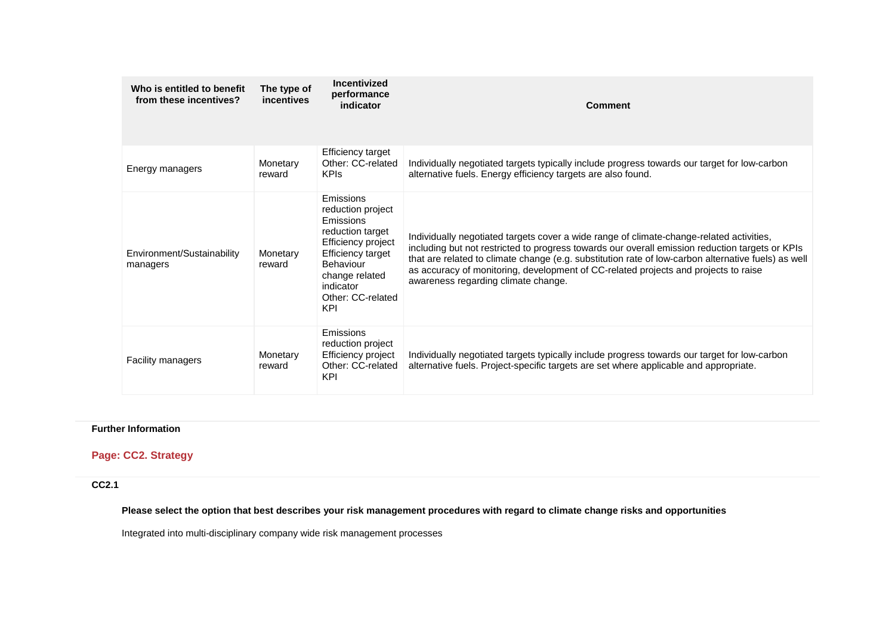| Who is entitled to benefit from these incentives? | The type of incentives | Incentivized performance indicator | Comment |
|---|---|---|---|
| Energy managers | Monetary reward | Efficiency target<br>Other: CC-related KPIs | Individually negotiated targets typically include progress towards our target for low-carbon alternative fuels. Energy efficiency targets are also found. |
| Environment/Sustainability managers | Monetary reward | Emissions reduction project<br>Emissions reduction target<br>Efficiency project<br>Efficiency target<br>Behaviour change related indicator<br>Other: CC-related KPI | Individually negotiated targets cover a wide range of climate-change-related activities, including but not restricted to progress towards our overall emission reduction targets or KPIs that are related to climate change (e.g. substitution rate of low-carbon alternative fuels) as well as accuracy of monitoring, development of CC-related projects and projects to raise awareness regarding climate change. |
| Facility managers | Monetary reward | Emissions reduction project<br>Efficiency project<br>Other: CC-related KPI | Individually negotiated targets typically include progress towards our target for low-carbon alternative fuels. Project-specific targets are set where applicable and appropriate. |

**Further Information**

## Page: CC2. Strategy

**CC2.1**

**Please select the option that best describes your risk management procedures with regard to climate change risks and opportunities**

Integrated into multi-disciplinary company wide risk management processes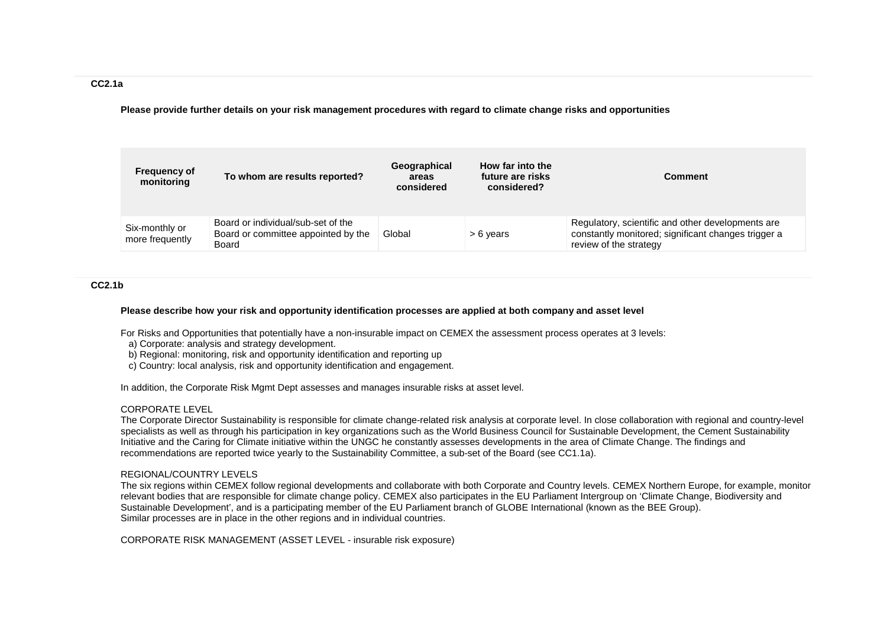### CC2.1a

**Please provide further details on your risk management procedures with regard to climate change risks and opportunities**

| Frequency of monitoring | To whom are results reported? | Geographical areas considered | How far into the future are risks considered? | Comment |
|---|---|---|---|---|
| Six-monthly or more frequently | Board or individual/sub-set of the Board or committee appointed by the Board | Global | > 6 years | Regulatory, scientific and other developments are constantly monitored; significant changes trigger a review of the strategy |

### CC2.1b

**Please describe how your risk and opportunity identification processes are applied at both company and asset level**

For Risks and Opportunities that potentially have a non-insurable impact on CEMEX the assessment process operates at 3 levels:

a) Corporate: analysis and strategy development.
b) Regional: monitoring, risk and opportunity identification and reporting up
c) Country: local analysis, risk and opportunity identification and engagement.

In addition, the Corporate Risk Mgmt Dept assesses and manages insurable risks at asset level.

CORPORATE LEVEL
The Corporate Director Sustainability is responsible for climate change-related risk analysis at corporate level. In close collaboration with regional and country-level specialists as well as through his participation in key organizations such as the World Business Council for Sustainable Development, the Cement Sustainability Initiative and the Caring for Climate initiative within the UNGC he constantly assesses developments in the area of Climate Change. The findings and recommendations are reported twice yearly to the Sustainability Committee, a sub-set of the Board (see CC1.1a).

REGIONAL/COUNTRY LEVELS
The six regions within CEMEX follow regional developments and collaborate with both Corporate and Country levels. CEMEX Northern Europe, for example, monitor relevant bodies that are responsible for climate change policy. CEMEX also participates in the EU Parliament Intergroup on 'Climate Change, Biodiversity and Sustainable Development', and is a participating member of the EU Parliament branch of GLOBE International (known as the BEE Group).
Similar processes are in place in the other regions and in individual countries.

CORPORATE RISK MANAGEMENT (ASSET LEVEL - insurable risk exposure)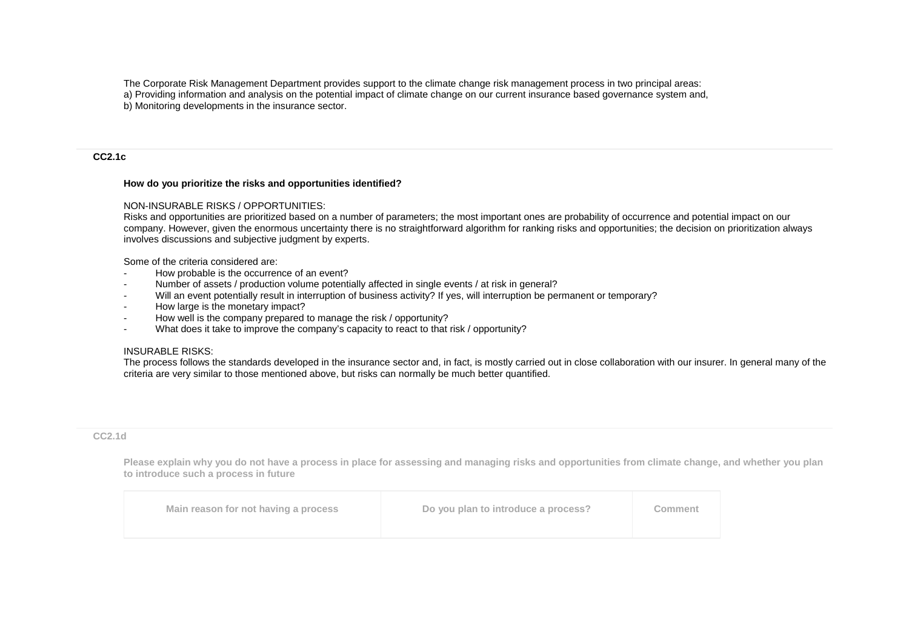The Corporate Risk Management Department provides support to the climate change risk management process in two principal areas:
a) Providing information and analysis on the potential impact of climate change on our current insurance based governance system and,
b) Monitoring developments in the insurance sector.

**CC2.1c**

**How do you prioritize the risks and opportunities identified?**

NON-INSURABLE RISKS / OPPORTUNITIES:
Risks and opportunities are prioritized based on a number of parameters; the most important ones are probability of occurrence and potential impact on our company. However, given the enormous uncertainty there is no straightforward algorithm for ranking risks and opportunities; the decision on prioritization always involves discussions and subjective judgment by experts.

Some of the criteria considered are:

- How probable is the occurrence of an event?
- Number of assets / production volume potentially affected in single events / at risk in general?
- Will an event potentially result in interruption of business activity? If yes, will interruption be permanent or temporary?
- How large is the monetary impact?
- How well is the company prepared to manage the risk / opportunity?
- What does it take to improve the company's capacity to react to that risk / opportunity?

INSURABLE RISKS:
The process follows the standards developed in the insurance sector and, in fact, is mostly carried out in close collaboration with our insurer. In general many of the criteria are very similar to those mentioned above, but risks can normally be much better quantified.

**CC2.1d**

**Please explain why you do not have a process in place for assessing and managing risks and opportunities from climate change, and whether you plan to introduce such a process in future**

| Main reason for not having a process | Do you plan to introduce a process? | Comment |
|---|---|---|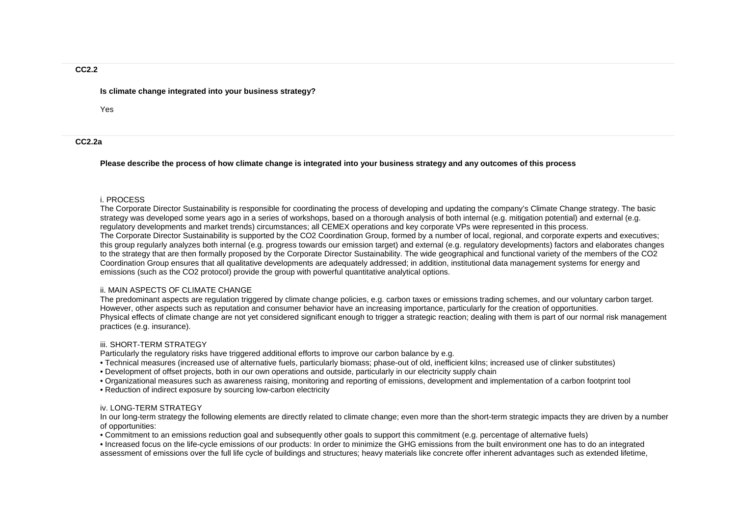### CC2.2

**Is climate change integrated into your business strategy?**

Yes

### CC2.2a

**Please describe the process of how climate change is integrated into your business strategy and any outcomes of this process**

i. PROCESS
The Corporate Director Sustainability is responsible for coordinating the process of developing and updating the company's Climate Change strategy. The basic strategy was developed some years ago in a series of workshops, based on a thorough analysis of both internal (e.g. mitigation potential) and external (e.g. regulatory developments and market trends) circumstances; all CEMEX operations and key corporate VPs were represented in this process.
The Corporate Director Sustainability is supported by the CO2 Coordination Group, formed by a number of local, regional, and corporate experts and executives; this group regularly analyzes both internal (e.g. progress towards our emission target) and external (e.g. regulatory developments) factors and elaborates changes to the strategy that are then formally proposed by the Corporate Director Sustainability. The wide geographical and functional variety of the members of the CO2 Coordination Group ensures that all qualitative developments are adequately addressed; in addition, institutional data management systems for energy and emissions (such as the CO2 protocol) provide the group with powerful quantitative analytical options.

ii. MAIN ASPECTS OF CLIMATE CHANGE
The predominant aspects are regulation triggered by climate change policies, e.g. carbon taxes or emissions trading schemes, and our voluntary carbon target. However, other aspects such as reputation and consumer behavior have an increasing importance, particularly for the creation of opportunities.
Physical effects of climate change are not yet considered significant enough to trigger a strategic reaction; dealing with them is part of our normal risk management practices (e.g. insurance).

iii. SHORT-TERM STRATEGY
Particularly the regulatory risks have triggered additional efforts to improve our carbon balance by e.g.

- Technical measures (increased use of alternative fuels, particularly biomass; phase-out of old, inefficient kilns; increased use of clinker substitutes)
- Development of offset projects, both in our own operations and outside, particularly in our electricity supply chain
- Organizational measures such as awareness raising, monitoring and reporting of emissions, development and implementation of a carbon footprint tool
- Reduction of indirect exposure by sourcing low-carbon electricity

iv. LONG-TERM STRATEGY
In our long-term strategy the following elements are directly related to climate change; even more than the short-term strategic impacts they are driven by a number of opportunities:

- Commitment to an emissions reduction goal and subsequently other goals to support this commitment (e.g. percentage of alternative fuels)
- Increased focus on the life-cycle emissions of our products: In order to minimize the GHG emissions from the built environment one has to do an integrated assessment of emissions over the full life cycle of buildings and structures; heavy materials like concrete offer inherent advantages such as extended lifetime,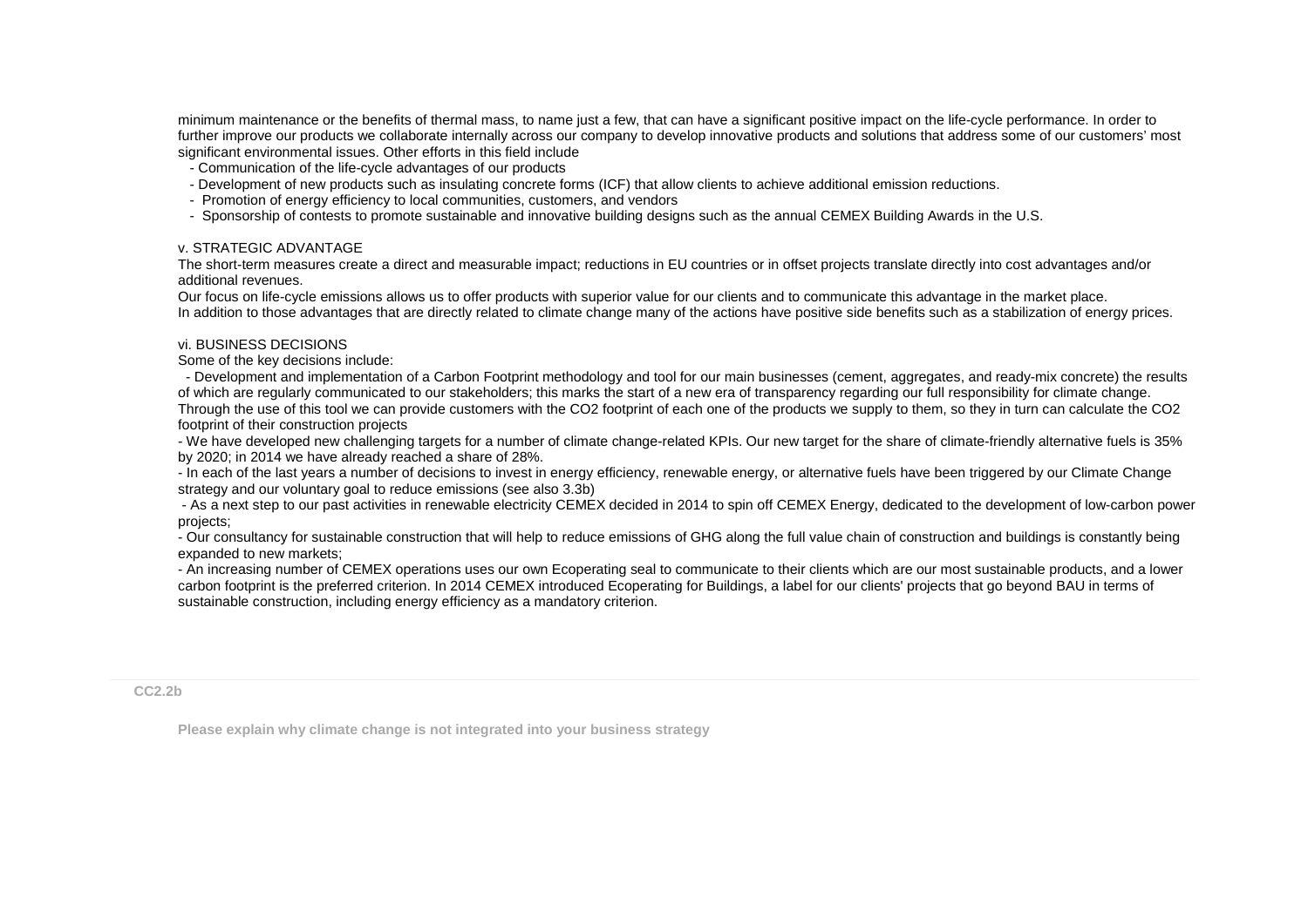minimum maintenance or the benefits of thermal mass, to name just a few, that can have a significant positive impact on the life-cycle performance. In order to further improve our products we collaborate internally across our company to develop innovative products and solutions that address some of our customers' most significant environmental issues. Other efforts in this field include

- Communication of the life-cycle advantages of our products
- Development of new products such as insulating concrete forms (ICF) that allow clients to achieve additional emission reductions.
- Promotion of energy efficiency to local communities, customers, and vendors
- Sponsorship of contests to promote sustainable and innovative building designs such as the annual CEMEX Building Awards in the U.S.

v. STRATEGIC ADVANTAGE

The short-term measures create a direct and measurable impact; reductions in EU countries or in offset projects translate directly into cost advantages and/or additional revenues.
Our focus on life-cycle emissions allows us to offer products with superior value for our clients and to communicate this advantage in the market place.
In addition to those advantages that are directly related to climate change many of the actions have positive side benefits such as a stabilization of energy prices.

vi. BUSINESS DECISIONS

Some of the key decisions include:

- Development and implementation of a Carbon Footprint methodology and tool for our main businesses (cement, aggregates, and ready-mix concrete) the results of which are regularly communicated to our stakeholders; this marks the start of a new era of transparency regarding our full responsibility for climate change. Through the use of this tool we can provide customers with the $CO_2$ footprint of each one of the products we supply to them, so they in turn can calculate the $CO_2$ footprint of their construction projects
- We have developed new challenging targets for a number of climate change-related KPIs. Our new target for the share of climate-friendly alternative fuels is 35% by 2020; in 2014 we have already reached a share of 28%.
- In each of the last years a number of decisions to invest in energy efficiency, renewable energy, or alternative fuels have been triggered by our Climate Change strategy and our voluntary goal to reduce emissions (see also 3.3b)
- As a next step to our past activities in renewable electricity CEMEX decided in 2014 to spin off CEMEX Energy, dedicated to the development of low-carbon power projects;
- Our consultancy for sustainable construction that will help to reduce emissions of GHG along the full value chain of construction and buildings is constantly being expanded to new markets;
- An increasing number of CEMEX operations uses our own Ecoperating seal to communicate to their clients which are our most sustainable products, and a lower carbon footprint is the preferred criterion. In 2014 CEMEX introduced Ecoperating for Buildings, a label for our clients' projects that go beyond BAU in terms of sustainable construction, including energy efficiency as a mandatory criterion.

**CC2.2b**

**Please explain why climate change is not integrated into your business strategy**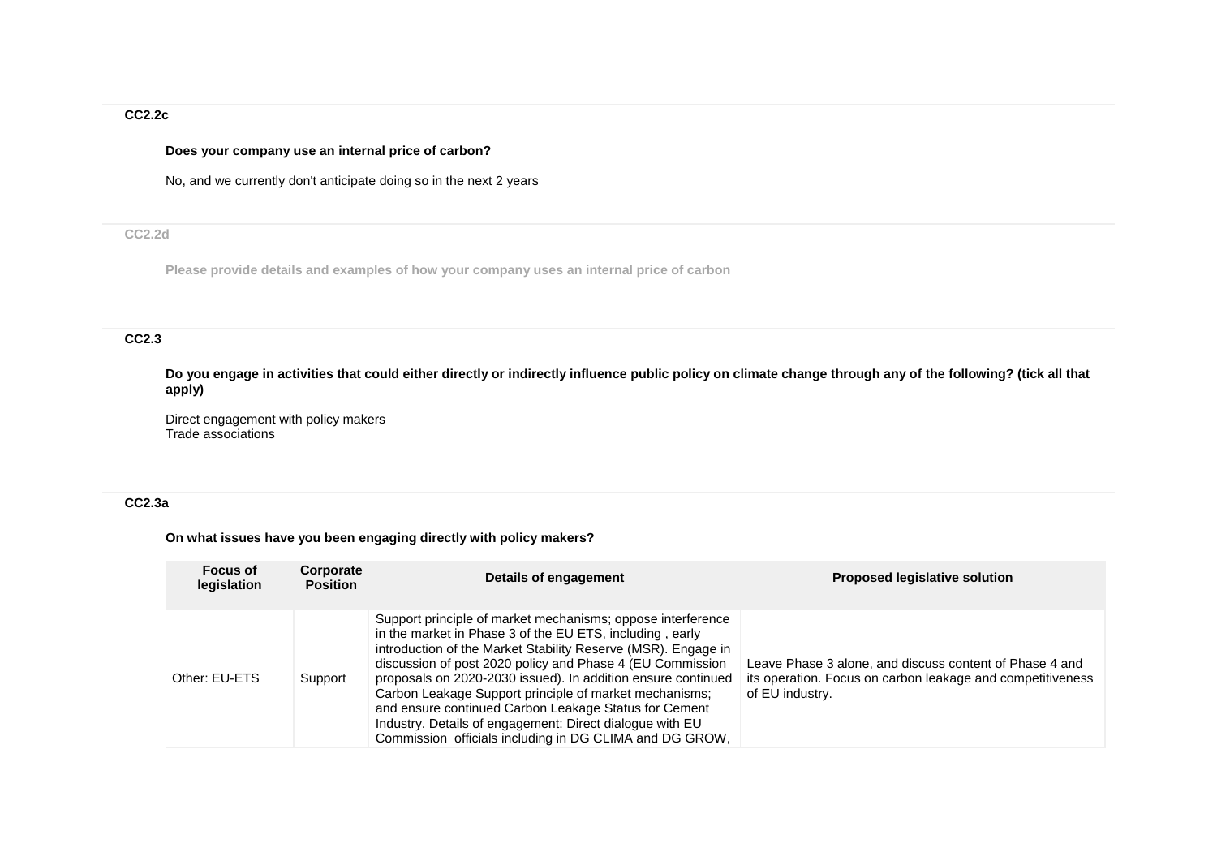### CC2.2c

**Does your company use an internal price of carbon?**

No, and we currently don't anticipate doing so in the next 2 years

### CC2.2d

**Please provide details and examples of how your company uses an internal price of carbon**

### CC2.3

**Do you engage in activities that could either directly or indirectly influence public policy on climate change through any of the following? (tick all that apply)**

Direct engagement with policy makers
Trade associations

### CC2.3a

**On what issues have you been engaging directly with policy makers?**

| Focus of legislation | Corporate Position | Details of engagement | Proposed legislative solution |
|---|---|---|---|
| Other: EU-ETS | Support | Support principle of market mechanisms; oppose interference in the market in Phase 3 of the EU ETS, including , early introduction of the Market Stability Reserve (MSR). Engage in discussion of post 2020 policy and Phase 4 (EU Commission proposals on 2020-2030 issued). In addition ensure continued Carbon Leakage Support principle of market mechanisms; and ensure continued Carbon Leakage Status for Cement Industry. Details of engagement: Direct dialogue with EU Commission officials including in DG CLIMA and DG GROW, | Leave Phase 3 alone, and discuss content of Phase 4 and its operation. Focus on carbon leakage and competitiveness of EU industry. |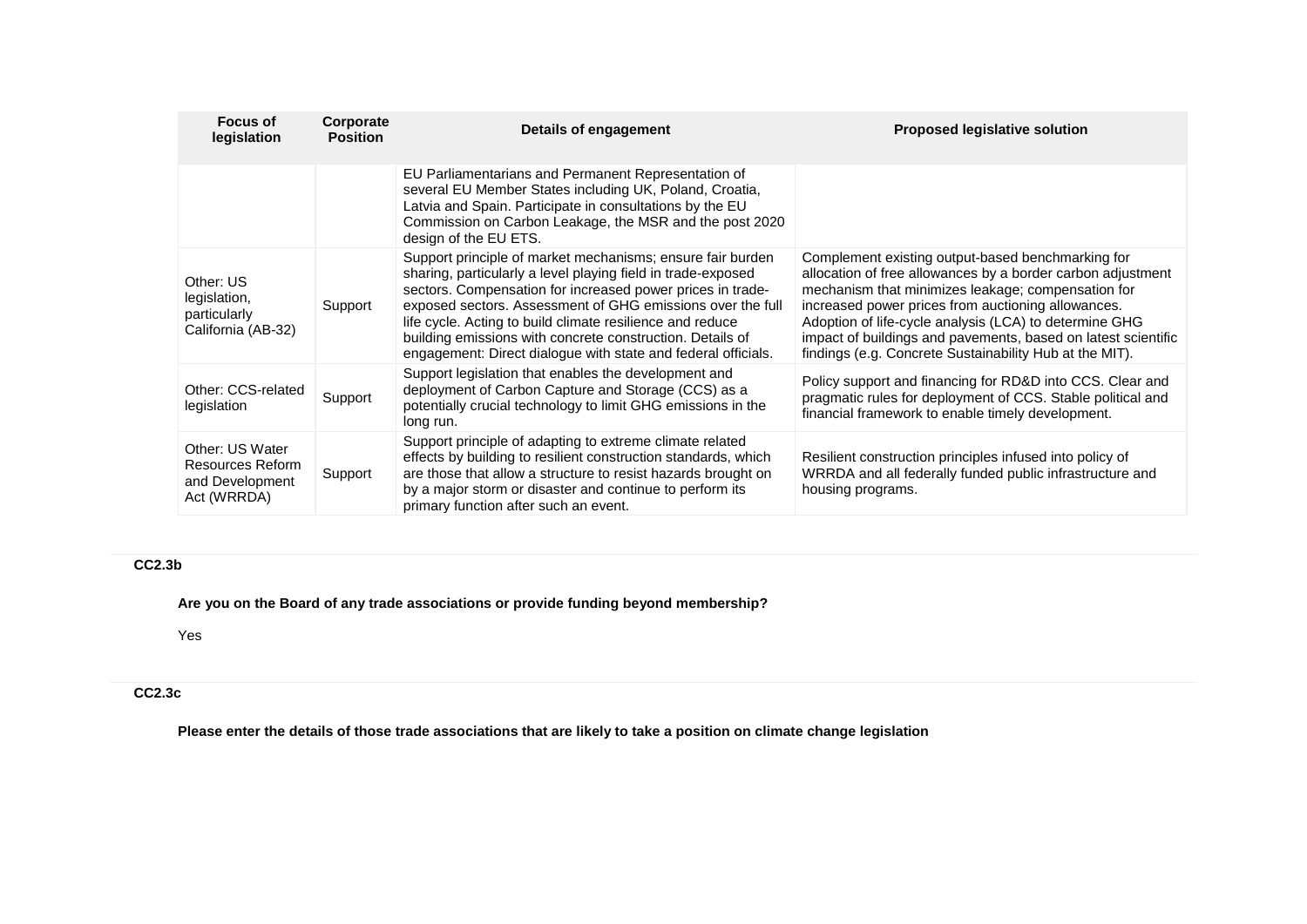| Focus of legislation | Corporate Position | Details of engagement | Proposed legislative solution |
|---|---|---|---|
| | | EU Parliamentarians and Permanent Representation of several EU Member States including UK, Poland, Croatia, Latvia and Spain. Participate in consultations by the EU Commission on Carbon Leakage, the MSR and the post 2020 design of the EU ETS. | |
| Other: US legislation, particularly California (AB-32) | Support | Support principle of market mechanisms; ensure fair burden sharing, particularly a level playing field in trade-exposed sectors. Compensation for increased power prices in trade-exposed sectors. Assessment of GHG emissions over the full life cycle. Acting to build climate resilience and reduce building emissions with concrete construction. Details of engagement: Direct dialogue with state and federal officials. | Complement existing output-based benchmarking for allocation of free allowances by a border carbon adjustment mechanism that minimizes leakage; compensation for increased power prices from auctioning allowances. Adoption of life-cycle analysis (LCA) to determine GHG impact of buildings and pavements, based on latest scientific findings (e.g. Concrete Sustainability Hub at the MIT). |
| Other: CCS-related legislation | Support | Support legislation that enables the development and deployment of Carbon Capture and Storage (CCS) as a potentially crucial technology to limit GHG emissions in the long run. | Policy support and financing for RD&D into CCS. Clear and pragmatic rules for deployment of CCS. Stable political and financial framework to enable timely development. |
| Other: US Water Resources Reform and Development Act (WRRDA) | Support | Support principle of adapting to extreme climate related effects by building to resilient construction standards, which are those that allow a structure to resist hazards brought on by a major storm or disaster and continue to perform its primary function after such an event. | Resilient construction principles infused into policy of WRRDA and all federally funded public infrastructure and housing programs. |

**CC2.3b**

**Are you on the Board of any trade associations or provide funding beyond membership?**

Yes

**CC2.3c**

**Please enter the details of those trade associations that are likely to take a position on climate change legislation**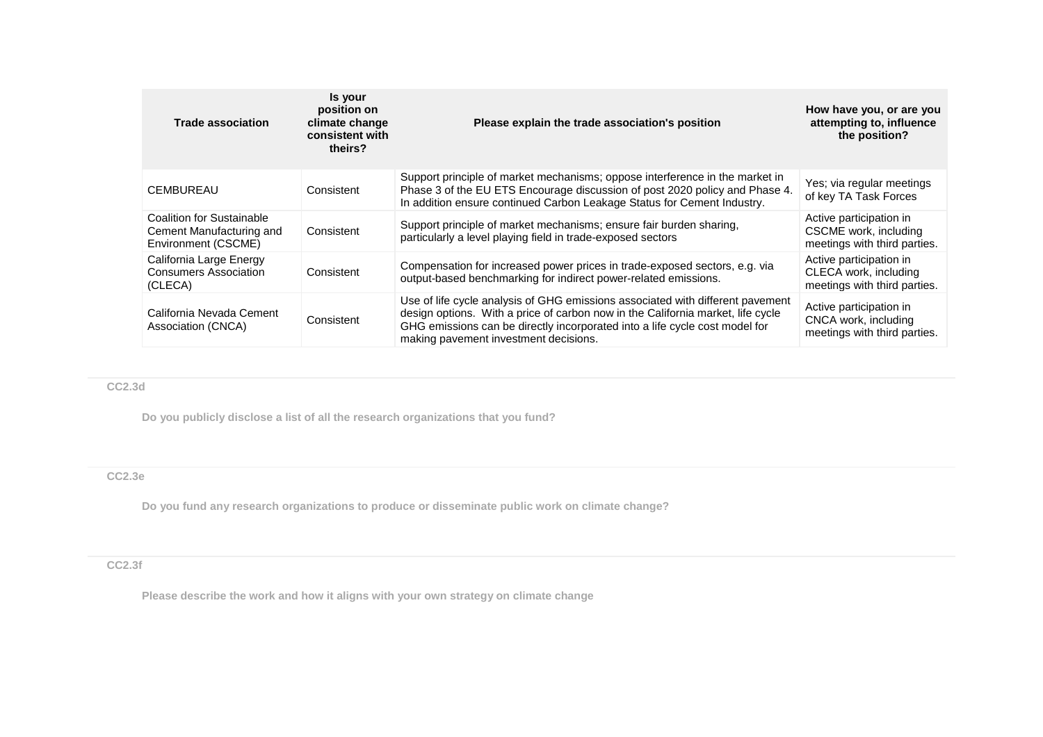| Trade association | Is your position on climate change consistent with theirs? | Please explain the trade association's position | How have you, or are you attempting to, influence the position? |
|---|---|---|---|
| CEMBUREAU | Consistent | Support principle of market mechanisms; oppose interference in the market in Phase 3 of the EU ETS Encourage discussion of post 2020 policy and Phase 4. In addition ensure continued Carbon Leakage Status for Cement Industry. | Yes; via regular meetings of key TA Task Forces |
| Coalition for Sustainable Cement Manufacturing and Environment (CSCME) | Consistent | Support principle of market mechanisms; ensure fair burden sharing, particularly a level playing field in trade-exposed sectors | Active participation in CSCME work, including meetings with third parties. |
| California Large Energy Consumers Association (CLECA) | Consistent | Compensation for increased power prices in trade-exposed sectors, e.g. via output-based benchmarking for indirect power-related emissions. | Active participation in CLECA work, including meetings with third parties. |
| California Nevada Cement Association (CNCA) | Consistent | Use of life cycle analysis of GHG emissions associated with different pavement design options. With a price of carbon now in the California market, life cycle GHG emissions can be directly incorporated into a life cycle cost model for making pavement investment decisions. | Active participation in CNCA work, including meetings with third parties. |

**CC2.3d**

**Do you publicly disclose a list of all the research organizations that you fund?**

**CC2.3e**

**Do you fund any research organizations to produce or disseminate public work on climate change?**

**CC2.3f**

**Please describe the work and how it aligns with your own strategy on climate change**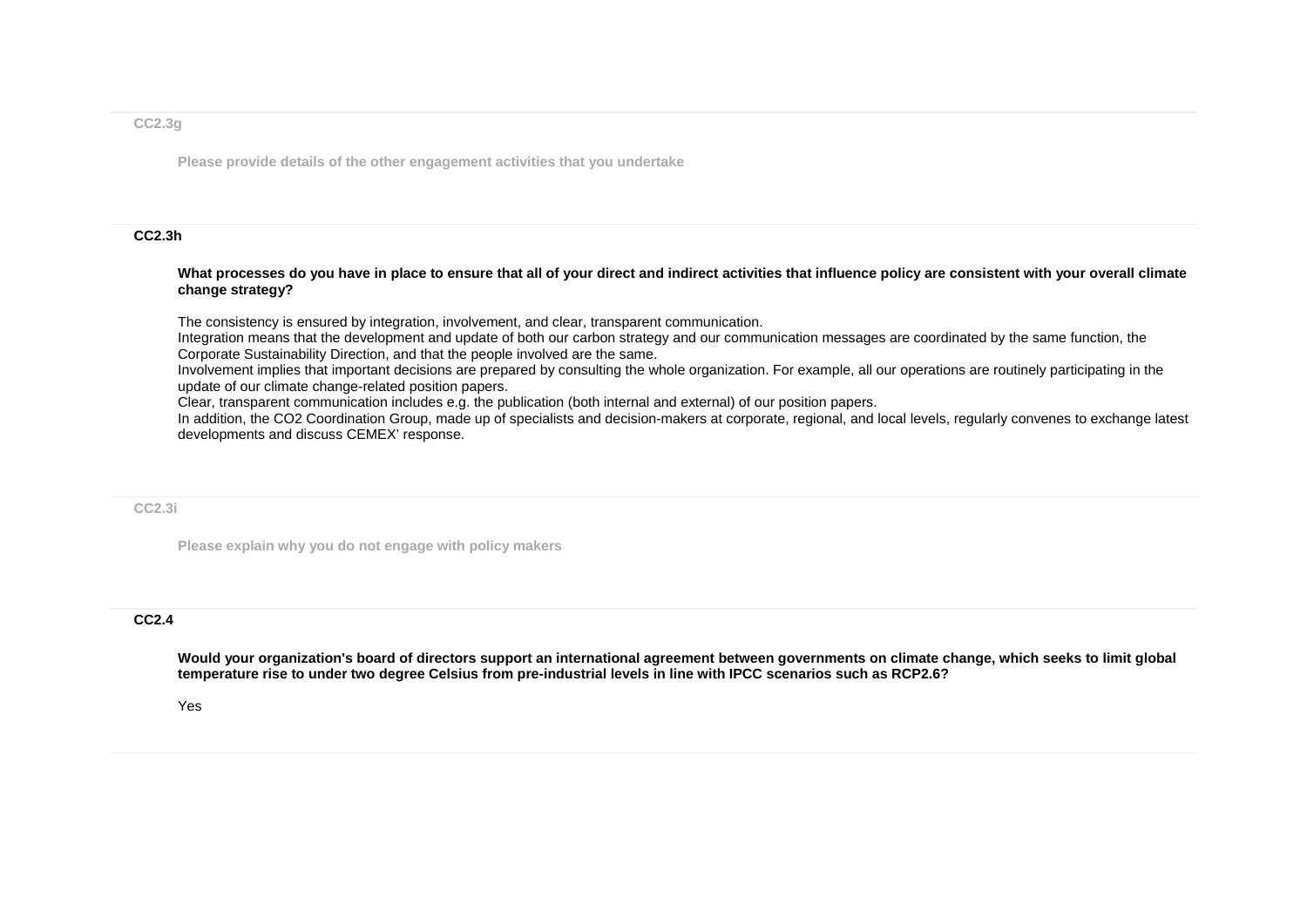**CC2.3g**

**Please provide details of the other engagement activities that you undertake**

**CC2.3h**

**What processes do you have in place to ensure that all of your direct and indirect activities that influence policy are consistent with your overall climate change strategy?**

The consistency is ensured by integration, involvement, and clear, transparent communication.
Integration means that the development and update of both our carbon strategy and our communication messages are coordinated by the same function, the Corporate Sustainability Direction, and that the people involved are the same.
Involvement implies that important decisions are prepared by consulting the whole organization. For example, all our operations are routinely participating in the update of our climate change-related position papers.
Clear, transparent communication includes e.g. the publication (both internal and external) of our position papers.
In addition, the CO2 Coordination Group, made up of specialists and decision-makers at corporate, regional, and local levels, regularly convenes to exchange latest developments and discuss CEMEX' response.

**CC2.3i**

**Please explain why you do not engage with policy makers**

**CC2.4**

**Would your organization's board of directors support an international agreement between governments on climate change, which seeks to limit global temperature rise to under two degree Celsius from pre-industrial levels in line with IPCC scenarios such as RCP2.6?**

Yes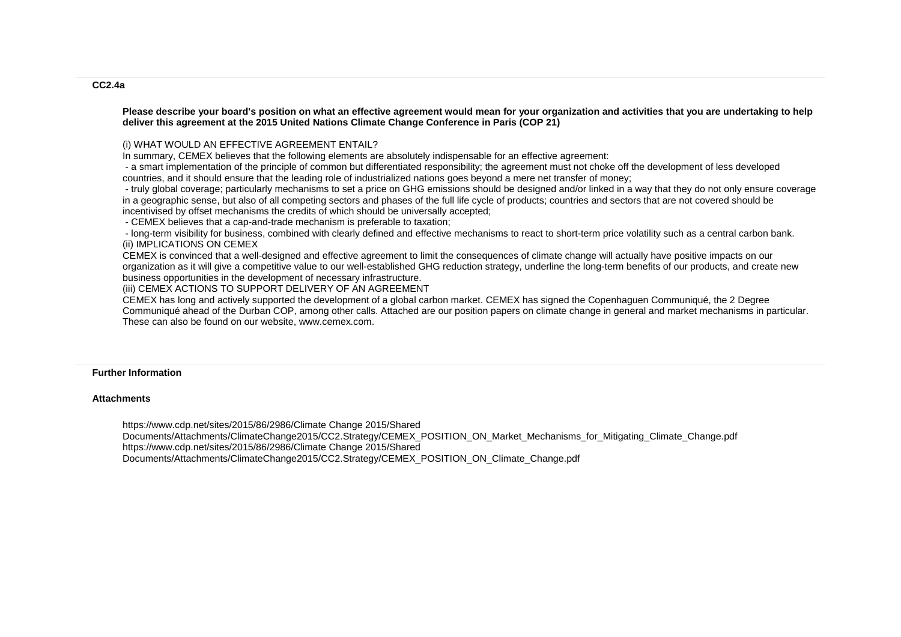### CC2.4a

**Please describe your board's position on what an effective agreement would mean for your organization and activities that you are undertaking to help deliver this agreement at the 2015 United Nations Climate Change Conference in Paris (COP 21)**

(i) WHAT WOULD AN EFFECTIVE AGREEMENT ENTAIL?
In summary, CEMEX believes that the following elements are absolutely indispensable for an effective agreement:
- a smart implementation of the principle of common but differentiated responsibility; the agreement must not choke off the development of less developed countries, and it should ensure that the leading role of industrialized nations goes beyond a mere net transfer of money;
- truly global coverage; particularly mechanisms to set a price on GHG emissions should be designed and/or linked in a way that they do not only ensure coverage in a geographic sense, but also of all competing sectors and phases of the full life cycle of products; countries and sectors that are not covered should be incentivised by offset mechanisms the credits of which should be universally accepted;
- CEMEX believes that a cap-and-trade mechanism is preferable to taxation;
- long-term visibility for business, combined with clearly defined and effective mechanisms to react to short-term price volatility such as a central carbon bank.

(ii) IMPLICATIONS ON CEMEX
CEMEX is convinced that a well-designed and effective agreement to limit the consequences of climate change will actually have positive impacts on our organization as it will give a competitive value to our well-established GHG reduction strategy, underline the long-term benefits of our products, and create new business opportunities in the development of necessary infrastructure.

(iii) CEMEX ACTIONS TO SUPPORT DELIVERY OF AN AGREEMENT
CEMEX has long and actively supported the development of a global carbon market. CEMEX has signed the Copenhaguen Communiqué, the 2 Degree Communiqué ahead of the Durban COP, among other calls. Attached are our position papers on climate change in general and market mechanisms in particular. These can also be found on our website, www.cemex.com.

### Further Information

### Attachments

https://www.cdp.net/sites/2015/86/2986/Climate Change 2015/Shared Documents/Attachments/ClimateChange2015/CC2.Strategy/CEMEX_POSITION_ON_Market_Mechanisms_for_Mitigating_Climate_Change.pdf
https://www.cdp.net/sites/2015/86/2986/Climate Change 2015/Shared Documents/Attachments/ClimateChange2015/CC2.Strategy/CEMEX_POSITION_ON_Climate_Change.pdf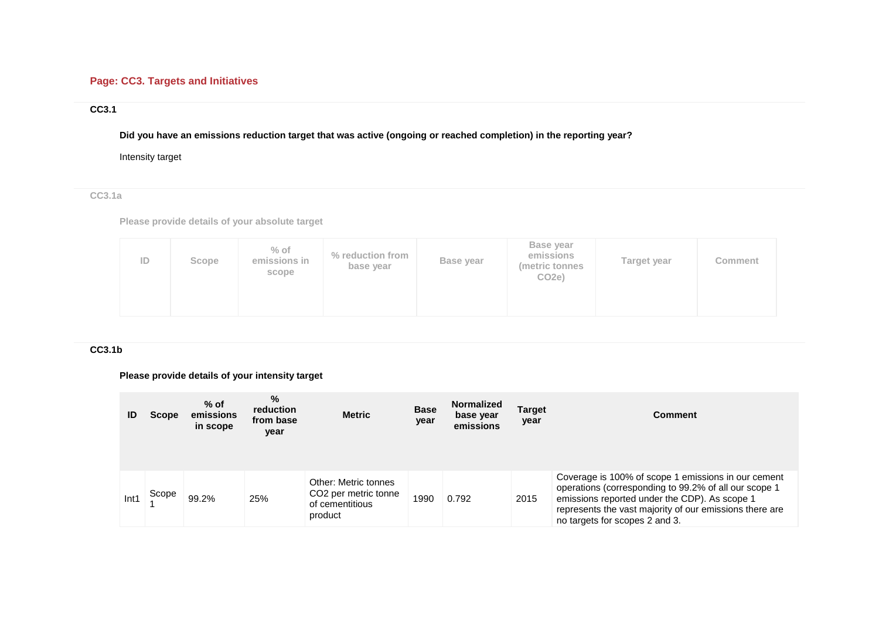## Page: CC3. Targets and Initiatives

### CC3.1

**Did you have an emissions reduction target that was active (ongoing or reached completion) in the reporting year?**

Intensity target

### CC3.1a

**Please provide details of your absolute target**

| ID | Scope | % of emissions in scope | % reduction from base year | Base year | Base year emissions (metric tonnes CO2e) | Target year | Comment |
|---|---|---|---|---|---|---|---|

### CC3.1b

**Please provide details of your intensity target**

| ID | Scope | % of emissions in scope | % reduction from base year | Metric | Base year | Normalized base year emissions | Target year | Comment |
|---|---|---|---|---|---|---|---|---|
| Int1 | Scope 1 | 99.2% | 25% | Other: Metric tonnes CO2 per metric tonne of cementitious product | 1990 | 0.792 | 2015 | Coverage is 100% of scope 1 emissions in our cement operations (corresponding to 99.2% of all our scope 1 emissions reported under the CDP). As scope 1 represents the vast majority of our emissions there are no targets for scopes 2 and 3. |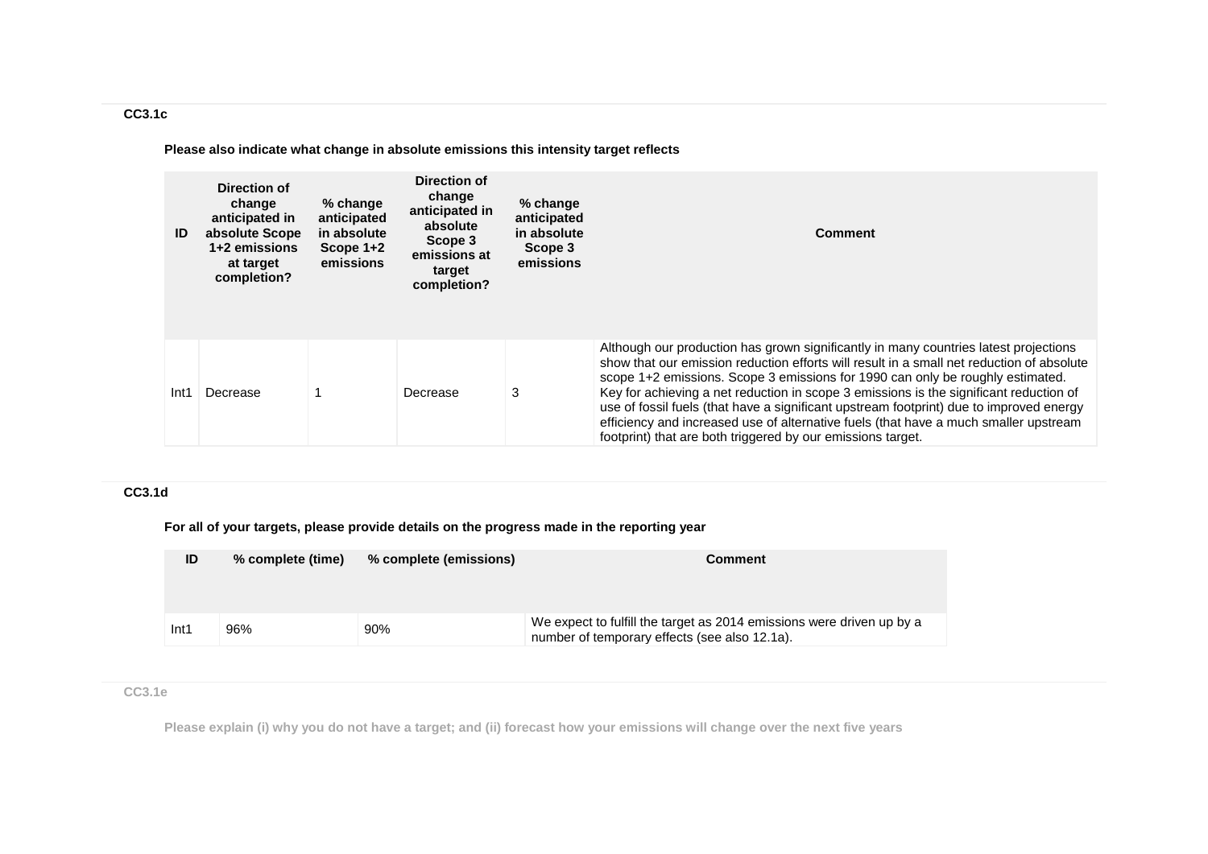### CC3.1c

**Please also indicate what change in absolute emissions this intensity target reflects**

| ID | Direction of change anticipated in absolute Scope 1+2 emissions at target completion? | % change anticipated in absolute Scope 1+2 emissions | Direction of change anticipated in absolute Scope 3 emissions at target completion? | % change anticipated in absolute Scope 3 emissions | Comment |
|---|---|---|---|---|---|
| Int1 | Decrease | 1 | Decrease | 3 | Although our production has grown significantly in many countries latest projections show that our emission reduction efforts will result in a small net reduction of absolute scope 1+2 emissions. Scope 3 emissions for 1990 can only be roughly estimated. Key for achieving a net reduction in scope 3 emissions is the significant reduction of use of fossil fuels (that have a significant upstream footprint) due to improved energy efficiency and increased use of alternative fuels (that have a much smaller upstream footprint) that are both triggered by our emissions target. |

### CC3.1d

**For all of your targets, please provide details on the progress made in the reporting year**

| ID | % complete (time) | % complete (emissions) | Comment |
|---|---|---|---|
| Int1 | 96% | 90% | We expect to fulfill the target as 2014 emissions were driven up by a number of temporary effects (see also 12.1a). |

### CC3.1e

**Please explain (i) why you do not have a target; and (ii) forecast how your emissions will change over the next five years**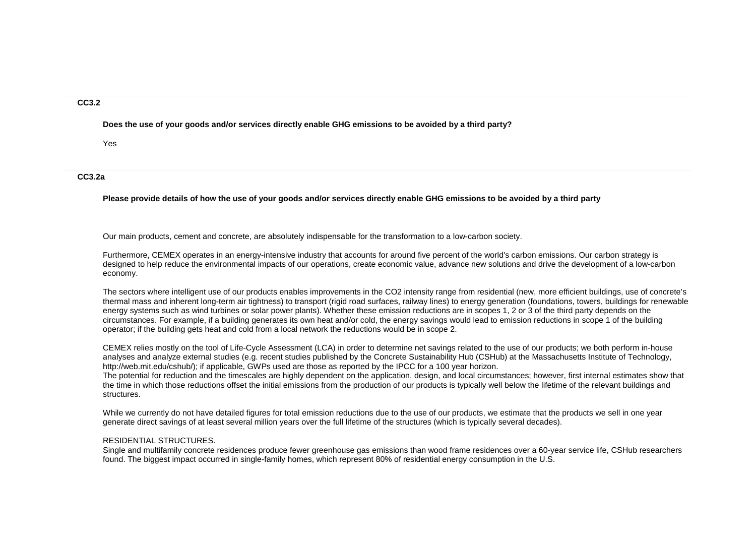### CC3.2

**Does the use of your goods and/or services directly enable GHG emissions to be avoided by a third party?**

Yes

### CC3.2a

**Please provide details of how the use of your goods and/or services directly enable GHG emissions to be avoided by a third party**

Our main products, cement and concrete, are absolutely indispensable for the transformation to a low-carbon society.

Furthermore, CEMEX operates in an energy-intensive industry that accounts for around five percent of the world's carbon emissions. Our carbon strategy is designed to help reduce the environmental impacts of our operations, create economic value, advance new solutions and drive the development of a low-carbon economy.

The sectors where intelligent use of our products enables improvements in the CO2 intensity range from residential (new, more efficient buildings, use of concrete's thermal mass and inherent long-term air tightness) to transport (rigid road surfaces, railway lines) to energy generation (foundations, towers, buildings for renewable energy systems such as wind turbines or solar power plants). Whether these emission reductions are in scopes 1, 2 or 3 of the third party depends on the circumstances. For example, if a building generates its own heat and/or cold, the energy savings would lead to emission reductions in scope 1 of the building operator; if the building gets heat and cold from a local network the reductions would be in scope 2.

CEMEX relies mostly on the tool of Life-Cycle Assessment (LCA) in order to determine net savings related to the use of our products; we both perform in-house analyses and analyze external studies (e.g. recent studies published by the Concrete Sustainability Hub (CSHub) at the Massachusetts Institute of Technology, http://web.mit.edu/cshub/); if applicable, GWPs used are those as reported by the IPCC for a 100 year horizon.
The potential for reduction and the timescales are highly dependent on the application, design, and local circumstances; however, first internal estimates show that the time in which those reductions offset the initial emissions from the production of our products is typically well below the lifetime of the relevant buildings and structures.

While we currently do not have detailed figures for total emission reductions due to the use of our products, we estimate that the products we sell in one year generate direct savings of at least several million years over the full lifetime of the structures (which is typically several decades).

RESIDENTIAL STRUCTURES.
Single and multifamily concrete residences produce fewer greenhouse gas emissions than wood frame residences over a 60-year service life, CSHub researchers found. The biggest impact occurred in single-family homes, which represent 80% of residential energy consumption in the U.S.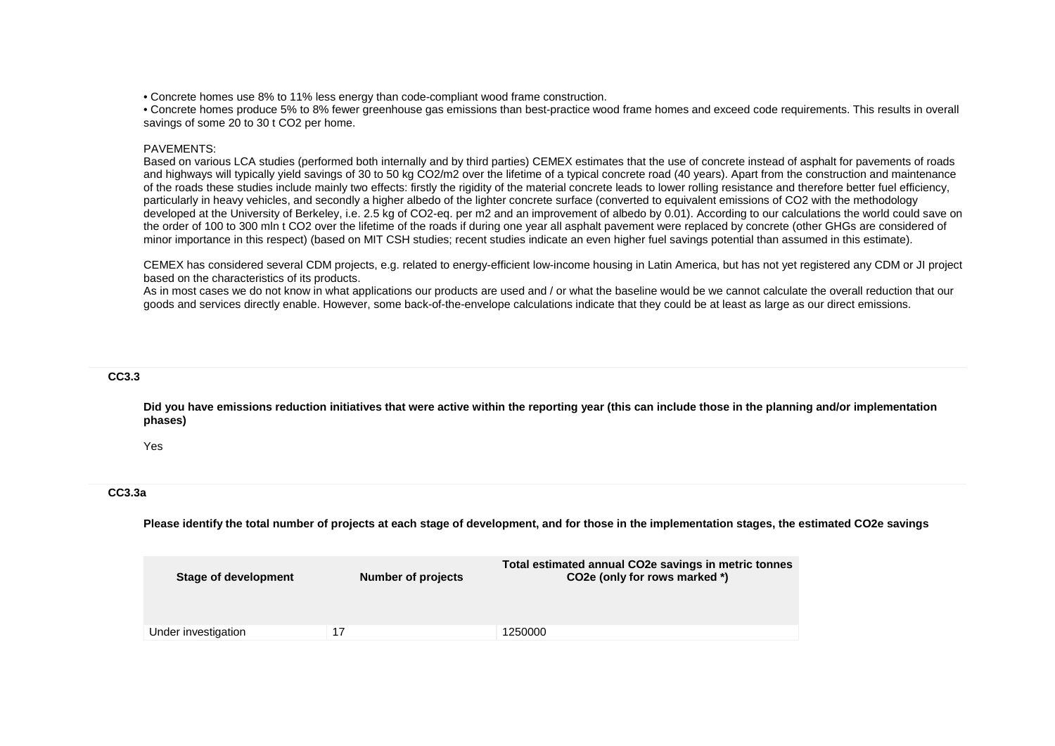• Concrete homes use 8% to 11% less energy than code-compliant wood frame construction.
• Concrete homes produce 5% to 8% fewer greenhouse gas emissions than best-practice wood frame homes and exceed code requirements. This results in overall savings of some 20 to 30 t $CO_2$ per home.

PAVEMENTS:
Based on various LCA studies (performed both internally and by third parties) CEMEX estimates that the use of concrete instead of asphalt for pavements of roads and highways will typically yield savings of 30 to 50 kg $CO_2$/m2 over the lifetime of a typical concrete road (40 years). Apart from the construction and maintenance of the roads these studies include mainly two effects: firstly the rigidity of the material concrete leads to lower rolling resistance and therefore better fuel efficiency, particularly in heavy vehicles, and secondly a higher albedo of the lighter concrete surface (converted to equivalent emissions of $CO_2$ with the methodology developed at the University of Berkeley, i.e. 2.5 kg of $CO_2$-eq. per m2 and an improvement of albedo by 0.01). According to our calculations the world could save on the order of 100 to 300 mln t $CO_2$ over the lifetime of the roads if during one year all asphalt pavement were replaced by concrete (other GHGs are considered of minor importance in this respect) (based on MIT CSH studies; recent studies indicate an even higher fuel savings potential than assumed in this estimate).

CEMEX has considered several CDM projects, e.g. related to energy-efficient low-income housing in Latin America, but has not yet registered any CDM or JI project based on the characteristics of its products.
As in most cases we do not know in what applications our products are used and / or what the baseline would be we cannot calculate the overall reduction that our goods and services directly enable. However, some back-of-the-envelope calculations indicate that they could be at least as large as our direct emissions.

**CC3.3**

**Did you have emissions reduction initiatives that were active within the reporting year (this can include those in the planning and/or implementation phases)**

Yes

**CC3.3a**

**Please identify the total number of projects at each stage of development, and for those in the implementation stages, the estimated CO2e savings**

| Stage of development | Number of projects | Total estimated annual CO2e savings in metric tonnes CO2e (only for rows marked *) |
|---|---|---|
| Under investigation | 17 | 1250000 |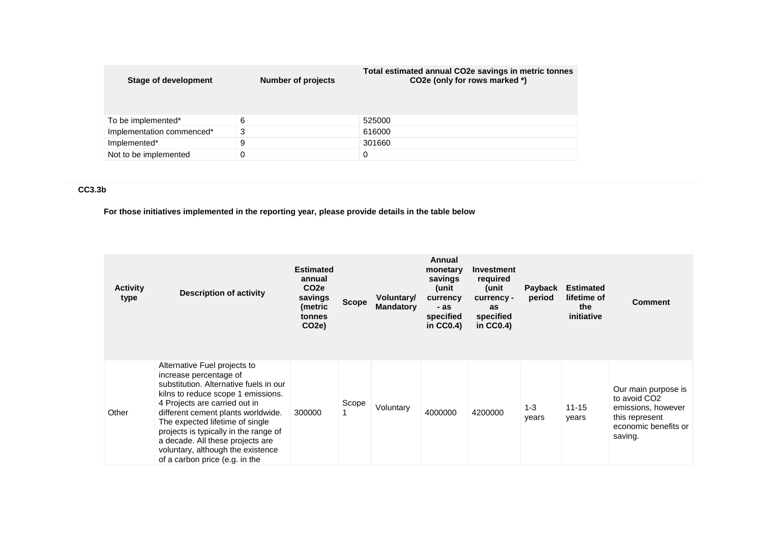| Stage of development | Number of projects | Total estimated annual CO2e savings in metric tonnes CO2e (only for rows marked *) |
|---|---|---|
| To be implemented* | 6 | 525000 |
| Implementation commenced* | 3 | 616000 |
| Implemented* | 9 | 301660 |
| Not to be implemented | 0 | 0 |

**CC3.3b**

**For those initiatives implemented in the reporting year, please provide details in the table below**

| Activity type | Description of activity | Estimated annual CO2e savings (metric tonnes CO2e) | Scope | Voluntary/ Mandatory | Annual monetary savings (unit currency - as specified in CC0.4) | Investment required (unit currency - as specified in CC0.4) | Payback period | Estimated lifetime of the initiative | Comment |
|---|---|---|---|---|---|---|---|---|---|
| Other | Alternative Fuel projects to increase percentage of substitution. Alternative fuels in our kilns to reduce scope 1 emissions. 4 Projects are carried out in different cement plants worldwide. The expected lifetime of single projects is typically in the range of a decade. All these projects are voluntary, although the existence of a carbon price (e.g. in the | 300000 | Scope 1 | Voluntary | 4000000 | 4200000 | 1-3 years | 11-15 years | Our main purpose is to avoid CO2 emissions, however this represent economic benefits or saving. |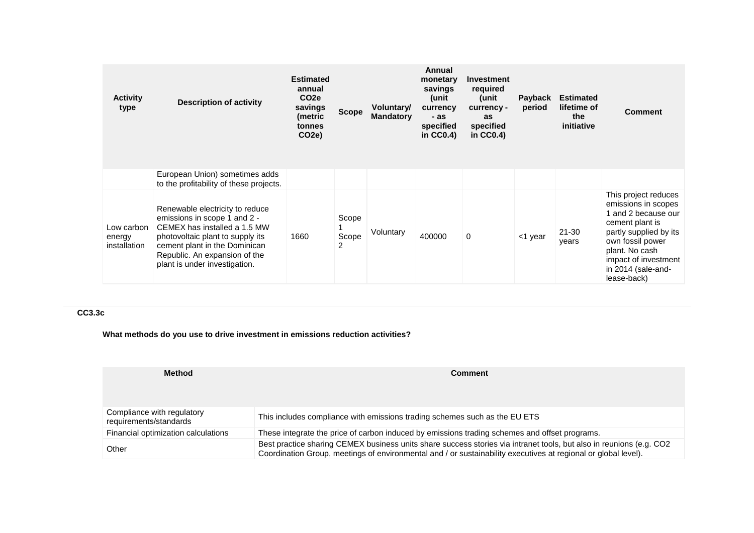| Activity type | Description of activity | Estimated annual $CO_2e$ savings (metric tonnes $CO_2e$) | Scope | Voluntary/ Mandatory | Annual monetary savings (unit currency - as specified in CC0.4) | Investment required (unit currency - as specified in CC0.4) | Payback period | Estimated lifetime of the initiative | Comment |
|---|---|---|---|---|---|---|---|---|---|
| | European Union) sometimes adds to the profitability of these projects. | | | | | | | | |
| Low carbon energy installation | Renewable electricity to reduce emissions in scope 1 and 2 - CEMEX has installed a 1.5 MW photovoltaic plant to supply its cement plant in the Dominican Republic. An expansion of the plant is under investigation. | 1660 | Scope 1 Scope 2 | Voluntary | 400000 | 0 | <1 year | 21-30 years | This project reduces emissions in scopes 1 and 2 because our cement plant is partly supplied by its own fossil power plant. No cash impact of investment in 2014 (sale-and-lease-back) |

**CC3.3c**

**What methods do you use to drive investment in emissions reduction activities?**

| Method | Comment |
|---|---|
| Compliance with regulatory requirements/standards | This includes compliance with emissions trading schemes such as the EU ETS |
| Financial optimization calculations | These integrate the price of carbon induced by emissions trading schemes and offset programs. |
| Other | Best practice sharing CEMEX business units share success stories via intranet tools, but also in reunions (e.g. CO2 Coordination Group, meetings of environmental and / or sustainability executives at regional or global level). |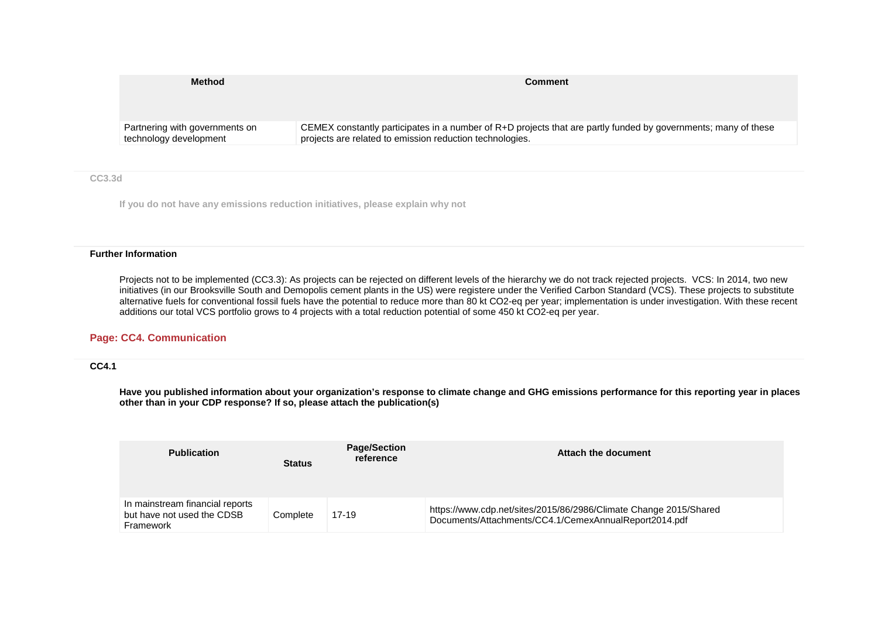| Method | Comment |
| --- | --- |
| Partnering with governments on technology development | CEMEX constantly participates in a number of R+D projects that are partly funded by governments; many of these projects are related to emission reduction technologies. |

### CC3.3d

**If you do not have any emissions reduction initiatives, please explain why not**

### Further Information

Projects not to be implemented (CC3.3): As projects can be rejected on different levels of the hierarchy we do not track rejected projects. VCS: In 2014, two new initiatives (in our Brooksville South and Demopolis cement plants in the US) were registere under the Verified Carbon Standard (VCS). These projects to substitute alternative fuels for conventional fossil fuels have the potential to reduce more than 80 kt CO2-eq per year; implementation is under investigation. With these recent additions our total VCS portfolio grows to 4 projects with a total reduction potential of some 450 kt CO2-eq per year.

## Page: CC4. Communication

### CC4.1

**Have you published information about your organization's response to climate change and GHG emissions performance for this reporting year in places other than in your CDP response? If so, please attach the publication(s)**

| Publication | Status | Page/Section reference | Attach the document |
| --- | --- | --- | --- |
| In mainstream financial reports but have not used the CDSB Framework | Complete | 17-19 | https://www.cdp.net/sites/2015/86/2986/Climate Change 2015/Shared Documents/Attachments/CC4.1/CemexAnnualReport2014.pdf |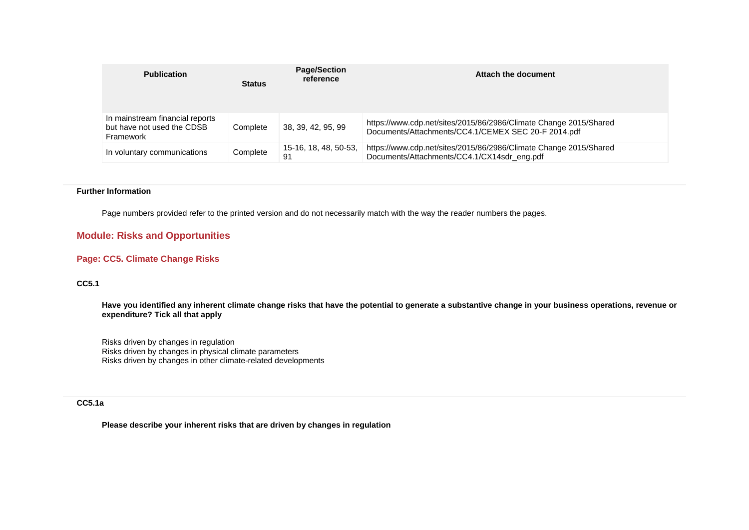| Publication | Status | Page/Section reference | Attach the document |
| --- | --- | --- | --- |
| In mainstream financial reports but have not used the CDSB Framework | Complete | 38, 39, 42, 95, 99 | https://www.cdp.net/sites/2015/86/2986/Climate Change 2015/Shared Documents/Attachments/CC4.1/CEMEX SEC 20-F 2014.pdf |
| In voluntary communications | Complete | 15-16, 18, 48, 50-53, 91 | https://www.cdp.net/sites/2015/86/2986/Climate Change 2015/Shared Documents/Attachments/CC4.1/CX14sdr_eng.pdf |

**Further Information**

Page numbers provided refer to the printed version and do not necessarily match with the way the reader numbers the pages.

## Module: Risks and Opportunities

### Page: CC5. Climate Change Risks

**CC5.1**

**Have you identified any inherent climate change risks that have the potential to generate a substantive change in your business operations, revenue or expenditure? Tick all that apply**

Risks driven by changes in regulation
Risks driven by changes in physical climate parameters
Risks driven by changes in other climate-related developments

**CC5.1a**

**Please describe your inherent risks that are driven by changes in regulation**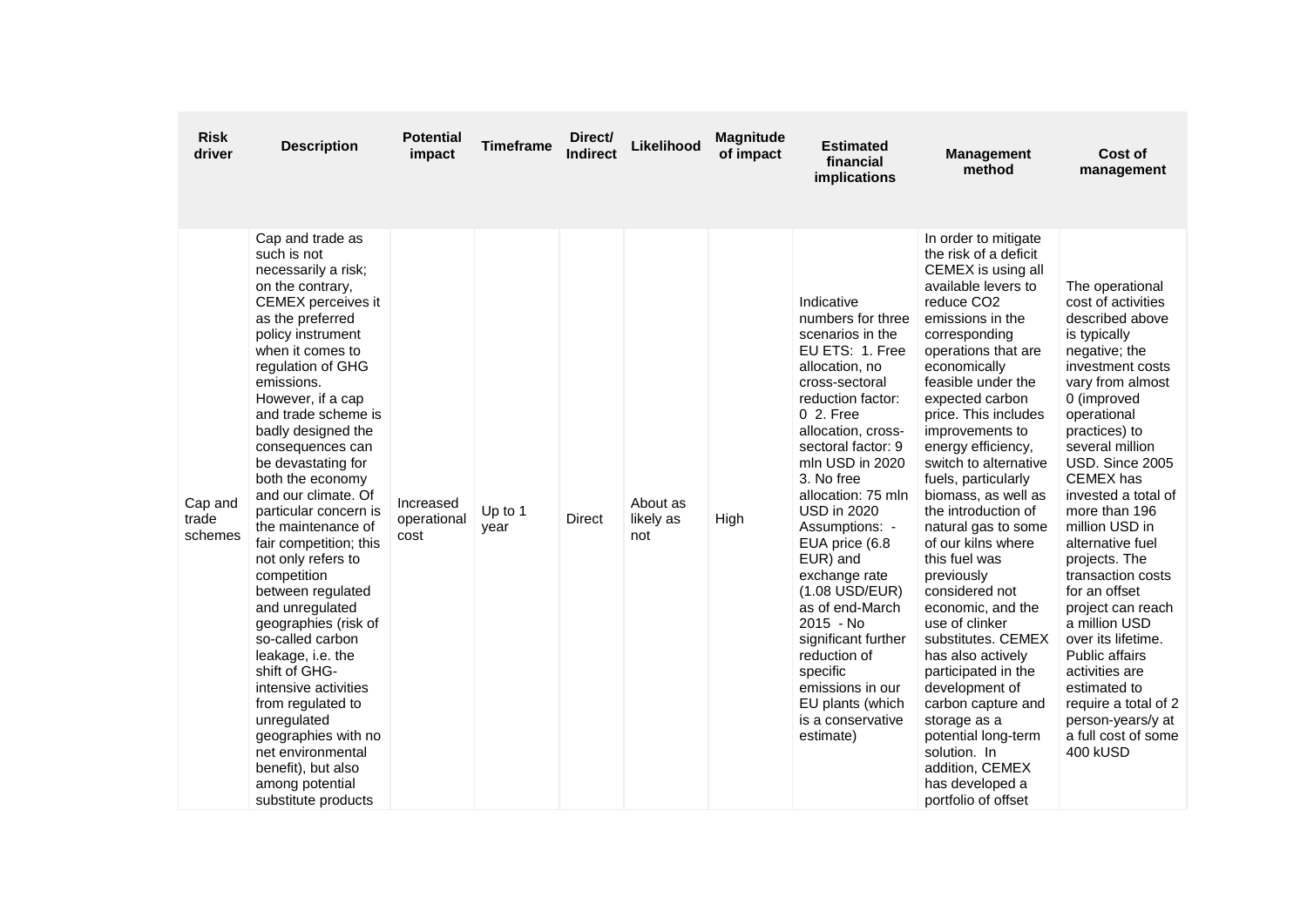| Risk driver | Description | Potential impact | Timeframe | Direct/ Indirect | Likelihood | Magnitude of impact | Estimated financial implications | Management method | Cost of management |
|---|---|---|---|---|---|---|---|---|---|
| Cap and trade schemes | Cap and trade as such is not necessarily a risk; on the contrary, CEMEX perceives it as the preferred policy instrument when it comes to regulation of GHG emissions. However, if a cap and trade scheme is badly designed the consequences can be devastating for both the economy and our climate. Of particular concern is the maintenance of fair competition; this not only refers to competition between regulated and unregulated geographies (risk of so-called carbon leakage, i.e. the shift of GHG-intensive activities from regulated to unregulated geographies with no net environmental benefit), but also among potential substitute products | Increased operational cost | Up to 1 year | Direct | About as likely as not | High | Indicative numbers for three scenarios in the EU ETS: 1. Free allocation, no cross-sectoral reduction factor: 0 2. Free allocation, cross-sectoral factor: 9 mln USD in 2020 3. No free allocation: 75 mln USD in 2020 Assumptions: - EUA price (6.8 EUR) and exchange rate (1.08 USD/EUR) as of end-March 2015 - No significant further reduction of specific emissions in our EU plants (which is a conservative estimate) | In order to mitigate the risk of a deficit CEMEX is using all available levers to reduce $CO_2$ emissions in the corresponding operations that are economically feasible under the expected carbon price. This includes improvements to energy efficiency, switch to alternative fuels, particularly biomass, as well as the introduction of natural gas to some of our kilns where this fuel was previously considered not economic, and the use of clinker substitutes. CEMEX has also actively participated in the development of carbon capture and storage as a potential long-term solution. In addition, CEMEX has developed a portfolio of offset | The operational cost of activities described above is typically negative; the investment costs vary from almost 0 (improved operational practices) to several million USD. Since 2005 CEMEX has invested a total of more than 196 million USD in alternative fuel projects. The transaction costs for an offset project can reach a million USD over its lifetime. Public affairs activities are estimated to require a total of 2 person-years/y at a full cost of some 400 kUSD |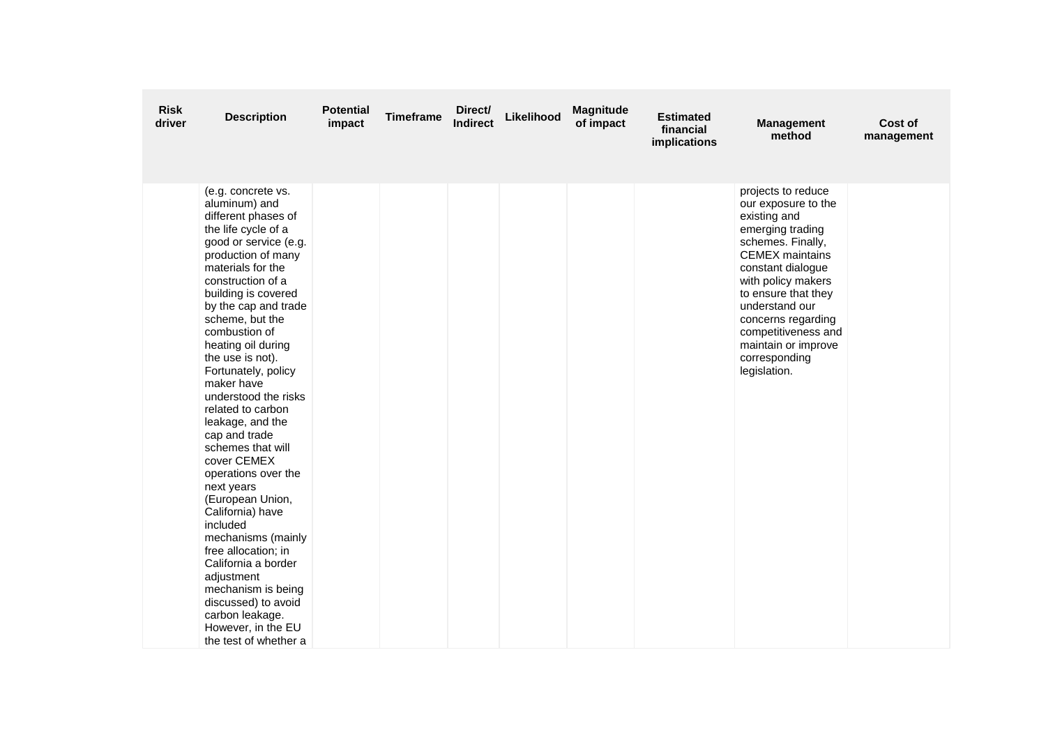| Risk driver | Description | Potential impact | Timeframe | Direct/ Indirect | Likelihood | Magnitude of impact | Estimated financial implications | Management method | Cost of management |
|---|---|---|---|---|---|---|---|---|---|
| | (e.g. concrete vs. aluminum) and different phases of the life cycle of a good or service (e.g. production of many materials for the construction of a building is covered by the cap and trade scheme, but the combustion of heating oil during the use is not). Fortunately, policy maker have understood the risks related to carbon leakage, and the cap and trade schemes that will cover CEMEX operations over the next years (European Union, California) have included mechanisms (mainly free allocation; in California a border adjustment mechanism is being discussed) to avoid carbon leakage. However, in the EU the test of whether a | | | | | | | projects to reduce our exposure to the existing and emerging trading schemes. Finally, CEMEX maintains constant dialogue with policy makers to ensure that they understand our concerns regarding competitiveness and maintain or improve corresponding legislation. | |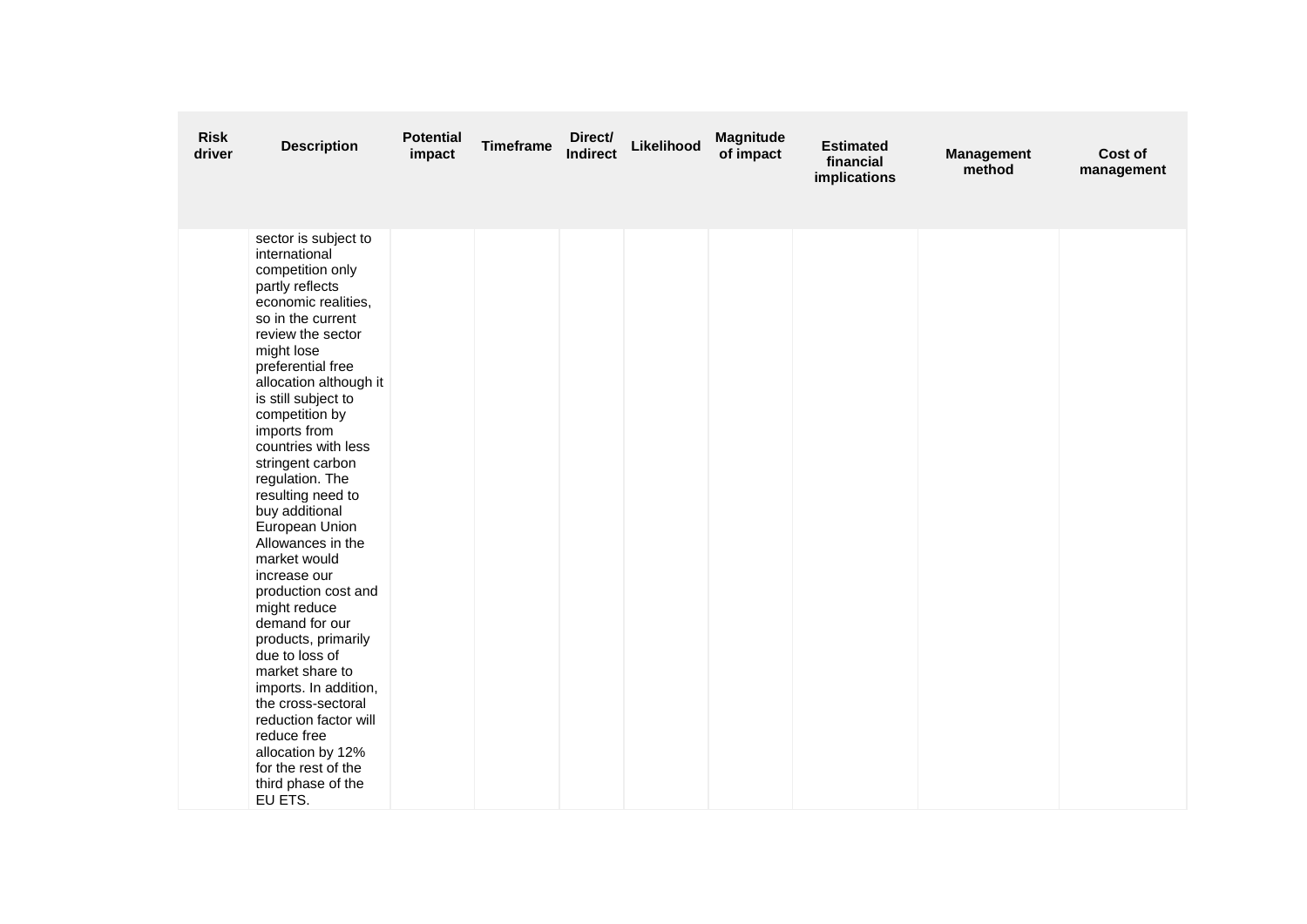| Risk driver | Description | Potential impact | Timeframe | Direct/ Indirect | Likelihood | Magnitude of impact | Estimated financial implications | Management method | Cost of management |
|---|---|---|---|---|---|---|---|---|---|
| | sector is subject to international competition only partly reflects economic realities, so in the current review the sector might lose preferential free allocation although it is still subject to competition by imports from countries with less stringent carbon regulation. The resulting need to buy additional European Union Allowances in the market would increase our production cost and might reduce demand for our products, primarily due to loss of market share to imports. In addition, the cross-sectoral reduction factor will reduce free allocation by 12% for the rest of the third phase of the EU ETS. | | | | | | | | |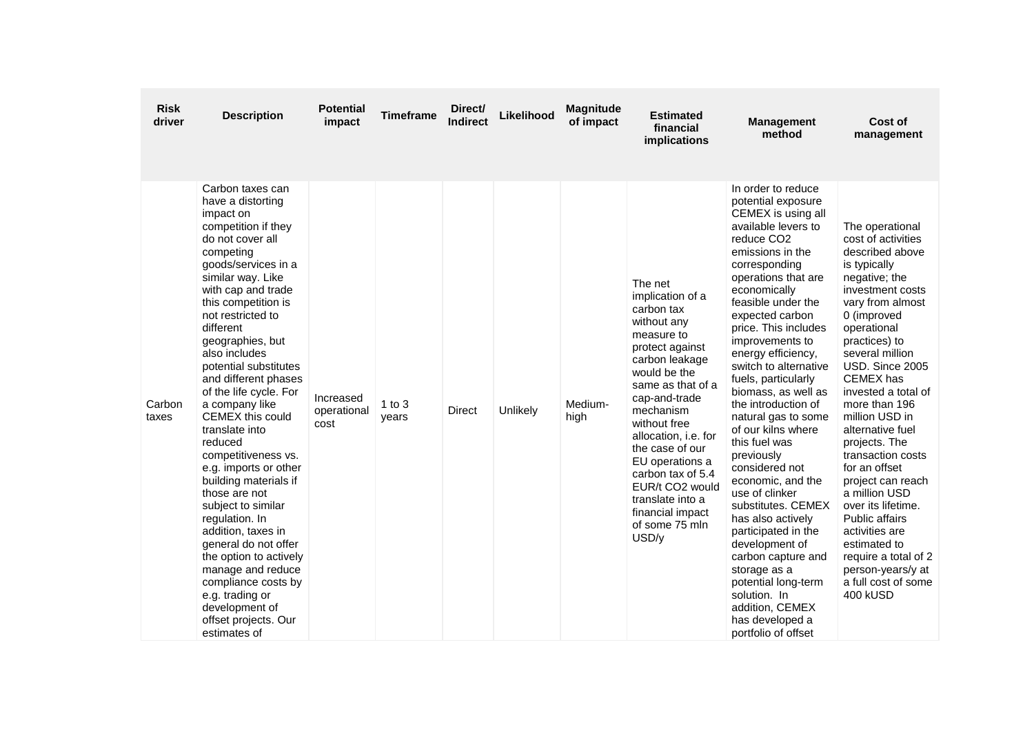| Risk driver | Description | Potential impact | Timeframe | Direct/ Indirect | Likelihood | Magnitude of impact | Estimated financial implications | Management method | Cost of management |
|---|---|---|---|---|---|---|---|---|---|
| Carbon taxes | Carbon taxes can have a distorting impact on competition if they do not cover all competing goods/services in a similar way. Like with cap and trade this competition is not restricted to different geographies, but also includes potential substitutes and different phases of the life cycle. For a company like CEMEX this could translate into reduced competitiveness vs. e.g. imports or other building materials if those are not subject to similar regulation. In addition, taxes in general do not offer the option to actively manage and reduce compliance costs by e.g. trading or development of offset projects. Our estimates of | Increased operational cost | 1 to 3 years | Direct | Unlikely | Medium-high | The net implication of a carbon tax without any measure to protect against carbon leakage would be the same as that of a cap-and-trade mechanism without free allocation, i.e. for the case of our EU operations a carbon tax of 5.4 EUR/t CO2 would translate into a financial impact of some 75 mln USD/y | In order to reduce potential exposure CEMEX is using all available levers to reduce CO2 emissions in the corresponding operations that are economically feasible under the expected carbon price. This includes improvements to energy efficiency, switch to alternative fuels, particularly biomass, as well as the introduction of natural gas to some of our kilns where this fuel was previously considered not economic, and the use of clinker substitutes. CEMEX has also actively participated in the development of carbon capture and storage as a potential long-term solution. In addition, CEMEX has developed a portfolio of offset | The operational cost of activities described above is typically negative; the investment costs vary from almost 0 (improved operational practices) to several million USD. Since 2005 CEMEX has invested a total of more than 196 million USD in alternative fuel projects. The transaction costs for an offset project can reach a million USD over its lifetime. Public affairs activities are estimated to require a total of 2 person-years/y at a full cost of some 400 kUSD |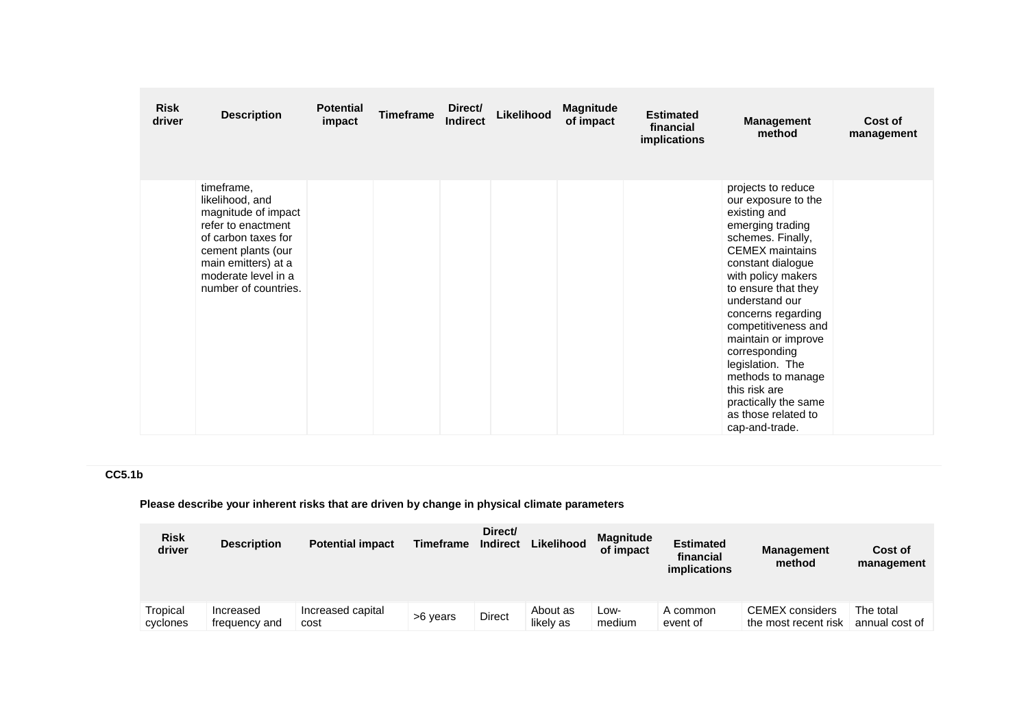| Risk driver | Description | Potential impact | Timeframe | Direct/ Indirect | Likelihood | Magnitude of impact | Estimated financial implications | Management method | Cost of management |
|---|---|---|---|---|---|---|---|---|---|
| | timeframe, likelihood, and magnitude of impact refer to enactment of carbon taxes for cement plants (our main emitters) at a moderate level in a number of countries. | | | | | | | projects to reduce our exposure to the existing and emerging trading schemes. Finally, CEMEX maintains constant dialogue with policy makers to ensure that they understand our concerns regarding competitiveness and maintain or improve corresponding legislation. The methods to manage this risk are practically the same as those related to cap-and-trade. | |

**CC5.1b**

**Please describe your inherent risks that are driven by change in physical climate parameters**

| Risk driver | Description | Potential impact | Timeframe | Direct/ Indirect | Likelihood | Magnitude of impact | Estimated financial implications | Management method | Cost of management |
|---|---|---|---|---|---|---|---|---|---|
| Tropical cyclones | Increased frequency and | Increased capital cost | >6 years | Direct | About as likely as | Low-medium | A common event of | CEMEX considers the most recent risk | The total annual cost of |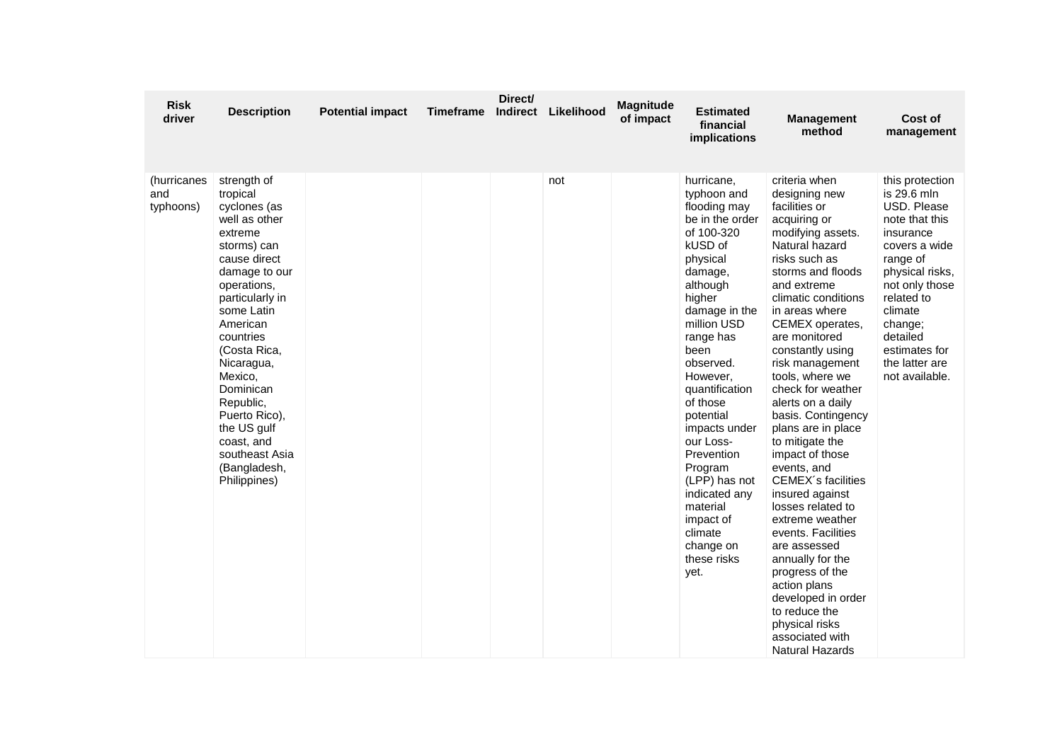| Risk driver | Description | Potential impact | Timeframe | Direct/ Indirect | Likelihood | Magnitude of impact | Estimated financial implications | Management method | Cost of management |
|---|---|---|---|---|---|---|---|---|---|
| (hurricanes and typhoons) | strength of tropical cyclones (as well as other extreme storms) can cause direct damage to our operations, particularly in some Latin American countries (Costa Rica, Nicaragua, Mexico, Dominican Republic, Puerto Rico), the US gulf coast, and southeast Asia (Bangladesh, Philippines) | | | | not | | hurricane, typhoon and flooding may be in the order of 100-320 kUSD of physical damage, although higher damage in the million USD range has been observed. However, quantification of those potential impacts under our Loss-Prevention Program (LPP) has not indicated any material impact of climate change on these risks yet. | criteria when designing new facilities or acquiring or modifying assets. Natural hazard risks such as storms and floods and extreme climatic conditions in areas where CEMEX operates, are monitored constantly using risk management tools, where we check for weather alerts on a daily basis. Contingency plans are in place to mitigate the impact of those events, and CEMEX´s facilities insured against losses related to extreme weather events. Facilities are assessed annually for the progress of the action plans developed in order to reduce the physical risks associated with Natural Hazards | this protection is 29.6 mln USD. Please note that this insurance covers a wide range of physical risks, not only those related to climate change; detailed estimates for the latter are not available. |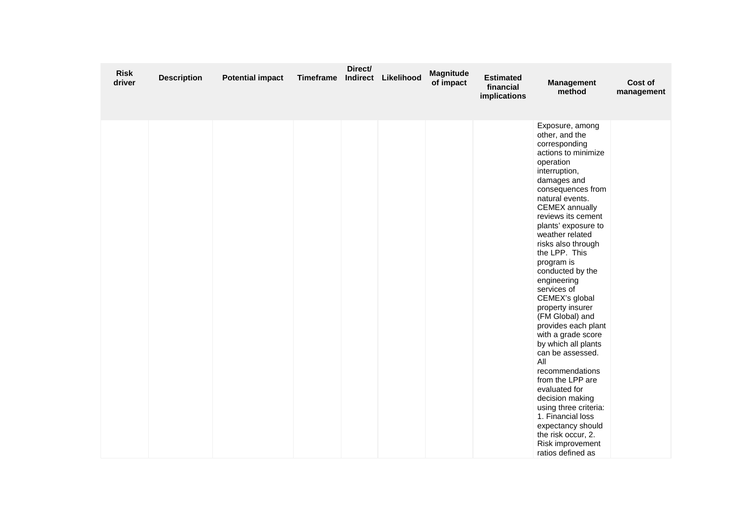| Risk driver | Description | Potential impact | Timeframe | Direct/ Indirect | Likelihood | Magnitude of impact | Estimated financial implications | Management method | Cost of management |
|---|---|---|---|---|---|---|---|---|---|
| | | | | | | | | Exposure, among other, and the corresponding actions to minimize operation interruption, damages and consequences from natural events. CEMEX annually reviews its cement plants' exposure to weather related risks also through the LPP. This program is conducted by the engineering services of CEMEX's global property insurer (FM Global) and provides each plant with a grade score by which all plants can be assessed. All recommendations from the LPP are evaluated for decision making using three criteria: 1. Financial loss expectancy should the risk occur, 2. Risk improvement ratios defined as | |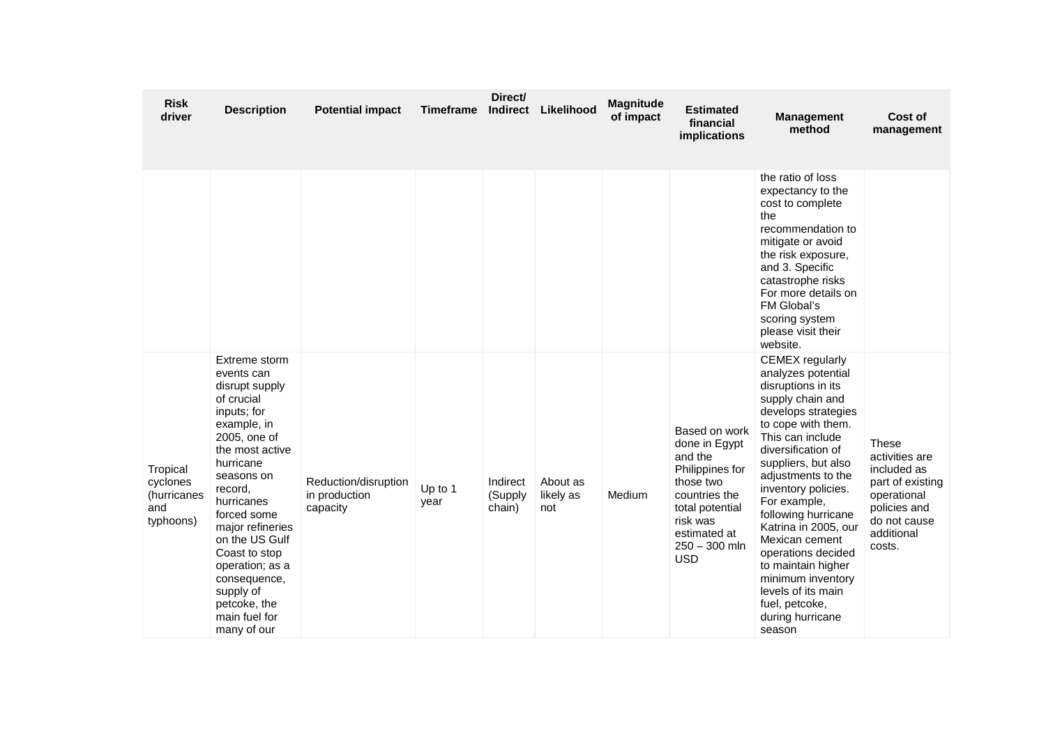| Risk driver | Description | Potential impact | Timeframe | Direct/ Indirect | Likelihood | Magnitude of impact | Estimated financial implications | Management method | Cost of management |
|---|---|---|---|---|---|---|---|---|---|
| | | | | | | | | the ratio of loss expectancy to the cost to complete the recommendation to mitigate or avoid the risk exposure, and 3. Specific catastrophe risks For more details on FM Global's scoring system please visit their website. | |
| Tropical cyclones (hurricanes and typhoons) | Extreme storm events can disrupt supply of crucial inputs; for example, in 2005, one of the most active hurricane seasons on record, hurricanes forced some major refineries on the US Gulf Coast to stop operation; as a consequence, supply of petcoke, the main fuel for many of our | Reduction/disruption in production capacity | Up to 1 year | Indirect (Supply chain) | About as likely as not | Medium | Based on work done in Egypt and the Philippines for those two countries the total potential risk was estimated at 250 – 300 mln USD | CEMEX regularly analyzes potential disruptions in its supply chain and develops strategies to cope with them. This can include diversification of suppliers, but also adjustments to the inventory policies. For example, following hurricane Katrina in 2005, our Mexican cement operations decided to maintain higher minimum inventory levels of its main fuel, petcoke, during hurricane season | These activities are included as part of existing operational policies and do not cause additional costs. |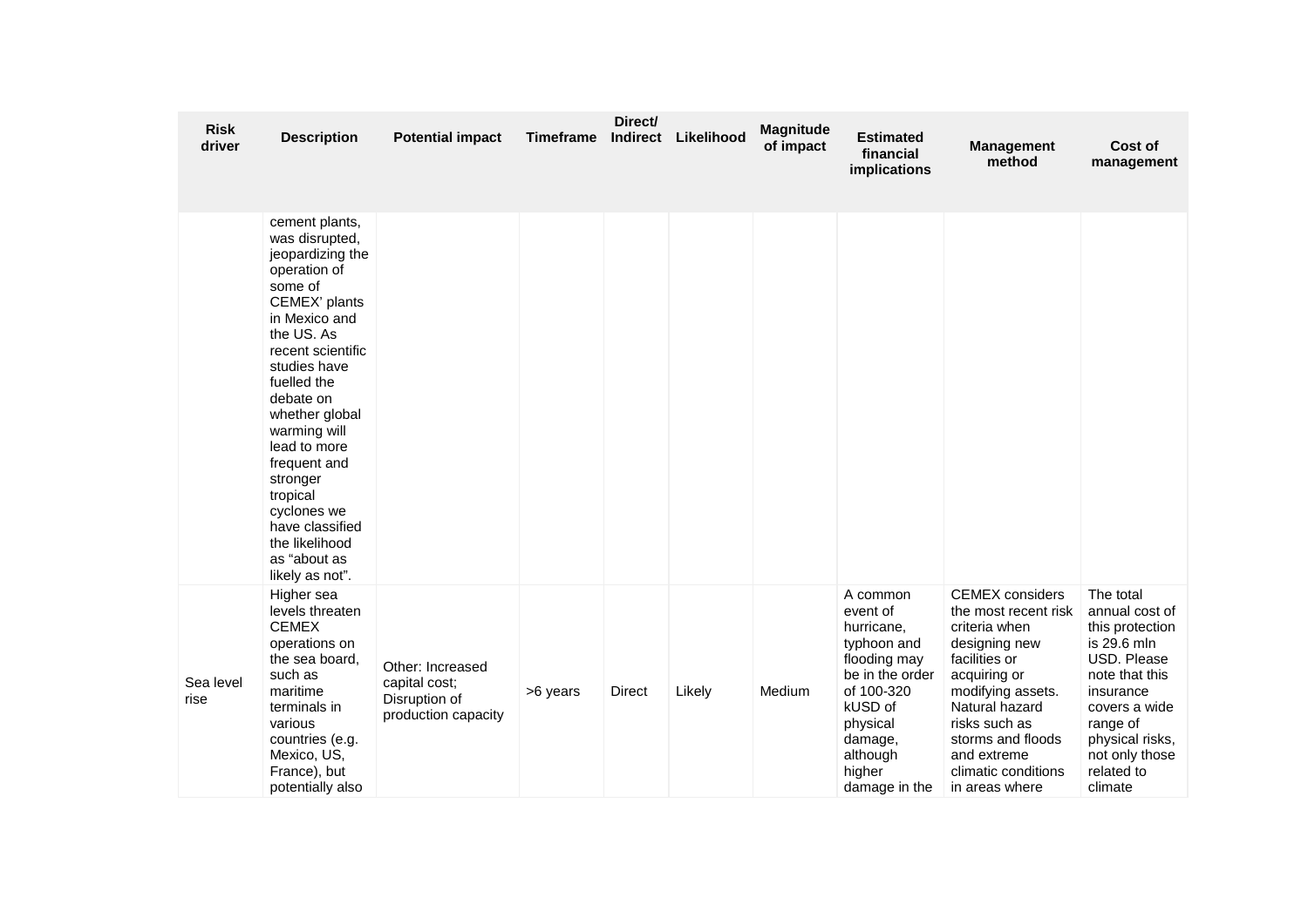| Risk driver | Description | Potential impact | Timeframe | Direct/ Indirect | Likelihood | Magnitude of impact | Estimated financial implications | Management method | Cost of management |
|---|---|---|---|---|---|---|---|---|---|
| | cement plants, was disrupted, jeopardizing the operation of some of CEMEX' plants in Mexico and the US. As recent scientific studies have fuelled the debate on whether global warming will lead to more frequent and stronger tropical cyclones we have classified the likelihood as "about as likely as not". | | | | | | | | |
| Sea level rise | Higher sea levels threaten CEMEX operations on the sea board, such as maritime terminals in various countries (e.g. Mexico, US, France), but potentially also | Other: Increased capital cost; Disruption of production capacity | >6 years | Direct | Likely | Medium | A common event of hurricane, typhoon and flooding may be in the order of 100-320 kUSD of physical damage, although higher damage in the | CEMEX considers the most recent risk criteria when designing new facilities or acquiring or modifying assets. Natural hazard risks such as storms and floods and extreme climatic conditions in areas where | The total annual cost of this protection is 29.6 mln USD. Please note that this insurance covers a wide range of physical risks, not only those related to climate |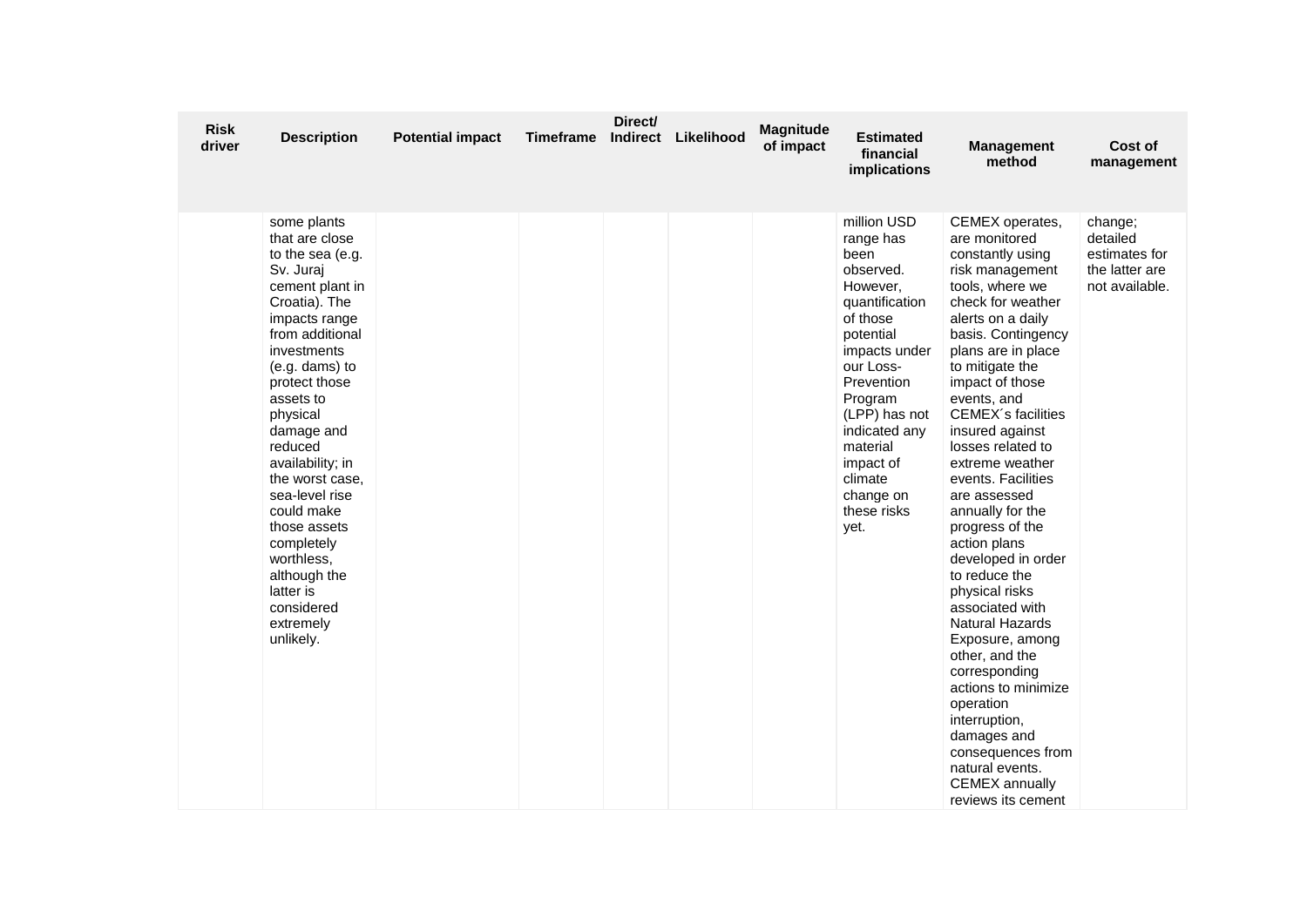| Risk driver | Description | Potential impact | Timeframe | Direct/ Indirect | Likelihood | Magnitude of impact | Estimated financial implications | Management method | Cost of management |
|---|---|---|---|---|---|---|---|---|---|
| | some plants that are close to the sea (e.g. Sv. Juraj cement plant in Croatia). The impacts range from additional investments (e.g. dams) to protect those assets to physical damage and reduced availability; in the worst case, sea-level rise could make those assets completely worthless, although the latter is considered extremely unlikely. | | | | | | million USD range has been observed. However, quantification of those potential impacts under our Loss-Prevention Program (LPP) has not indicated any material impact of climate change on these risks yet. | CEMEX operates, are monitored constantly using risk management tools, where we check for weather alerts on a daily basis. Contingency plans are in place to mitigate the impact of those events, and CEMEX´s facilities insured against losses related to extreme weather events. Facilities are assessed annually for the progress of the action plans developed in order to reduce the physical risks associated with Natural Hazards Exposure, among other, and the corresponding actions to minimize operation interruption, damages and consequences from natural events. CEMEX annually reviews its cement | change; detailed estimates for the latter are not available. |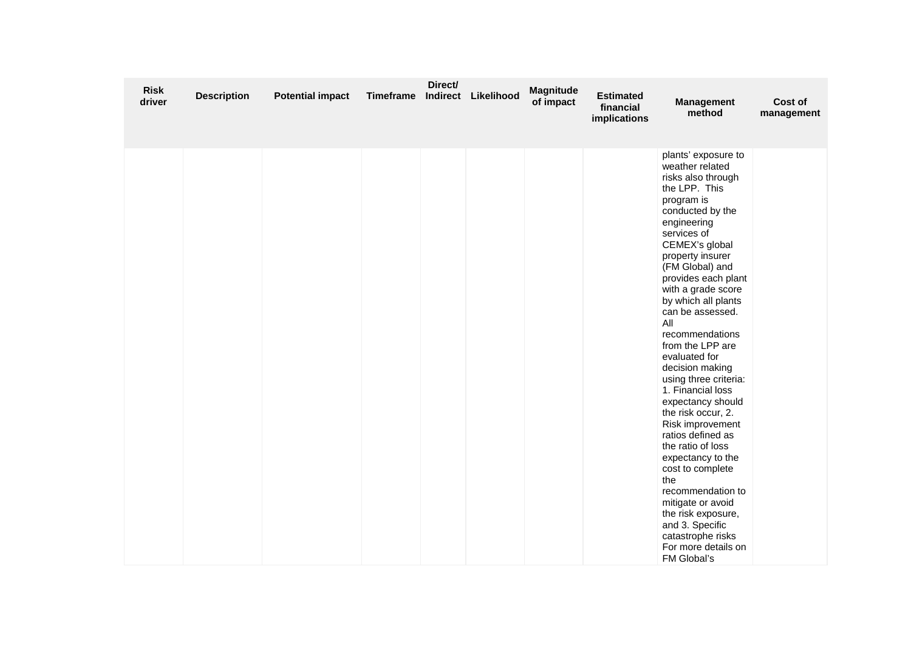| Risk driver | Description | Potential impact | Timeframe | Direct/ Indirect | Likelihood | Magnitude of impact | Estimated financial implications | Management method | Cost of management |
|---|---|---|---|---|---|---|---|---|---|
| | | | | | | | | plants' exposure to weather related risks also through the LPP. This program is conducted by the engineering services of CEMEX's global property insurer (FM Global) and provides each plant with a grade score by which all plants can be assessed. All recommendations from the LPP are evaluated for decision making using three criteria: 1. Financial loss expectancy should the risk occur, 2. Risk improvement ratios defined as the ratio of loss expectancy to the cost to complete the recommendation to mitigate or avoid the risk exposure, and 3. Specific catastrophe risks For more details on FM Global's | |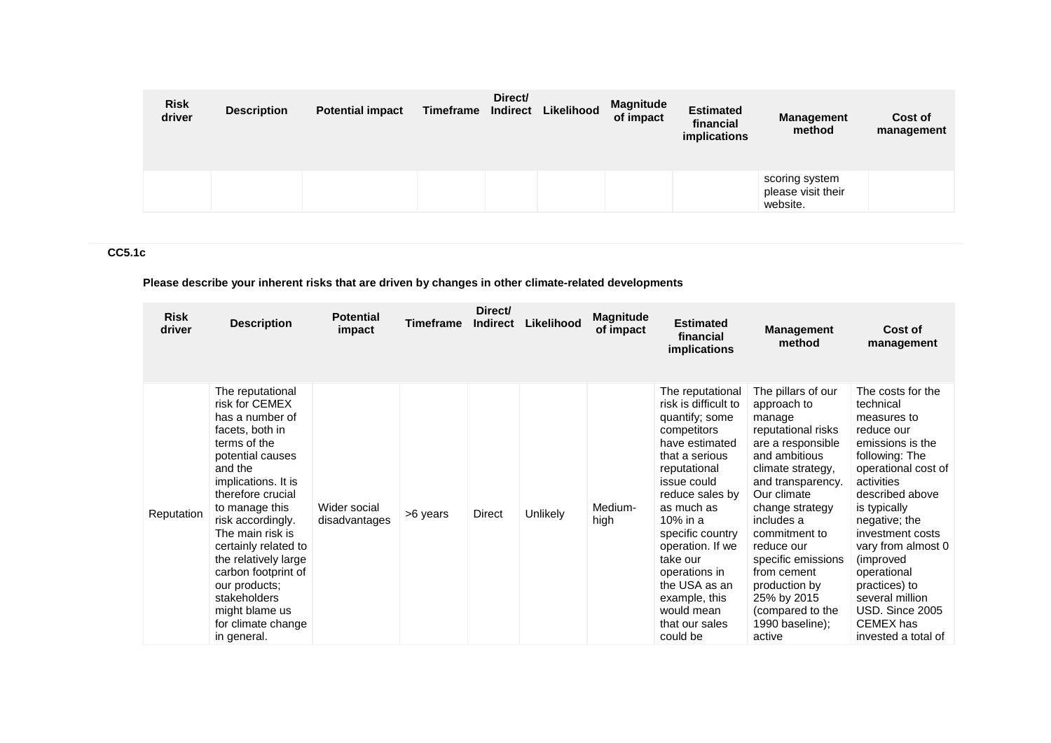| Risk driver | Description | Potential impact | Timeframe | Direct/ Indirect | Likelihood | Magnitude of impact | Estimated financial implications | Management method | Cost of management |
|---|---|---|---|---|---|---|---|---|---|
| | | | | | | | | scoring system please visit their website. | |

**CC5.1c**

**Please describe your inherent risks that are driven by changes in other climate-related developments**

| Risk driver | Description | Potential impact | Timeframe | Direct/ Indirect | Likelihood | Magnitude of impact | Estimated financial implications | Management method | Cost of management |
|---|---|---|---|---|---|---|---|---|---|
| Reputation | The reputational risk for CEMEX has a number of facets, both in terms of the potential causes and the implications. It is therefore crucial to manage this risk accordingly. The main risk is certainly related to the relatively large carbon footprint of our products; stakeholders might blame us for climate change in general. | Wider social disadvantages | >6 years | Direct | Unlikely | Medium-high | The reputational risk is difficult to quantify; some competitors have estimated that a serious reputational issue could reduce sales by as much as 10% in a specific country operation. If we take our operations in the USA as an example, this would mean that our sales could be | The pillars of our approach to manage reputational risks are a responsible and ambitious climate strategy, and transparency. Our climate change strategy includes a commitment to reduce our specific emissions from cement production by 25% by 2015 (compared to the 1990 baseline); active | The costs for the technical measures to reduce our emissions is the following: The operational cost of activities described above is typically negative; the investment costs vary from almost 0 (improved operational practices) to several million USD. Since 2005 CEMEX has invested a total of |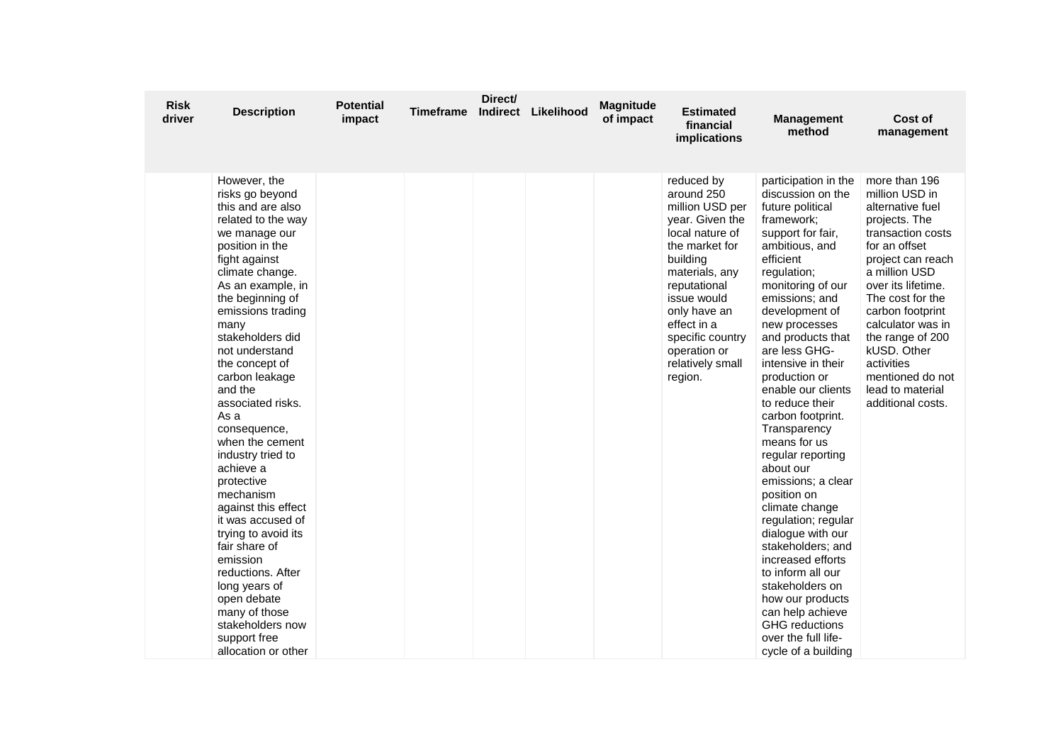| Risk driver | Description | Potential impact | Timeframe | Direct/ Indirect | Likelihood | Magnitude of impact | Estimated financial implications | Management method | Cost of management |
|---|---|---|---|---|---|---|---|---|---|
| | However, the risks go beyond this and are also related to the way we manage our position in the fight against climate change. As an example, in the beginning of emissions trading many stakeholders did not understand the concept of carbon leakage and the associated risks. As a consequence, when the cement industry tried to achieve a protective mechanism against this effect it was accused of trying to avoid its fair share of emission reductions. After long years of open debate many of those stakeholders now support free allocation or other | | | | | | reduced by around 250 million USD per year. Given the local nature of the market for building materials, any reputational issue would only have an effect in a specific country operation or relatively small region. | participation in the discussion on the future political framework; support for fair, ambitious, and efficient regulation; monitoring of our emissions; and development of new processes and products that are less GHG-intensive in their production or enable our clients to reduce their carbon footprint. Transparency means for us regular reporting about our emissions; a clear position on climate change regulation; regular dialogue with our stakeholders; and increased efforts to inform all our stakeholders on how our products can help achieve GHG reductions over the full life-cycle of a building | more than 196 million USD in alternative fuel projects. The transaction costs for an offset project can reach a million USD over its lifetime. The cost for the carbon footprint calculator was in the range of 200 kUSD. Other activities mentioned do not lead to material additional costs. |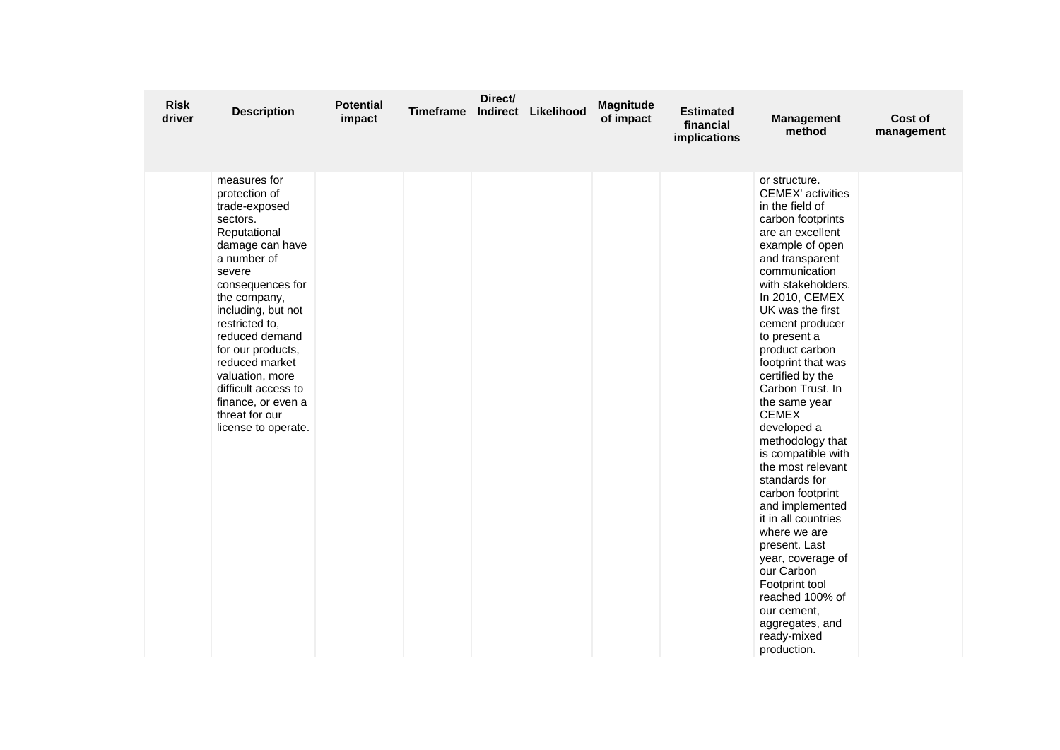| Risk driver | Description | Potential impact | Timeframe | Direct/ Indirect | Likelihood | Magnitude of impact | Estimated financial implications | Management method | Cost of management |
|---|---|---|---|---|---|---|---|---|---|
| | measures for protection of trade-exposed sectors. Reputational damage can have a number of severe consequences for the company, including, but not restricted to, reduced demand for our products, reduced market valuation, more difficult access to finance, or even a threat for our license to operate. | | | | | | | or structure. CEMEX' activities in the field of carbon footprints are an excellent example of open and transparent communication with stakeholders. In 2010, CEMEX UK was the first cement producer to present a product carbon footprint that was certified by the Carbon Trust. In the same year CEMEX developed a methodology that is compatible with the most relevant standards for carbon footprint and implemented it in all countries where we are present. Last year, coverage of our Carbon Footprint tool reached 100% of our cement, aggregates, and ready-mixed production. | |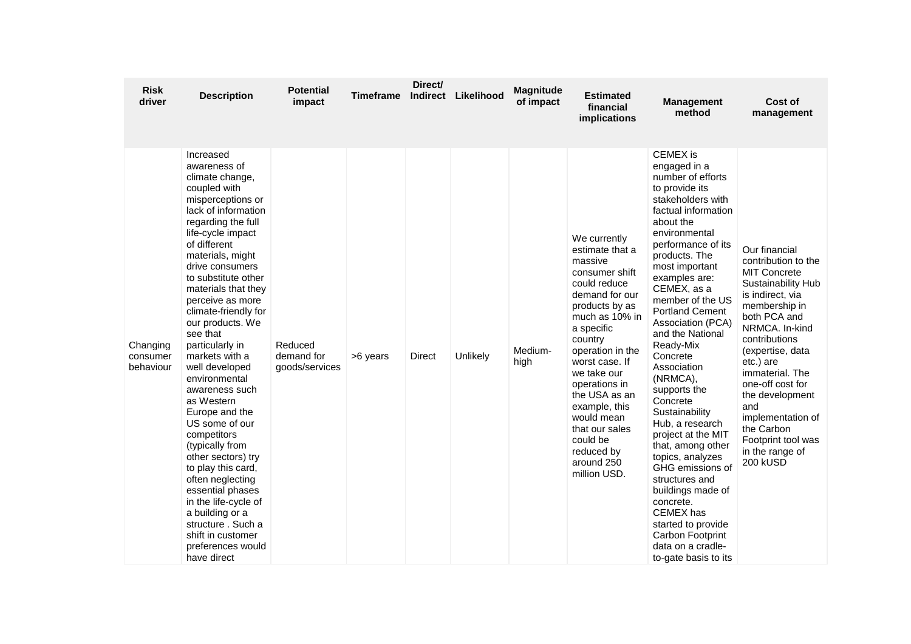| Risk driver | Description | Potential impact | Timeframe | Direct/ Indirect | Likelihood | Magnitude of impact | Estimated financial implications | Management method | Cost of management |
|---|---|---|---|---|---|---|---|---|---|
| Changing consumer behaviour | Increased awareness of climate change, coupled with misperceptions or lack of information regarding the full life-cycle impact of different materials, might drive consumers to substitute other materials that they perceive as more climate-friendly for our products. We see that particularly in markets with a well developed environmental awareness such as Western Europe and the US some of our competitors (typically from other sectors) try to play this card, often neglecting essential phases in the life-cycle of a building or a structure . Such a shift in customer preferences would have direct | Reduced demand for goods/services | >6 years | Direct | Unlikely | Medium-high | We currently estimate that a massive consumer shift could reduce demand for our products by as much as 10% in a specific country operation in the worst case. If we take our operations in the USA as an example, this would mean that our sales could be reduced by around 250 million USD. | CEMEX is engaged in a number of efforts to provide its stakeholders with factual information about the environmental performance of its products. The most important examples are: CEMEX, as a member of the US Portland Cement Association (PCA) and the National Ready-Mix Concrete Association (NRMCA), supports the Concrete Sustainability Hub, a research project at the MIT that, among other topics, analyzes GHG emissions of structures and buildings made of concrete. CEMEX has started to provide Carbon Footprint data on a cradle-to-gate basis to its | Our financial contribution to the MIT Concrete Sustainability Hub is indirect, via membership in both PCA and NRMCA. In-kind contributions (expertise, data etc.) are immaterial. The one-off cost for the development and implementation of the Carbon Footprint tool was in the range of 200 kUSD |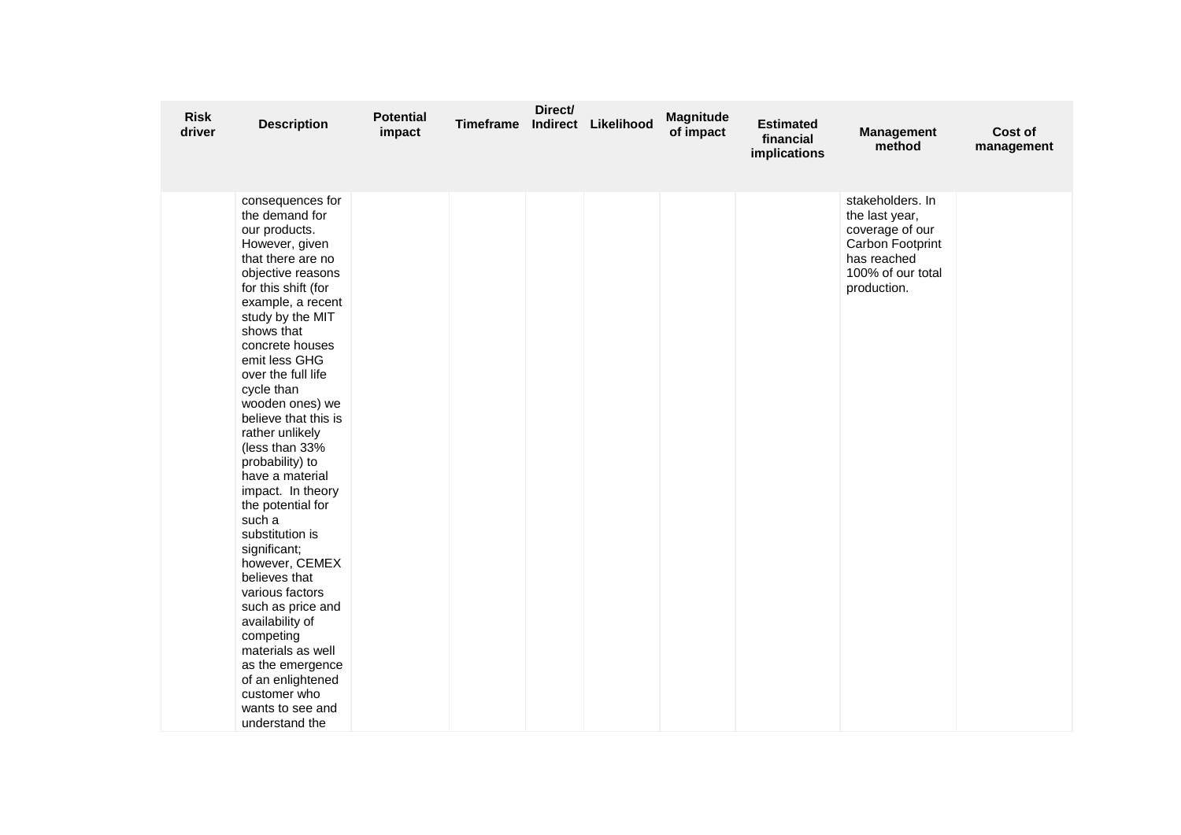| Risk driver | Description | Potential impact | Timeframe | Direct/ Indirect | Likelihood | Magnitude of impact | Estimated financial implications | Management method | Cost of management |
|---|---|---|---|---|---|---|---|---|---|
| | consequences for the demand for our products. However, given that there are no objective reasons for this shift (for example, a recent study by the MIT shows that concrete houses emit less GHG over the full life cycle than wooden ones) we believe that this is rather unlikely (less than 33% probability) to have a material impact. In theory the potential for such a substitution is significant; however, CEMEX believes that various factors such as price and availability of competing materials as well as the emergence of an enlightened customer who wants to see and understand the | | | | | | | stakeholders. In the last year, coverage of our Carbon Footprint has reached 100% of our total production. | |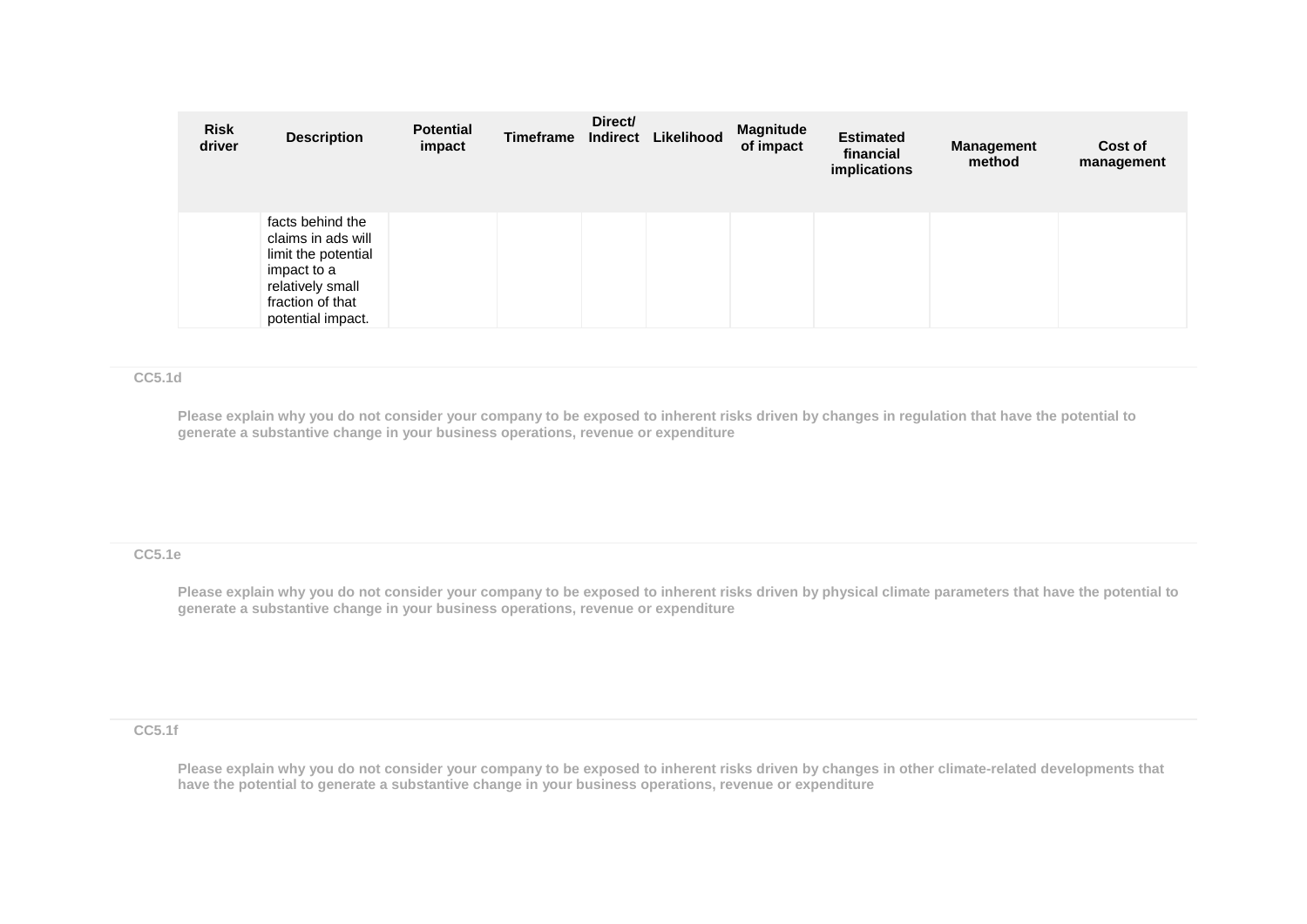| Risk driver | Description | Potential impact | Timeframe | Direct/ Indirect | Likelihood | Magnitude of impact | Estimated financial implications | Management method | Cost of management |
|---|---|---|---|---|---|---|---|---|---|
| | facts behind the claims in ads will limit the potential impact to a relatively small fraction of that potential impact. | | | | | | | | |

**CC5.1d**

**Please explain why you do not consider your company to be exposed to inherent risks driven by changes in regulation that have the potential to generate a substantive change in your business operations, revenue or expenditure**

**CC5.1e**

**Please explain why you do not consider your company to be exposed to inherent risks driven by physical climate parameters that have the potential to generate a substantive change in your business operations, revenue or expenditure**

**CC5.1f**

**Please explain why you do not consider your company to be exposed to inherent risks driven by changes in other climate-related developments that have the potential to generate a substantive change in your business operations, revenue or expenditure**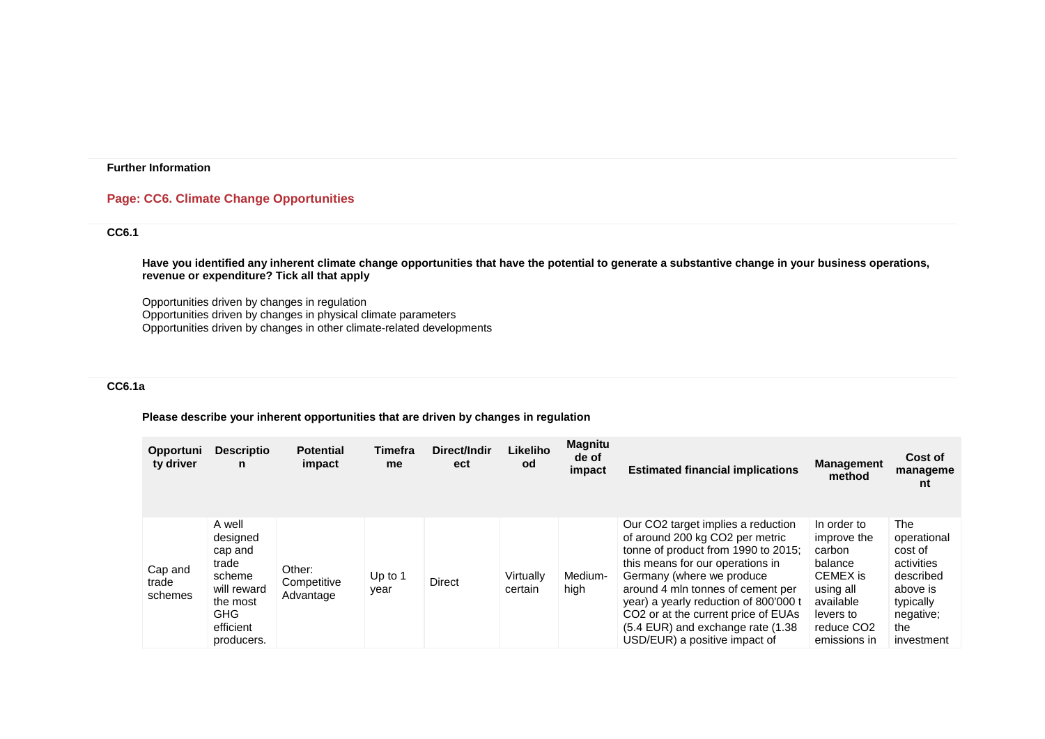**Further Information**

## Page: CC6. Climate Change Opportunities

### CC6.1

**Have you identified any inherent climate change opportunities that have the potential to generate a substantive change in your business operations, revenue or expenditure? Tick all that apply**

Opportunities driven by changes in regulation
Opportunities driven by changes in physical climate parameters
Opportunities driven by changes in other climate-related developments

### CC6.1a

**Please describe your inherent opportunities that are driven by changes in regulation**

| Opportunity driver | Description | Potential impact | Timeframe | Direct/Indirect | Likelihood | Magnitude of impact | Estimated financial implications | Management method | Cost of management |
|---|---|---|---|---|---|---|---|---|---|
| Cap and trade schemes | A well designed cap and trade scheme will reward the most GHG efficient producers. | Other: Competitive Advantage | Up to 1 year | Direct | Virtually certain | Medium-high | Our $CO_2$ target implies a reduction of around 200 kg $CO_2$ per metric tonne of product from 1990 to 2015; this means for our operations in Germany (where we produce around 4 mln tonnes of cement per year) a yearly reduction of 800'000 t $CO_2$ or at the current price of EUAs (5.4 EUR) and exchange rate (1.38 USD/EUR) a positive impact of | In order to improve the carbon balance CEMEX is using all available levers to reduce $CO_2$ emissions in | The operational cost of activities described above is typically negative; the investment |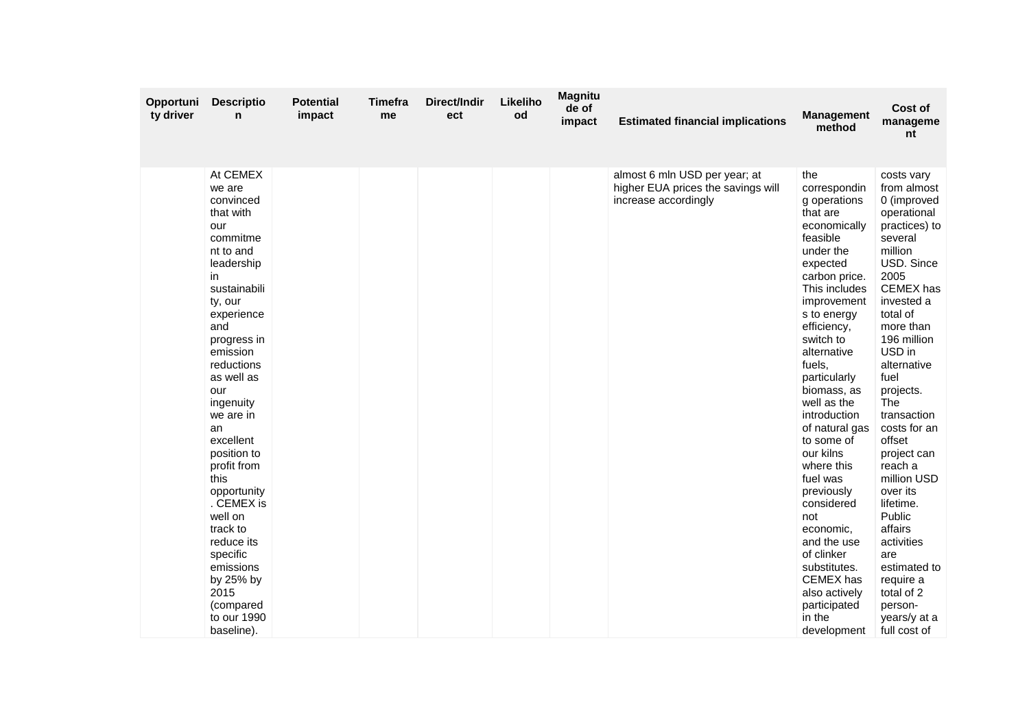| Opportunity driver | Description | Potential impact | Timeframe | Direct/Indirect | Likelihood | Magnitude of impact | Estimated financial implications | Management method | Cost of management |
|---|---|---|---|---|---|---|---|---|---|
| | At CEMEX we are convinced that with our commitment to and leadership in sustainability, our experience and progress in emission reductions as well as our ingenuity we are in an excellent position to profit from this opportunity. CEMEX is well on track to reduce its specific emissions by 25% by 2015 (compared to our 1990 baseline). | | | | | | almost 6 mln USD per year; at higher EUA prices the savings will increase accordingly | the corresponding operations that are economically feasible under the expected carbon price. This includes improvements to energy efficiency, switch to alternative fuels, particularly biomass, as well as the introduction of natural gas to some of our kilns where this fuel was previously considered not economic, and the use of clinker substitutes. CEMEX has also actively participated in the development | costs vary from almost 0 (improved operational practices) to several million USD. Since 2005 CEMEX has invested a total of more than 196 million USD in alternative fuel projects. The transaction costs for an offset project can reach a million USD over its lifetime. Public affairs activities are estimated to require a total of 2 person-years/y at a full cost of |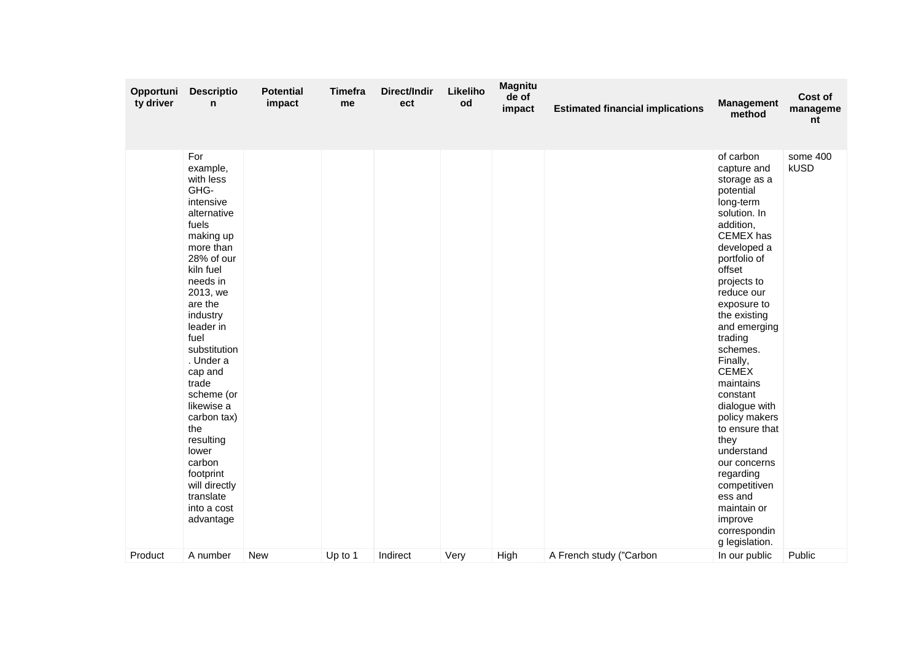| Opportunity driver | Description | Potential impact | Timeframe | Direct/Indirect | Likelihood | Magnitude of impact | Estimated financial implications | Management method | Cost of management |
|---|---|---|---|---|---|---|---|---|---|
| | For example, with less GHG-intensive alternative fuels making up more than 28% of our kiln fuel needs in 2013, we are the industry leader in fuel substitution. Under a cap and trade scheme (or likewise a carbon tax) the resulting lower carbon footprint will directly translate into a cost advantage | | | | | | | of carbon capture and storage as a potential long-term solution. In addition, CEMEX has developed a portfolio of offset projects to reduce our exposure to the existing and emerging trading schemes. Finally, CEMEX maintains constant dialogue with policy makers to ensure that they understand our concerns regarding competitiveness and maintain or improve corresponding legislation. | some 400 kUSD |
| Product | A number | New | Up to 1 | Indirect | Very | High | A French study ("Carbon | In our public | Public |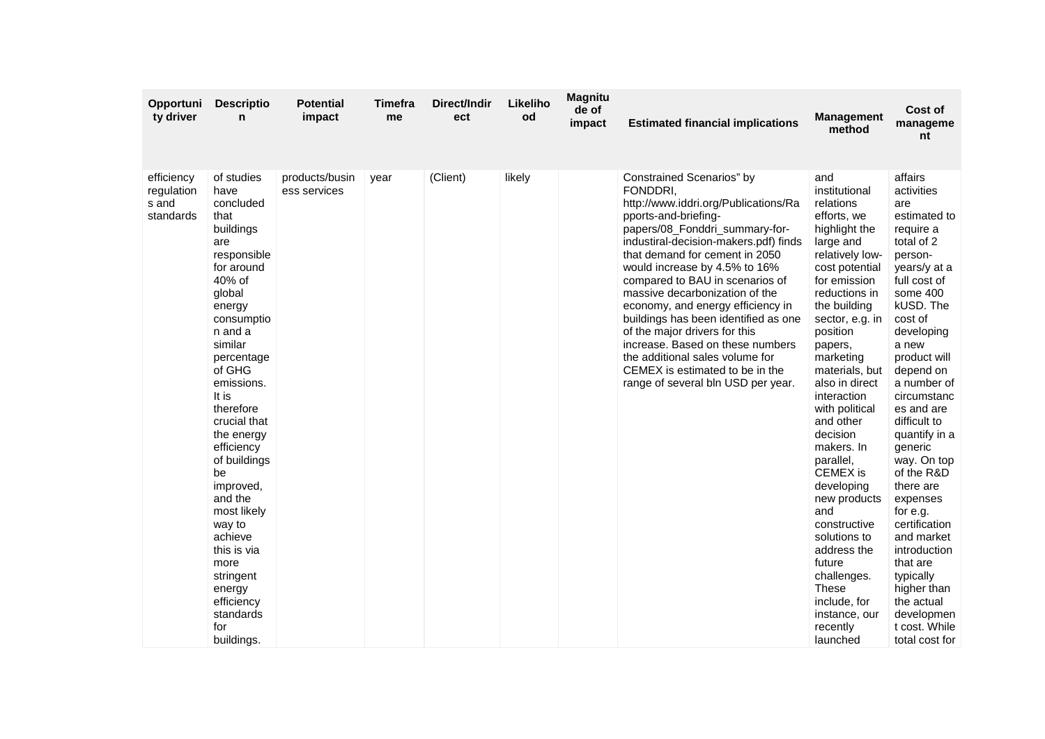| Opportunity driver | Description | Potential impact | Timeframe | Direct/Indirect | Likelihood | Magnitude of impact | Estimated financial implications | Management method | Cost of management |
|---|---|---|---|---|---|---|---|---|---|
| efficiency regulations and standards | of studies have concluded that buildings are responsible for around 40% of global energy consumption and a similar percentage of GHG emissions. It is therefore crucial that the energy efficiency of buildings be improved, and the most likely way to achieve this is via more stringent energy efficiency standards for buildings. | products/business services | year | (Client) | likely | | Constrained Scenarios" by FONDDRI, http://www.iddri.org/Publications/Rapports-and-briefing-papers/08_Fonddri_summary-for-industiral-decision-makers.pdf) finds that demand for cement in 2050 would increase by 4.5% to 16% compared to BAU in scenarios of massive decarbonization of the economy, and energy efficiency in buildings has been identified as one of the major drivers for this increase. Based on these numbers the additional sales volume for CEMEX is estimated to be in the range of several bln USD per year. | and institutional relations efforts, we highlight the large and relatively low-cost potential for emission reductions in the building sector, e.g. in position papers, marketing materials, but also in direct interaction with political and other decision makers. In parallel, CEMEX is developing new products and constructive solutions to address the future challenges. These include, for instance, our recently launched | affairs activities are estimated to require a total of 2 person-years/y at a full cost of some 400 kUSD. The cost of developing a new product will depend on a number of circumstances and are difficult to quantify in a generic way. On top of the R&D there are expenses for e.g. certification and market introduction that are typically higher than the actual development cost. While total cost for |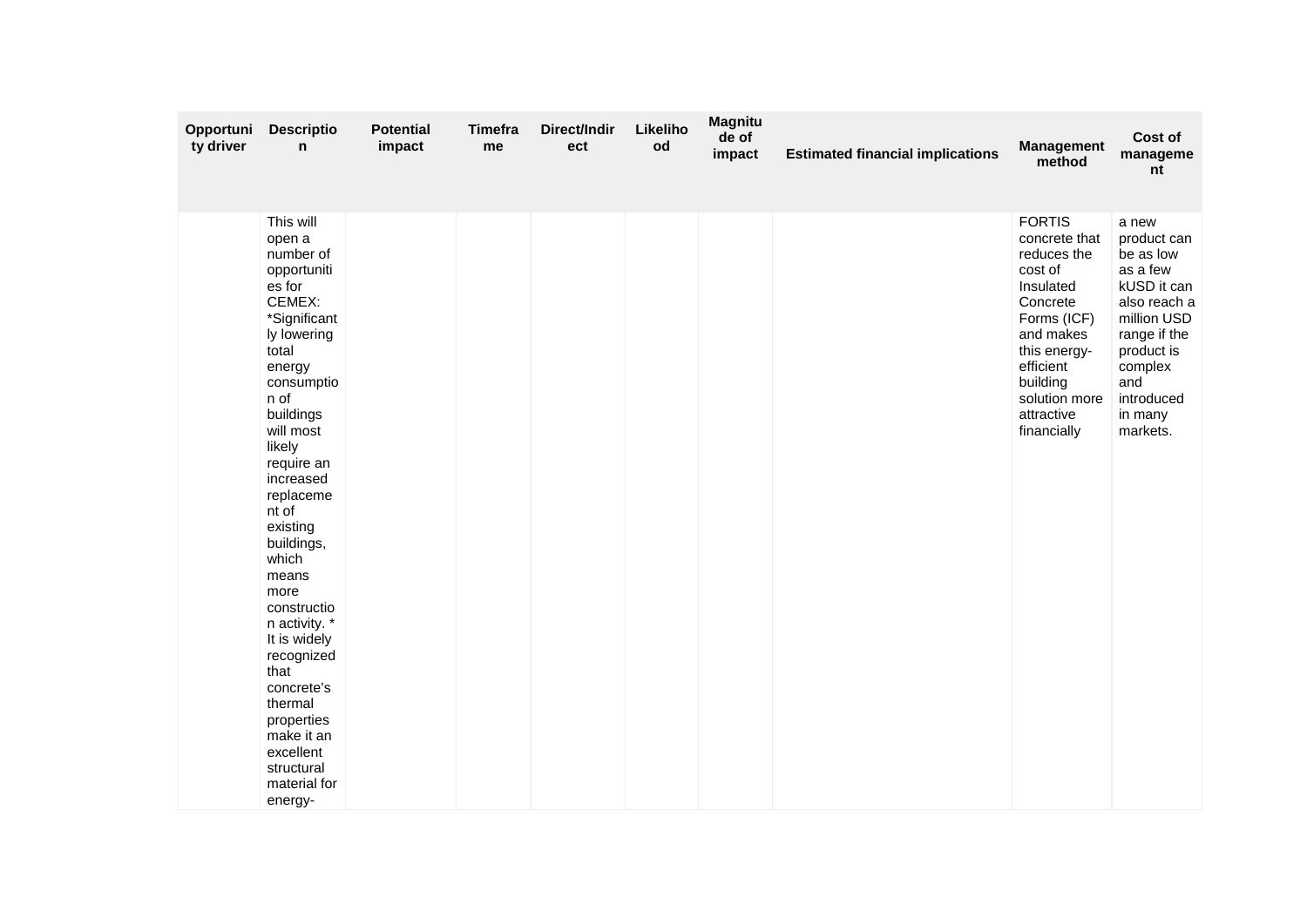| Opportunity driver | Description | Potential impact | Timeframe | Direct/Indirect | Likelihood | Magnitude of impact | Estimated financial implications | Management method | Cost of management |
|---|---|---|---|---|---|---|---|---|---|
| | This will open a number of opportunities for CEMEX: *Significantly lowering total energy consumption of buildings will most likely require an increased replacement of existing buildings, which means more construction activity. * It is widely recognized that concrete's thermal properties make it an excellent structural material for energy- | | | | | | | FORTIS concrete that reduces the cost of Insulated Concrete Forms (ICF) and makes this energy-efficient building solution more attractive financially | a new product can be as low as a few kUSD it can also reach a million USD range if the product is complex and introduced in many markets. |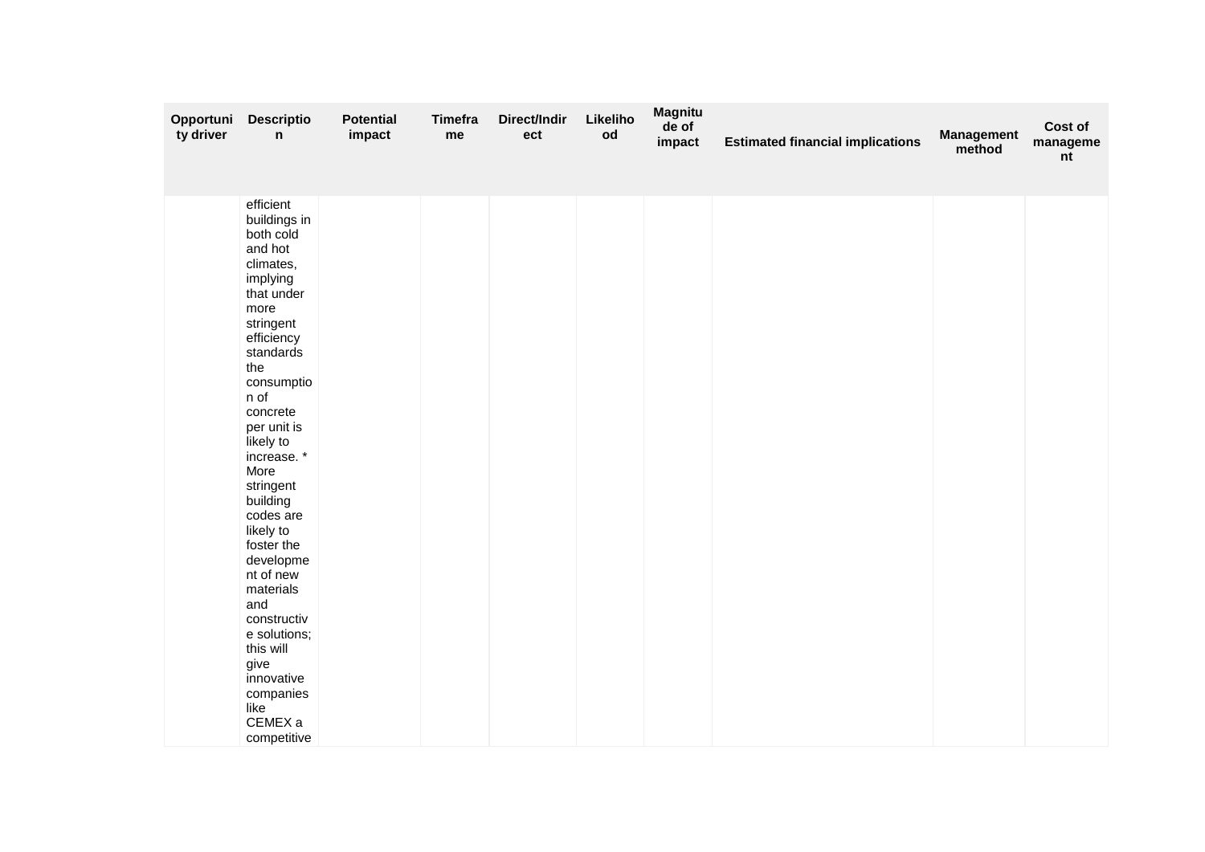| Opportunity driver | Description | Potential impact | Timeframe | Direct/Indirect | Likelihood | Magnitude of impact | Estimated financial implications | Management method | Cost of management |
|---|---|---|---|---|---|---|---|---|---|
| | efficient buildings in both cold and hot climates, implying that under more stringent efficiency standards the consumption of concrete per unit is likely to increase. * More stringent building codes are likely to foster the development of new materials and constructive solutions; this will give innovative companies like CEMEX a competitive | | | | | | | | |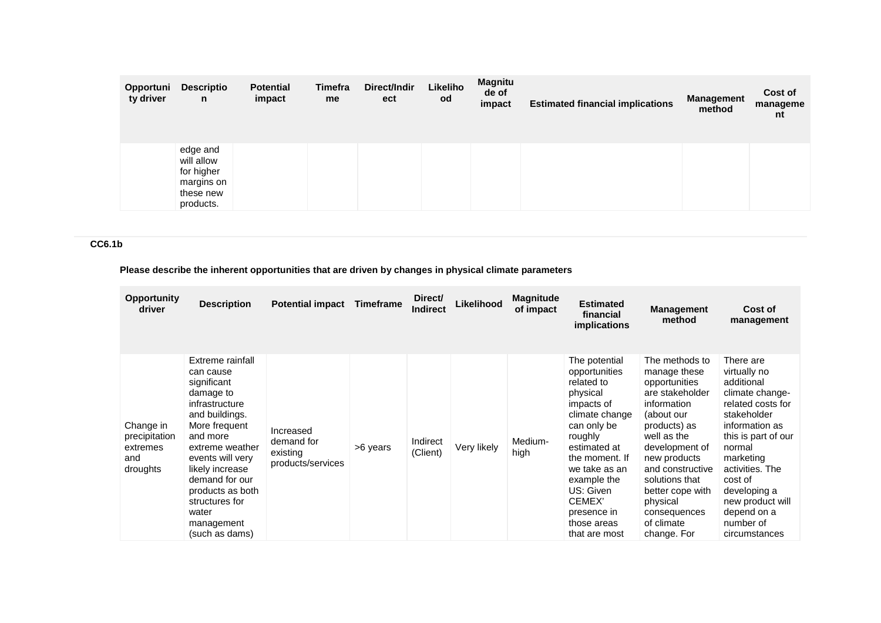| Opportunity driver | Description | Potential impact | Timeframe | Direct/Indirect | Likelihood | Magnitude of impact | Estimated financial implications | Management method | Cost of management |
|---|---|---|---|---|---|---|---|---|---|
| | edge and will allow for higher margins on these new products. | | | | | | | | |

**CC6.1b**

**Please describe the inherent opportunities that are driven by changes in physical climate parameters**

| Opportunity driver | Description | Potential impact | Timeframe | Direct/ Indirect | Likelihood | Magnitude of impact | Estimated financial implications | Management method | Cost of management |
|---|---|---|---|---|---|---|---|---|---|
| Change in precipitation extremes and droughts | Extreme rainfall can cause significant damage to infrastructure and buildings. More frequent and more extreme weather events will very likely increase demand for our products as both structures for water management (such as dams) | Increased demand for existing products/services | >6 years | Indirect (Client) | Very likely | Medium-high | The potential opportunities related to physical impacts of climate change can only be roughly estimated at the moment. If we take as an example the US: Given CEMEX' presence in those areas that are most | The methods to manage these opportunities are stakeholder information (about our products) as well as the development of new products and constructive solutions that better cope with physical consequences of climate change. For | There are virtually no additional climate change-related costs for stakeholder information as this is part of our normal marketing activities. The cost of developing a new product will depend on a number of circumstances |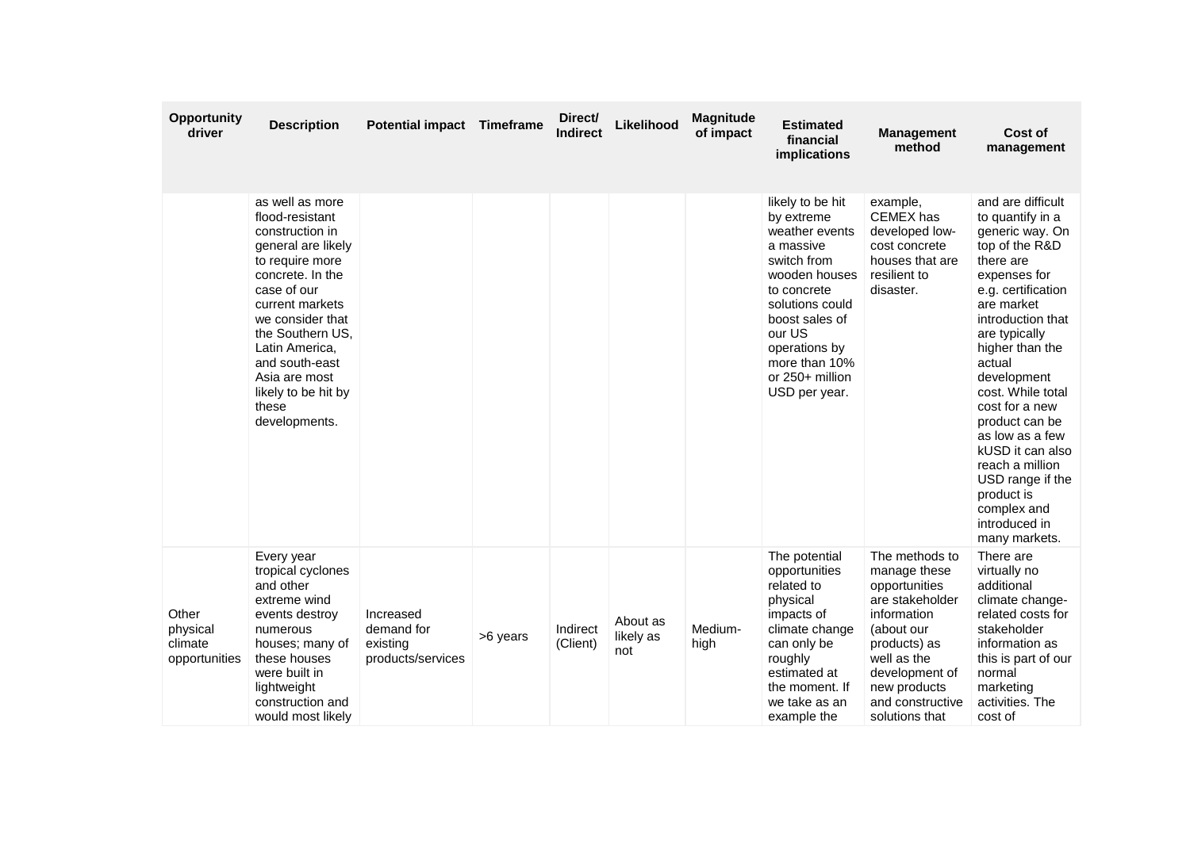| Opportunity driver | Description | Potential impact | Timeframe | Direct/ Indirect | Likelihood | Magnitude of impact | Estimated financial implications | Management method | Cost of management |
|---|---|---|---|---|---|---|---|---|---|
| | as well as more flood-resistant construction in general are likely to require more concrete. In the case of our current markets we consider that the Southern US, Latin America, and south-east Asia are most likely to be hit by these developments. | | | | | | likely to be hit by extreme weather events a massive switch from wooden houses to concrete solutions could boost sales of our US operations by more than 10% or 250+ million USD per year. | example, CEMEX has developed low-cost concrete houses that are resilient to disaster. | and are difficult to quantify in a generic way. On top of the R&D there are expenses for e.g. certification are market introduction that are typically higher than the actual development cost. While total cost for a new product can be as low as a few kUSD it can also reach a million USD range if the product is complex and introduced in many markets. |
| Other physical climate opportunities | Every year tropical cyclones and other extreme wind events destroy numerous houses; many of these houses were built in lightweight construction and would most likely | Increased demand for existing products/services | >6 years | Indirect (Client) | About as likely as not | Medium-high | The potential opportunities related to physical impacts of climate change can only be roughly estimated at the moment. If we take as an example the | The methods to manage these opportunities are stakeholder information (about our products) as well as the development of new products and constructive solutions that | There are virtually no additional climate change-related costs for stakeholder information as this is part of our normal marketing activities. The cost of |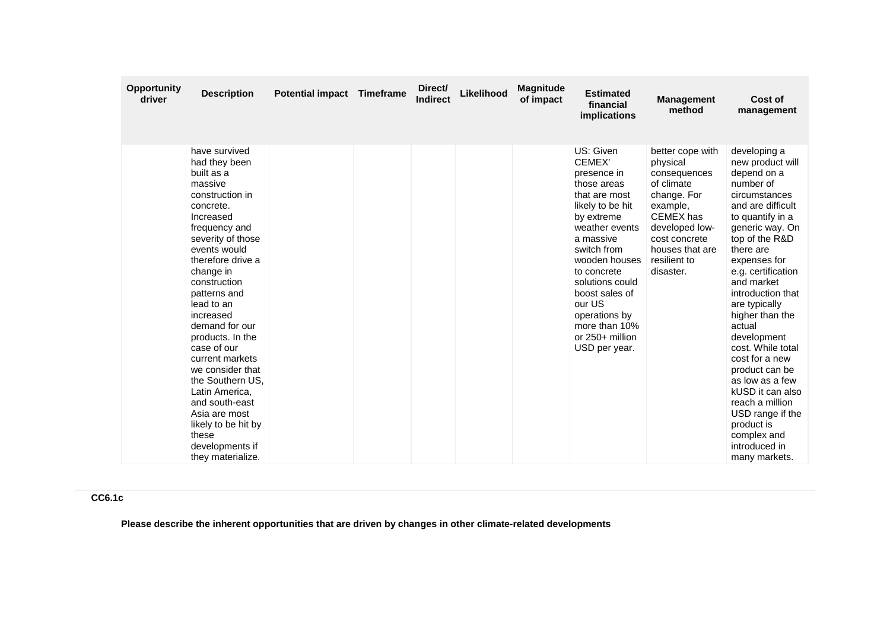| Opportunity driver | Description | Potential impact | Timeframe | Direct/ Indirect | Likelihood | Magnitude of impact | Estimated financial implications | Management method | Cost of management |
|---|---|---|---|---|---|---|---|---|---|
| | have survived had they been built as a massive construction in concrete. Increased frequency and severity of those events would therefore drive a change in construction patterns and lead to an increased demand for our products. In the case of our current markets we consider that the Southern US, Latin America, and south-east Asia are most likely to be hit by these developments if they materialize. | | | | | | US: Given CEMEX' presence in those areas that are most likely to be hit by extreme weather events a massive switch from wooden houses to concrete solutions could boost sales of our US operations by more than 10% or 250+ million USD per year. | better cope with physical consequences of climate change. For example, CEMEX has developed low-cost concrete houses that are resilient to disaster. | developing a new product will depend on a number of circumstances and are difficult to quantify in a generic way. On top of the R&D there are expenses for e.g. certification and market introduction that are typically higher than the actual development cost. While total cost for a new product can be as low as a few kUSD it can also reach a million USD range if the product is complex and introduced in many markets. |

**CC6.1c**

**Please describe the inherent opportunities that are driven by changes in other climate-related developments**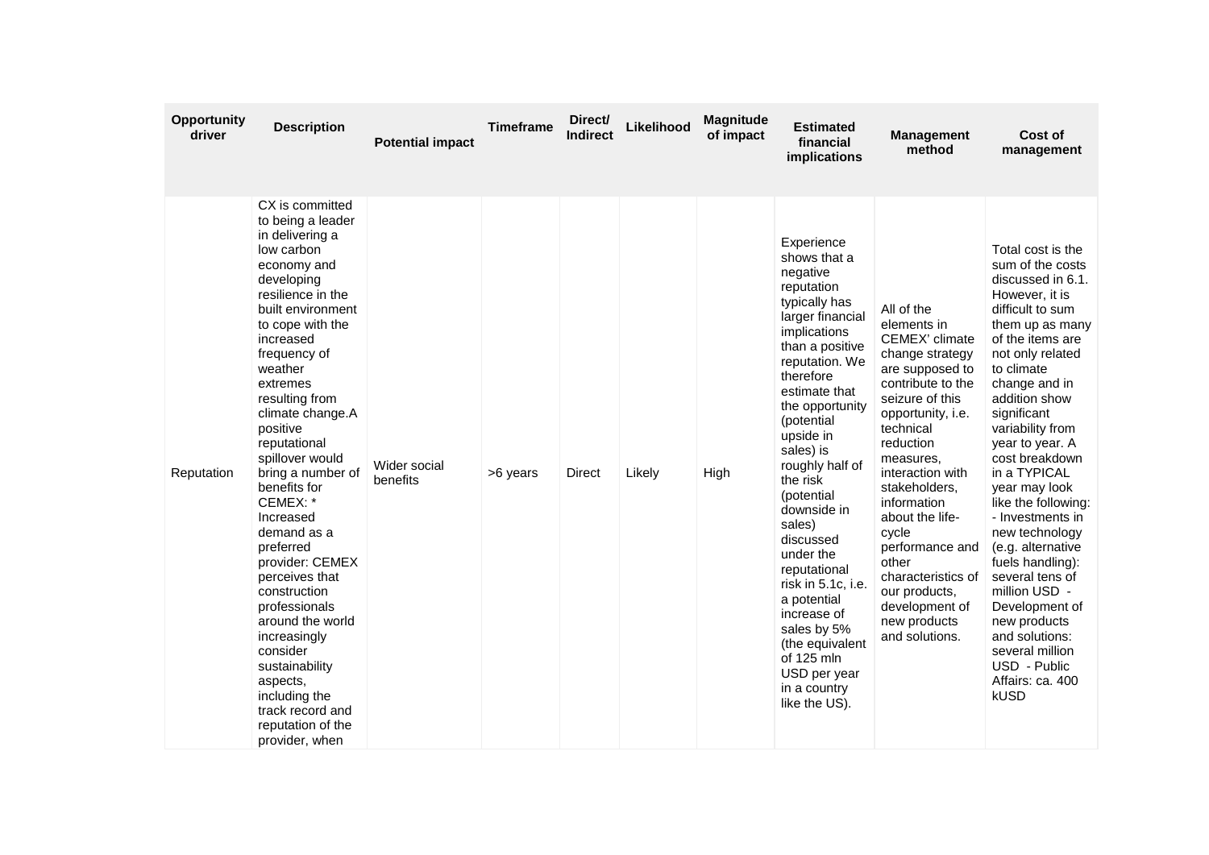| Opportunity driver | Description | Potential impact | Timeframe | Direct/ Indirect | Likelihood | Magnitude of impact | Estimated financial implications | Management method | Cost of management |
|---|---|---|---|---|---|---|---|---|---|
| Reputation | CX is committed to being a leader in delivering a low carbon economy and developing resilience in the built environment to cope with the increased frequency of weather extremes resulting from climate change.A positive reputational spillover would bring a number of benefits for CEMEX: * Increased demand as a preferred provider: CEMEX perceives that construction professionals around the world increasingly consider sustainability aspects, including the track record and reputation of the provider, when | Wider social benefits | >6 years | Direct | Likely | High | Experience shows that a negative reputation typically has larger financial implications than a positive reputation. We therefore estimate that the opportunity (potential upside in sales) is roughly half of the risk (potential downside in sales) discussed under the reputational risk in 5.1c, i.e. a potential increase of sales by 5% (the equivalent of 125 mln USD per year in a country like the US). | All of the elements in CEMEX' climate change strategy are supposed to contribute to the seizure of this opportunity, i.e. technical reduction measures, interaction with stakeholders, information about the life-cycle performance and other characteristics of our products, development of new products and solutions. | Total cost is the sum of the costs discussed in 6.1. However, it is difficult to sum them up as many of the items are not only related to climate change and in addition show significant variability from year to year. A cost breakdown in a TYPICAL year may look like the following: - Investments in new technology (e.g. alternative fuels handling): several tens of million USD - Development of new products and solutions: several million USD - Public Affairs: ca. 400 kUSD |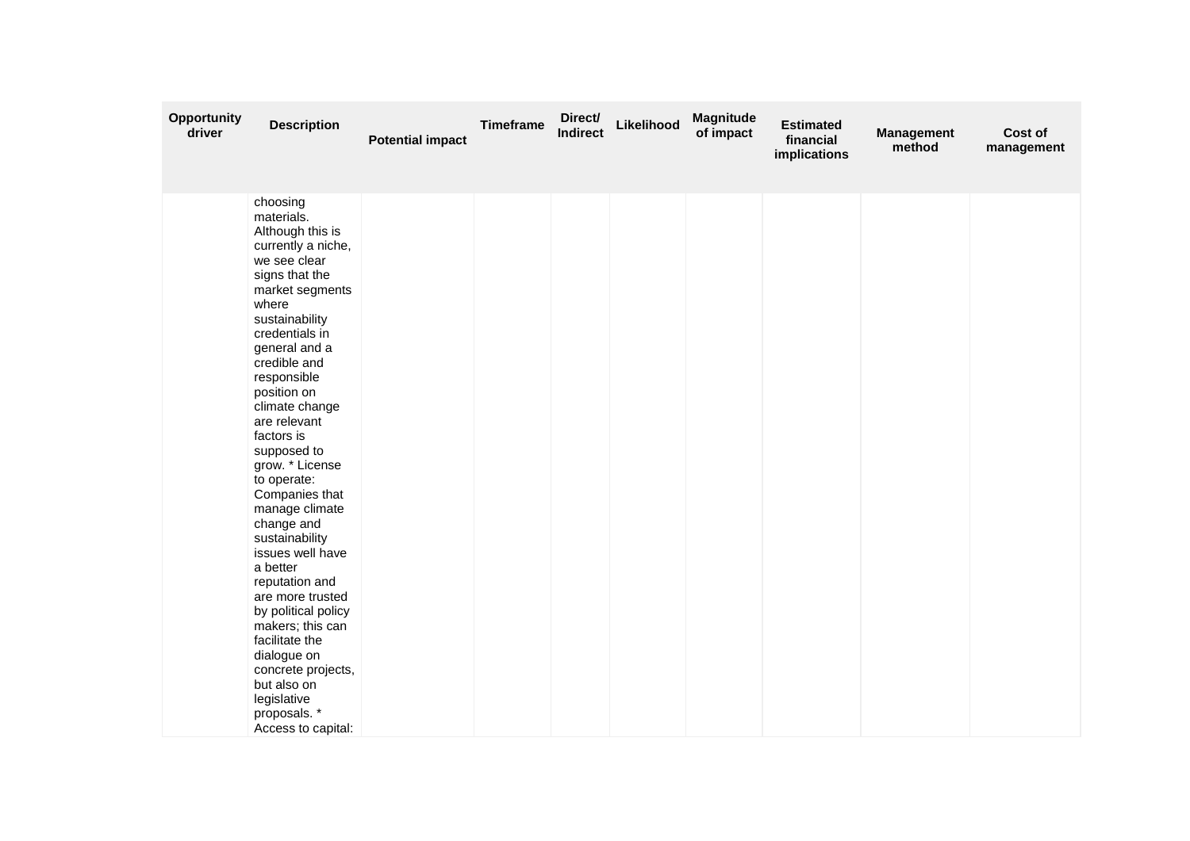| Opportunity driver | Description | Potential impact | Timeframe | Direct/ Indirect | Likelihood | Magnitude of impact | Estimated financial implications | Management method | Cost of management |
|---|---|---|---|---|---|---|---|---|---|
| | choosing materials. Although this is currently a niche, we see clear signs that the market segments where sustainability credentials in general and a credible and responsible position on climate change are relevant factors is supposed to grow. * License to operate: Companies that manage climate change and sustainability issues well have a better reputation and are more trusted by political policy makers; this can facilitate the dialogue on concrete projects, but also on legislative proposals. * Access to capital: | | | | | | | | |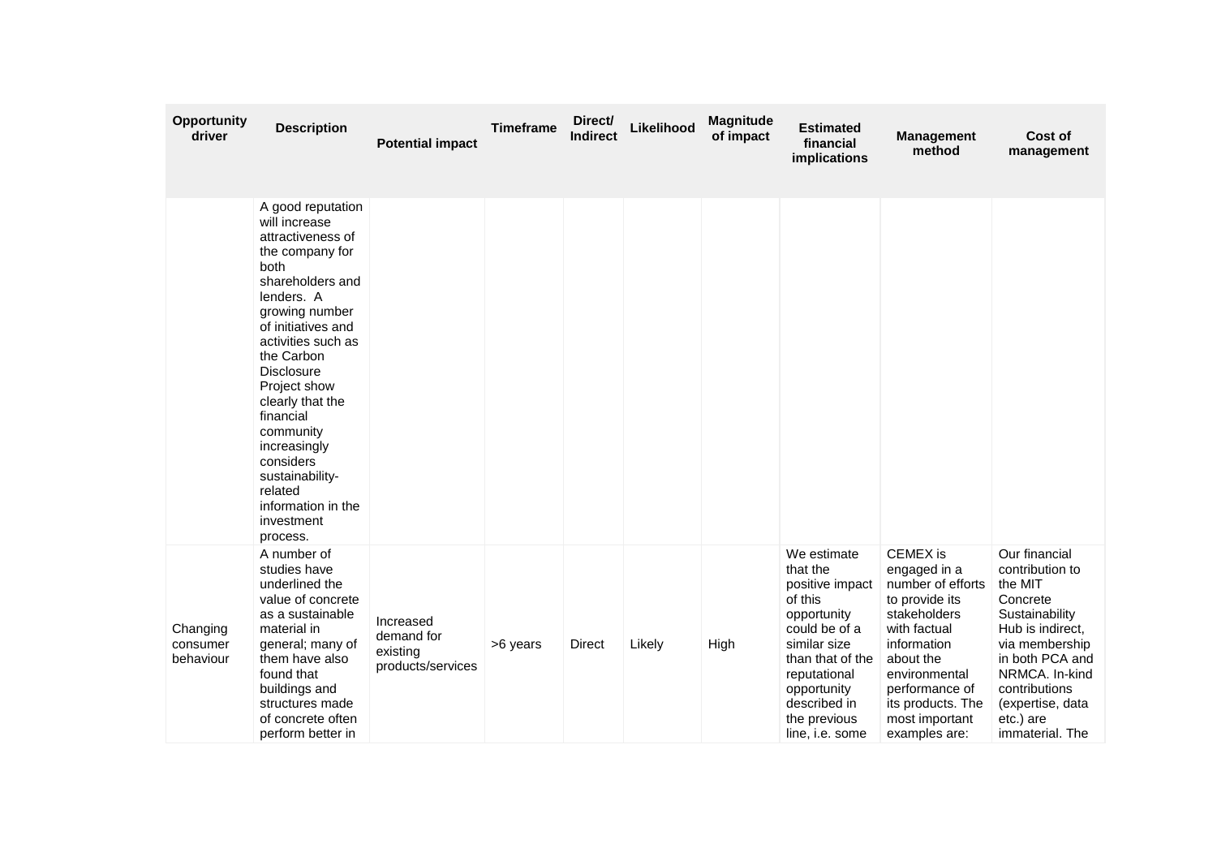| Opportunity driver | Description | Potential impact | Timeframe | Direct/ Indirect | Likelihood | Magnitude of impact | Estimated financial implications | Management method | Cost of management |
|---|---|---|---|---|---|---|---|---|---|
| | A good reputation will increase attractiveness of the company for both shareholders and lenders. A growing number of initiatives and activities such as the Carbon Disclosure Project show clearly that the financial community increasingly considers sustainability-related information in the investment process. | | | | | | | | |
| Changing consumer behaviour | A number of studies have underlined the value of concrete as a sustainable material in general; many of them have also found that buildings and structures made of concrete often perform better in | Increased demand for existing products/services | >6 years | Direct | Likely | High | We estimate that the positive impact of this opportunity could be of a similar size than that of the reputational opportunity described in the previous line, i.e. some | CEMEX is engaged in a number of efforts to provide its stakeholders with factual information about the environmental performance of its products. The most important examples are: | Our financial contribution to the MIT Concrete Sustainability Hub is indirect, via membership in both PCA and NRMCA. In-kind contributions (expertise, data etc.) are immaterial. The |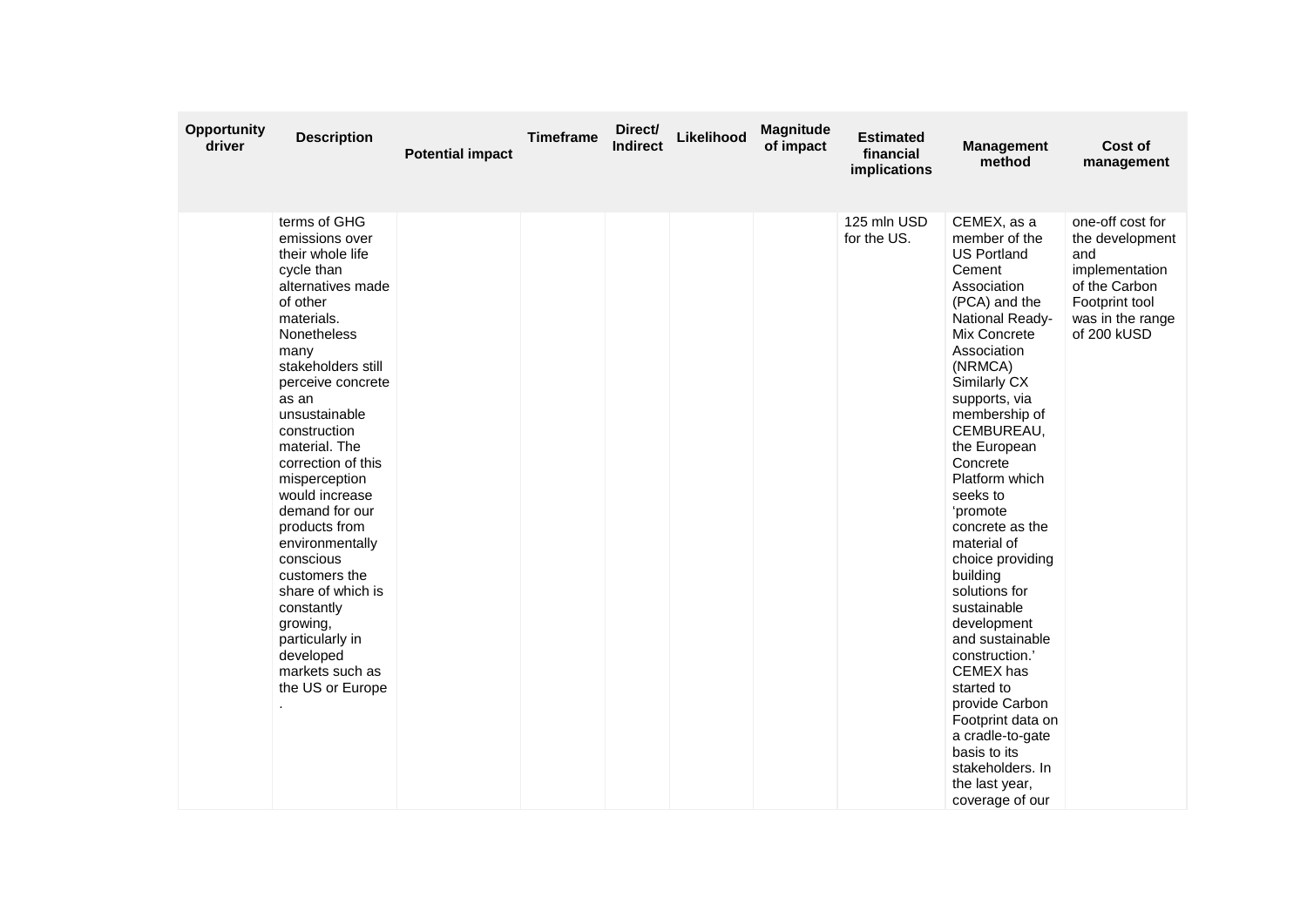| Opportunity driver | Description | Potential impact | Timeframe | Direct/ Indirect | Likelihood | Magnitude of impact | Estimated financial implications | Management method | Cost of management |
|---|---|---|---|---|---|---|---|---|---|
| | terms of GHG emissions over their whole life cycle than alternatives made of other materials. Nonetheless many stakeholders still perceive concrete as an unsustainable construction material. The correction of this misperception would increase demand for our products from environmentally conscious customers the share of which is constantly growing, particularly in developed markets such as the US or Europe . | | | | | | 125 mln USD for the US. | CEMEX, as a member of the US Portland Cement Association (PCA) and the National Ready-Mix Concrete Association (NRMCA) Similarly CX supports, via membership of CEMBUREAU, the European Concrete Platform which seeks to 'promote concrete as the material of choice providing building solutions for sustainable development and sustainable construction.' CEMEX has started to provide Carbon Footprint data on a cradle-to-gate basis to its stakeholders. In the last year, coverage of our | one-off cost for the development and implementation of the Carbon Footprint tool was in the range of 200 kUSD |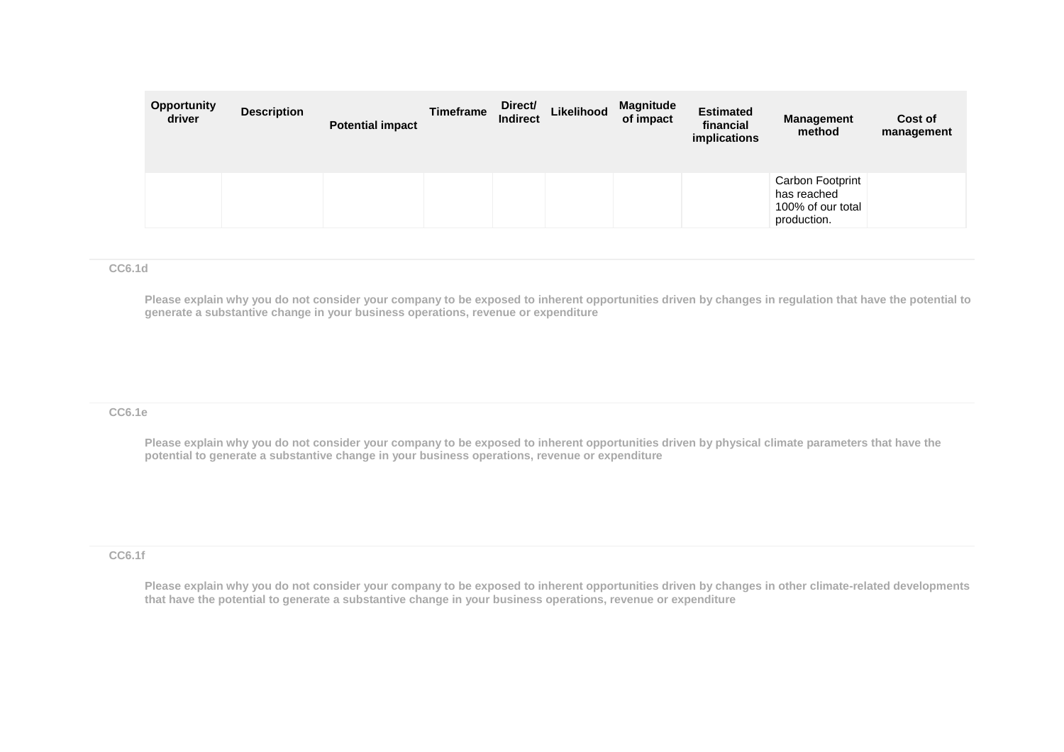| Opportunity driver | Description | Potential impact | Timeframe | Direct/ Indirect | Likelihood | Magnitude of impact | Estimated financial implications | Management method | Cost of management |
|---|---|---|---|---|---|---|---|---|---|
| | | | | | | | | Carbon Footprint has reached 100% of our total production. | |

### CC6.1d

**Please explain why you do not consider your company to be exposed to inherent opportunities driven by changes in regulation that have the potential to generate a substantive change in your business operations, revenue or expenditure**

### CC6.1e

**Please explain why you do not consider your company to be exposed to inherent opportunities driven by physical climate parameters that have the potential to generate a substantive change in your business operations, revenue or expenditure**

### CC6.1f

**Please explain why you do not consider your company to be exposed to inherent opportunities driven by changes in other climate-related developments that have the potential to generate a substantive change in your business operations, revenue or expenditure**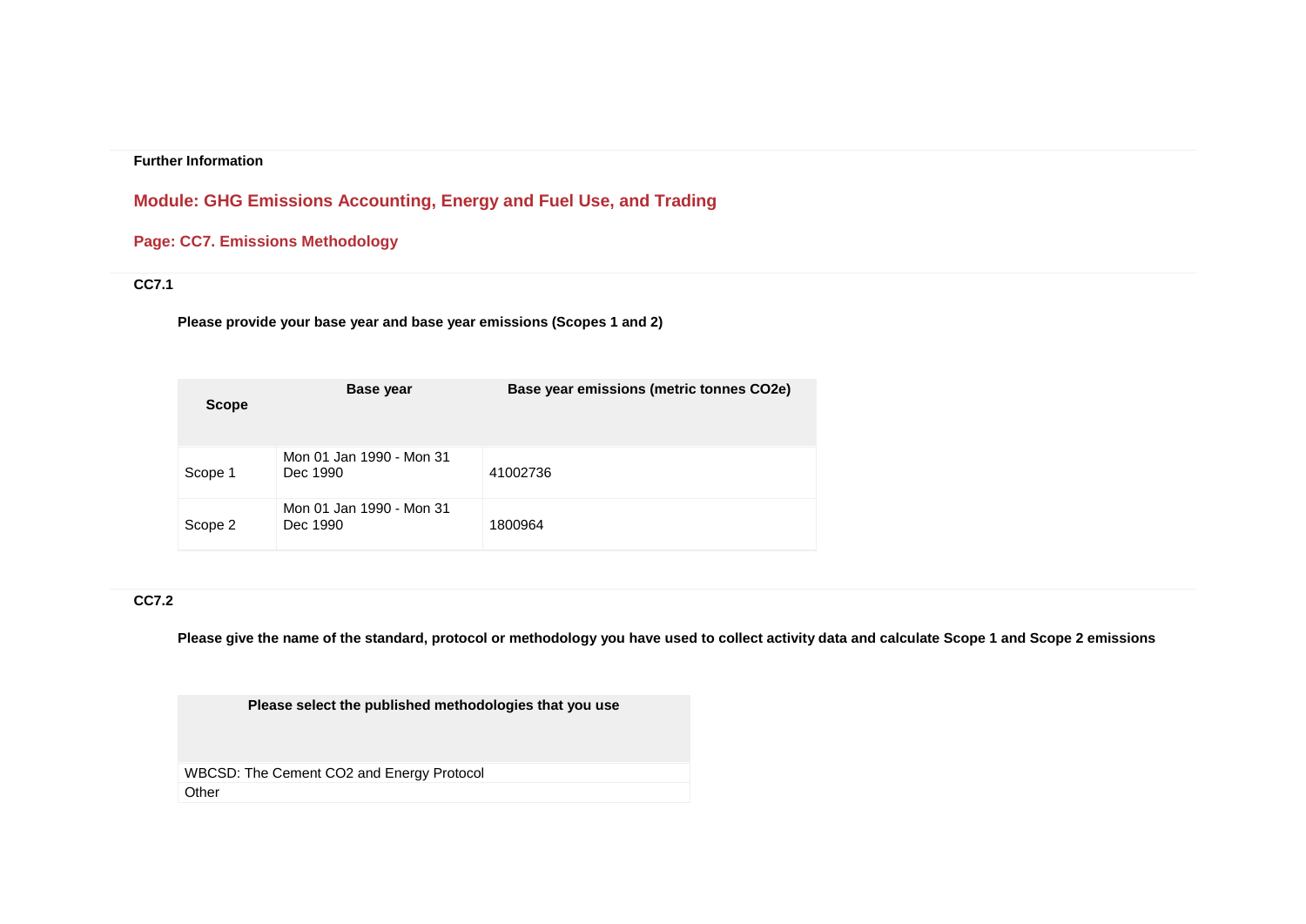**Further Information**

## Module: GHG Emissions Accounting, Energy and Fuel Use, and Trading

### Page: CC7. Emissions Methodology

**CC7.1**

**Please provide your base year and base year emissions (Scopes 1 and 2)**

| Scope | Base year | Base year emissions (metric tonnes CO2e) |
|---|---|---|
| Scope 1 | Mon 01 Jan 1990 - Mon 31 Dec 1990 | 41002736 |
| Scope 2 | Mon 01 Jan 1990 - Mon 31 Dec 1990 | 1800964 |

**CC7.2**

**Please give the name of the standard, protocol or methodology you have used to collect activity data and calculate Scope 1 and Scope 2 emissions**

| Please select the published methodologies that you use |
|---|
| WBCSD: The Cement CO2 and Energy Protocol |
| Other |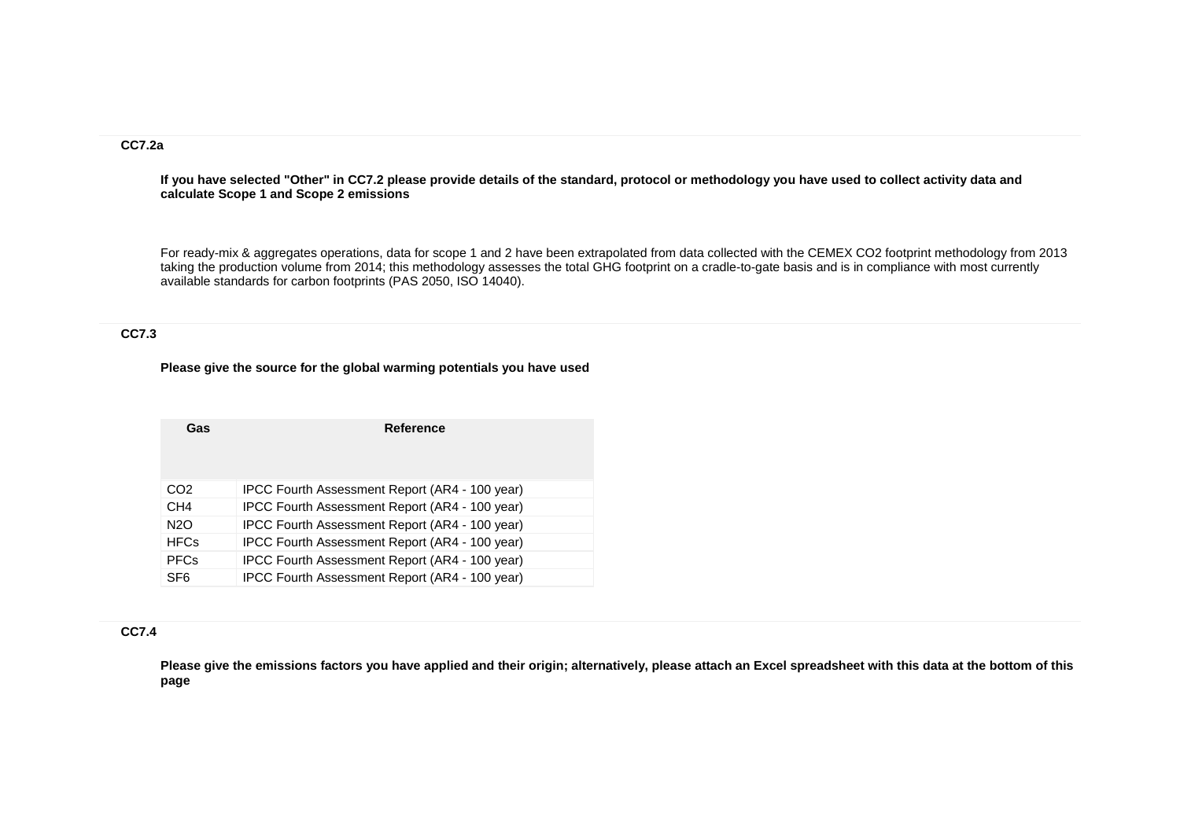### CC7.2a

**If you have selected "Other" in CC7.2 please provide details of the standard, protocol or methodology you have used to collect activity data and calculate Scope 1 and Scope 2 emissions**

For ready-mix & aggregates operations, data for scope 1 and 2 have been extrapolated from data collected with the CEMEX CO2 footprint methodology from 2013 taking the production volume from 2014; this methodology assesses the total GHG footprint on a cradle-to-gate basis and is in compliance with most currently available standards for carbon footprints (PAS 2050, ISO 14040).

### CC7.3

**Please give the source for the global warming potentials you have used**

| Gas | Reference |
|---|---|
| CO2 | IPCC Fourth Assessment Report (AR4 - 100 year) |
| CH4 | IPCC Fourth Assessment Report (AR4 - 100 year) |
| N2O | IPCC Fourth Assessment Report (AR4 - 100 year) |
| HFCs | IPCC Fourth Assessment Report (AR4 - 100 year) |
| PFCs | IPCC Fourth Assessment Report (AR4 - 100 year) |
| SF6 | IPCC Fourth Assessment Report (AR4 - 100 year) |

### CC7.4

**Please give the emissions factors you have applied and their origin; alternatively, please attach an Excel spreadsheet with this data at the bottom of this page**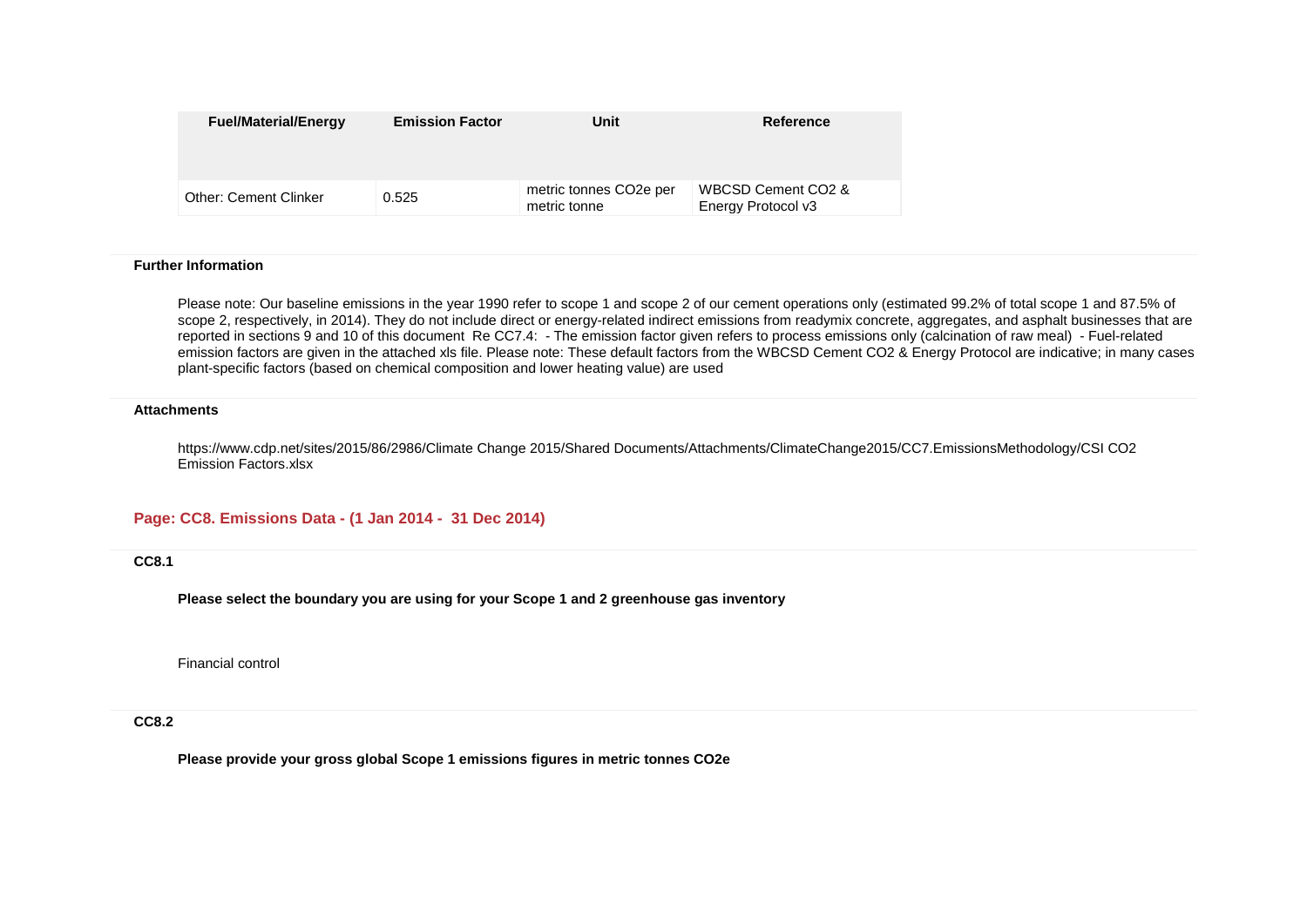| Fuel/Material/Energy | Emission Factor | Unit | Reference |
|---|---|---|---|
| Other: Cement Clinker | 0.525 | metric tonnes CO2e per metric tonne | WBCSD Cement CO2 & Energy Protocol v3 |

**Further Information**

Please note: Our baseline emissions in the year 1990 refer to scope 1 and scope 2 of our cement operations only (estimated 99.2% of total scope 1 and 87.5% of scope 2, respectively, in 2014). They do not include direct or energy-related indirect emissions from readymix concrete, aggregates, and asphalt businesses that are reported in sections 9 and 10 of this document Re CC7.4: - The emission factor given refers to process emissions only (calcination of raw meal) - Fuel-related emission factors are given in the attached xls file. Please note: These default factors from the WBCSD Cement CO2 & Energy Protocol are indicative; in many cases plant-specific factors (based on chemical composition and lower heating value) are used

**Attachments**

https://www.cdp.net/sites/2015/86/2986/Climate Change 2015/Shared Documents/Attachments/ClimateChange2015/CC7.EmissionsMethodology/CSI CO2 Emission Factors.xlsx

## Page: CC8. Emissions Data - (1 Jan 2014 - 31 Dec 2014)

**CC8.1**

**Please select the boundary you are using for your Scope 1 and 2 greenhouse gas inventory**

Financial control

**CC8.2**

**Please provide your gross global Scope 1 emissions figures in metric tonnes CO2e**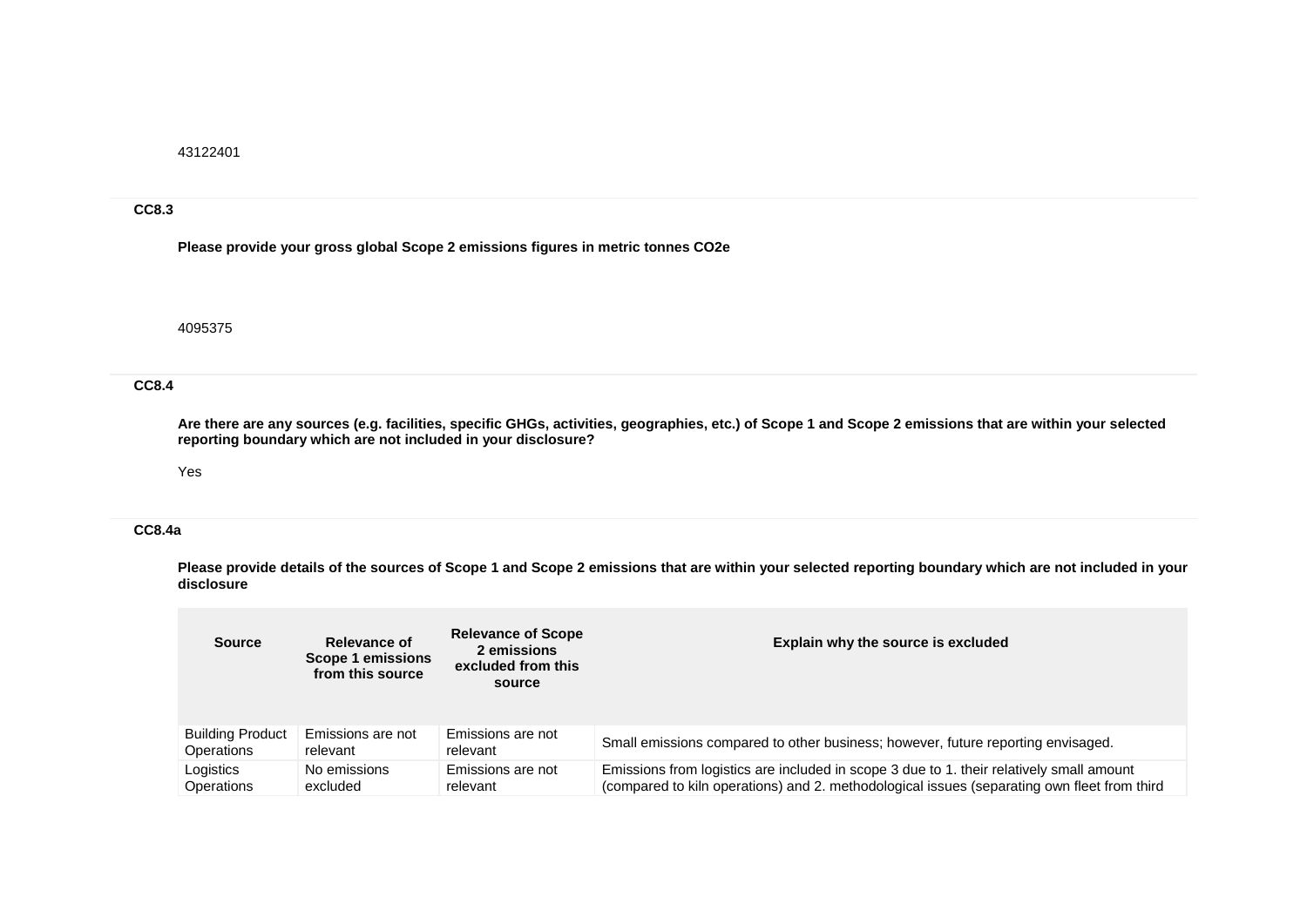43122401

### CC8.3

**Please provide your gross global Scope 2 emissions figures in metric tonnes CO2e**

4095375

### CC8.4

**Are there are any sources (e.g. facilities, specific GHGs, activities, geographies, etc.) of Scope 1 and Scope 2 emissions that are within your selected reporting boundary which are not included in your disclosure?**

Yes

### CC8.4a

**Please provide details of the sources of Scope 1 and Scope 2 emissions that are within your selected reporting boundary which are not included in your disclosure**

| Source | Relevance of Scope 1 emissions from this source | Relevance of Scope 2 emissions excluded from this source | Explain why the source is excluded |
|---|---|---|---|
| Building Product Operations | Emissions are not relevant | Emissions are not relevant | Small emissions compared to other business; however, future reporting envisaged. |
| Logistics Operations | No emissions excluded | Emissions are not relevant | Emissions from logistics are included in scope 3 due to 1. their relatively small amount (compared to kiln operations) and 2. methodological issues (separating own fleet from third |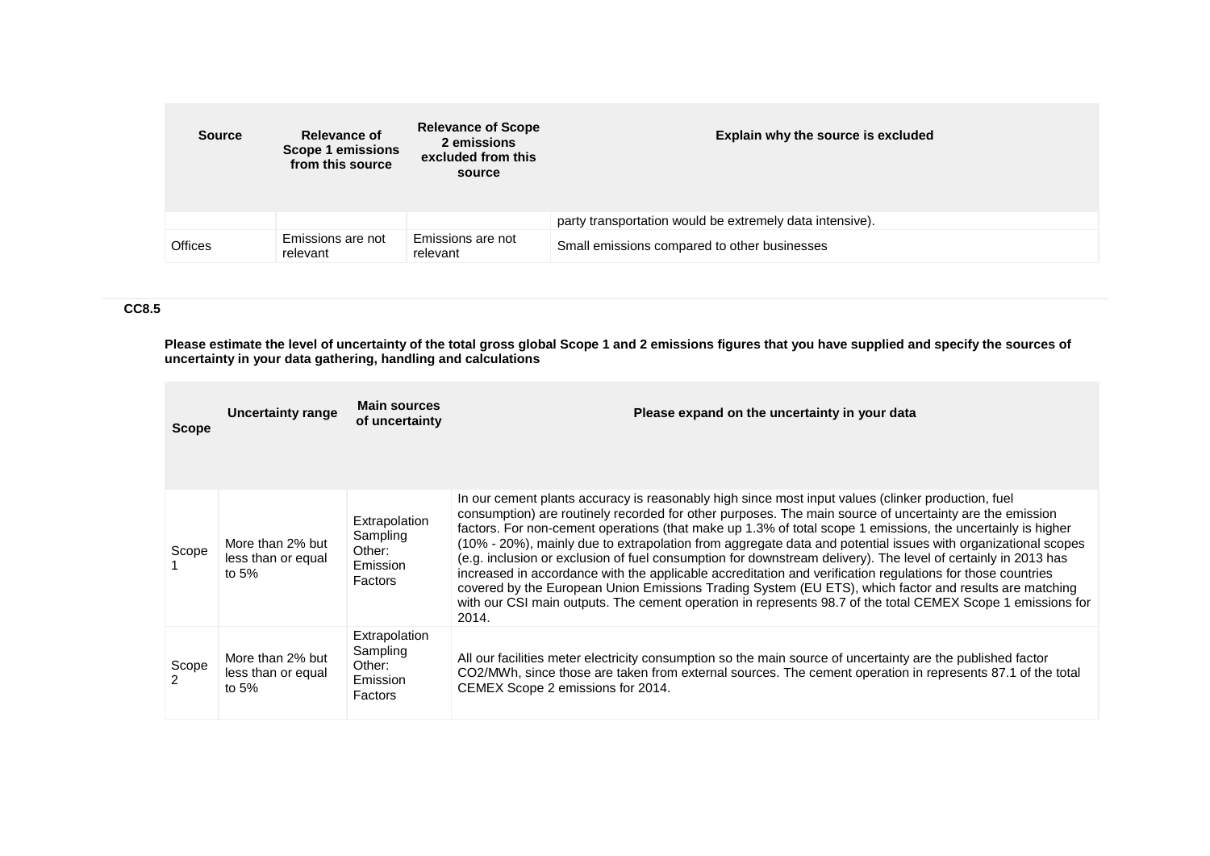| Source | Relevance of Scope 1 emissions from this source | Relevance of Scope 2 emissions excluded from this source | Explain why the source is excluded |
|---|---|---|---|
| | | | party transportation would be extremely data intensive). |
| Offices | Emissions are not relevant | Emissions are not relevant | Small emissions compared to other businesses |

**CC8.5**

**Please estimate the level of uncertainty of the total gross global Scope 1 and 2 emissions figures that you have supplied and specify the sources of uncertainty in your data gathering, handling and calculations**

| Scope | Uncertainty range | Main sources of uncertainty | Please expand on the uncertainty in your data |
|---|---|---|---|
| Scope 1 | More than 2% but less than or equal to 5% | Extrapolation Sampling Other: Emission Factors | In our cement plants accuracy is reasonably high since most input values (clinker production, fuel consumption) are routinely recorded for other purposes. The main source of uncertainty are the emission factors. For non-cement operations (that make up 1.3% of total scope 1 emissions, the uncertainly is higher (10% - 20%), mainly due to extrapolation from aggregate data and potential issues with organizational scopes (e.g. inclusion or exclusion of fuel consumption for downstream delivery). The level of certainly in 2013 has increased in accordance with the applicable accreditation and verification regulations for those countries covered by the European Union Emissions Trading System (EU ETS), which factor and results are matching with our CSI main outputs. The cement operation in represents 98.7 of the total CEMEX Scope 1 emissions for 2014. |
| Scope 2 | More than 2% but less than or equal to 5% | Extrapolation Sampling Other: Emission Factors | All our facilities meter electricity consumption so the main source of uncertainty are the published factor CO2/MWh, since those are taken from external sources. The cement operation in represents 87.1 of the total CEMEX Scope 2 emissions for 2014. |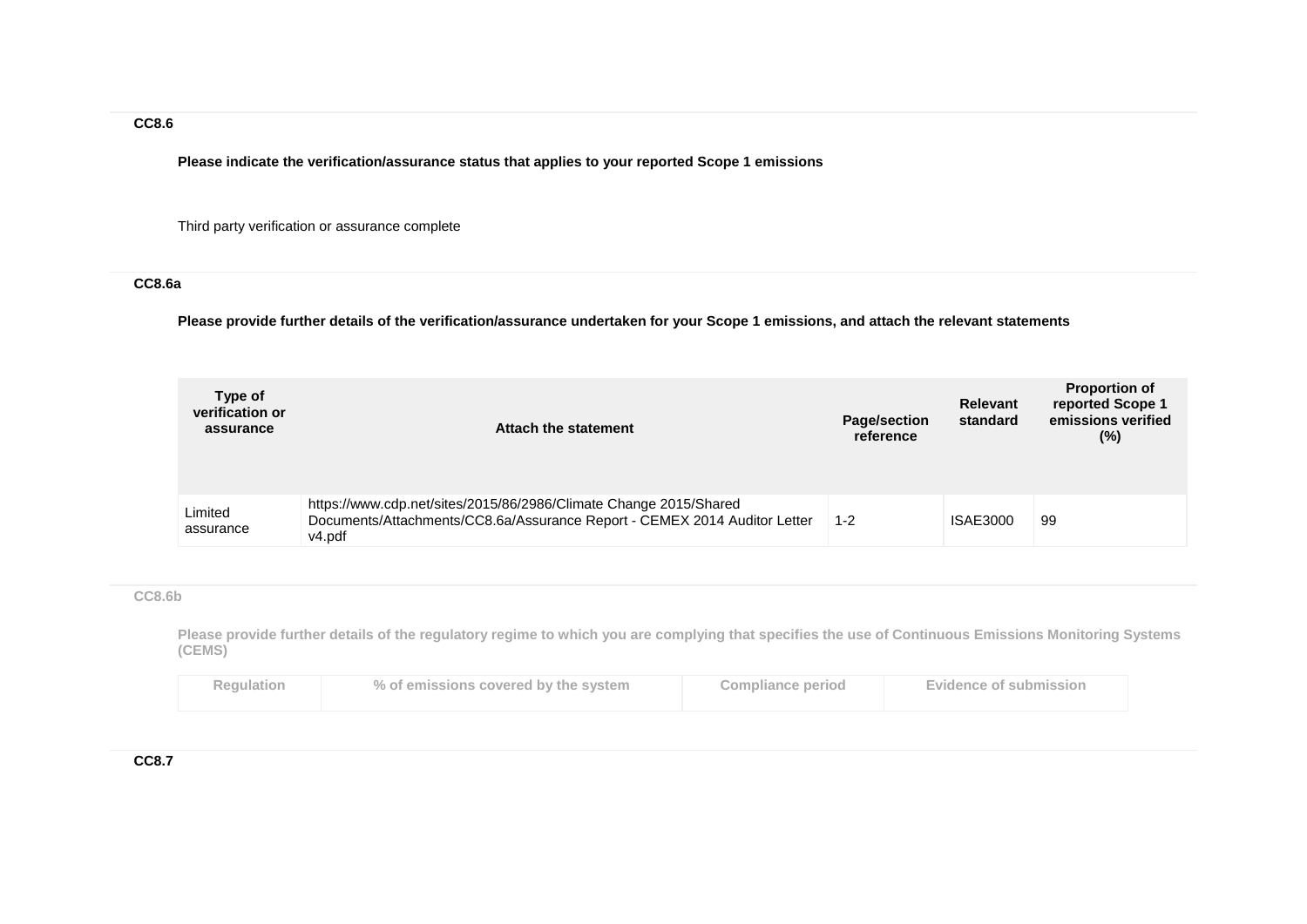### CC8.6

**Please indicate the verification/assurance status that applies to your reported Scope 1 emissions**

Third party verification or assurance complete

### CC8.6a

**Please provide further details of the verification/assurance undertaken for your Scope 1 emissions, and attach the relevant statements**

| Type of verification or assurance | Attach the statement | Page/section reference | Relevant standard | Proportion of reported Scope 1 emissions verified (%) |
|---|---|---|---|---|
| Limited assurance | https://www.cdp.net/sites/2015/86/2986/Climate Change 2015/Shared Documents/Attachments/CC8.6a/Assurance Report - CEMEX 2014 Auditor Letter v4.pdf | 1-2 | ISAE3000 | 99 |

### CC8.6b

**Please provide further details of the regulatory regime to which you are complying that specifies the use of Continuous Emissions Monitoring Systems (CEMS)**

| Regulation | % of emissions covered by the system | Compliance period | Evidence of submission |
|---|---|---|---|

### CC8.7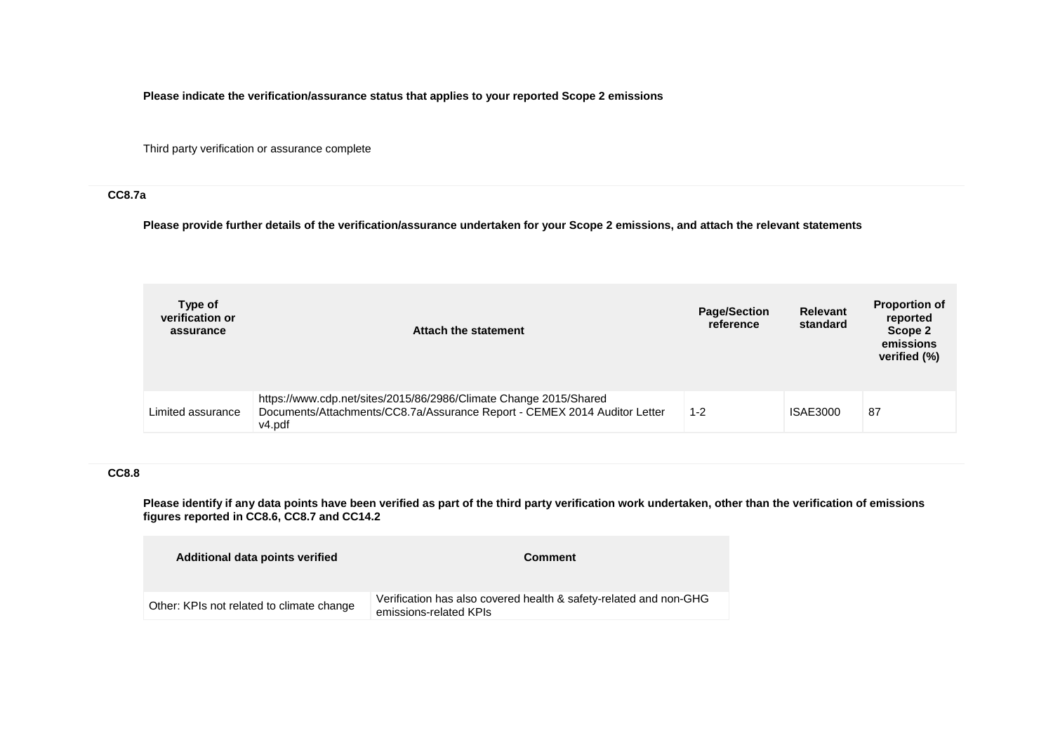**Please indicate the verification/assurance status that applies to your reported Scope 2 emissions**

Third party verification or assurance complete

### CC8.7a

**Please provide further details of the verification/assurance undertaken for your Scope 2 emissions, and attach the relevant statements**

| Type of verification or assurance | Attach the statement | Page/Section reference | Relevant standard | Proportion of reported Scope 2 emissions verified (%) |
|---|---|---|---|---|
| Limited assurance | https://www.cdp.net/sites/2015/86/2986/Climate Change 2015/Shared Documents/Attachments/CC8.7a/Assurance Report - CEMEX 2014 Auditor Letter v4.pdf | 1-2 | ISAE3000 | 87 |

### CC8.8

**Please identify if any data points have been verified as part of the third party verification work undertaken, other than the verification of emissions figures reported in CC8.6, CC8.7 and CC14.2**

| Additional data points verified | Comment |
|---|---|
| Other: KPIs not related to climate change | Verification has also covered health & safety-related and non-GHG emissions-related KPIs |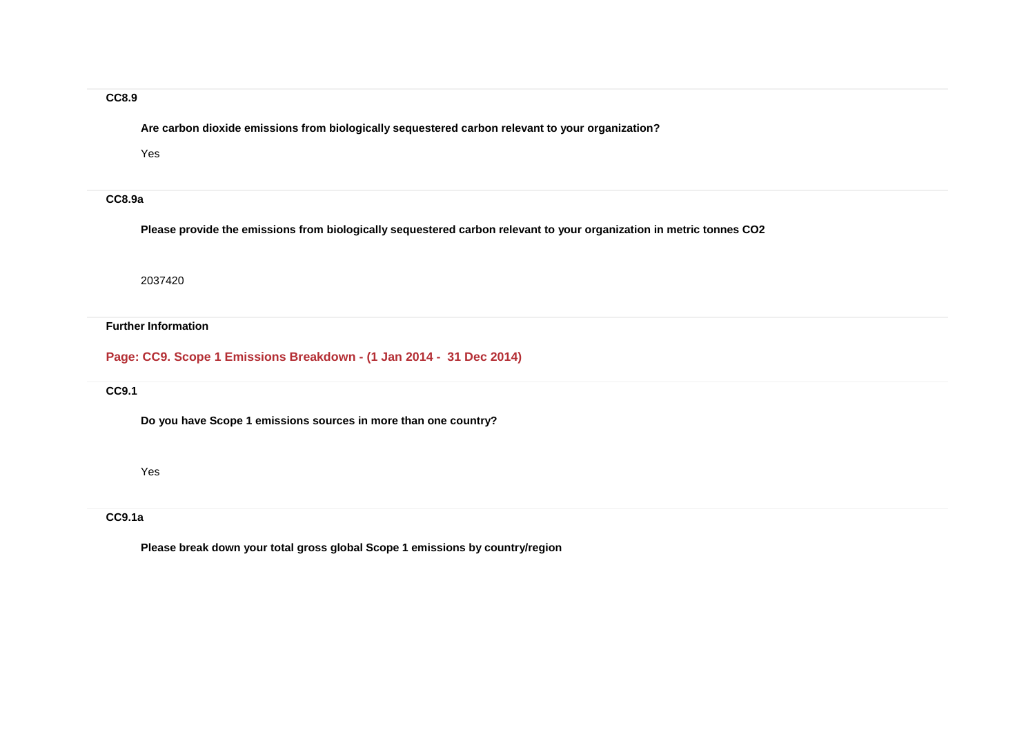### CC8.9

**Are carbon dioxide emissions from biologically sequestered carbon relevant to your organization?**

Yes

### CC8.9a

**Please provide the emissions from biologically sequestered carbon relevant to your organization in metric tonnes CO2**

2037420

### Further Information

## Page: CC9. Scope 1 Emissions Breakdown - (1 Jan 2014 - 31 Dec 2014)

### CC9.1

**Do you have Scope 1 emissions sources in more than one country?**

Yes

### CC9.1a

**Please break down your total gross global Scope 1 emissions by country/region**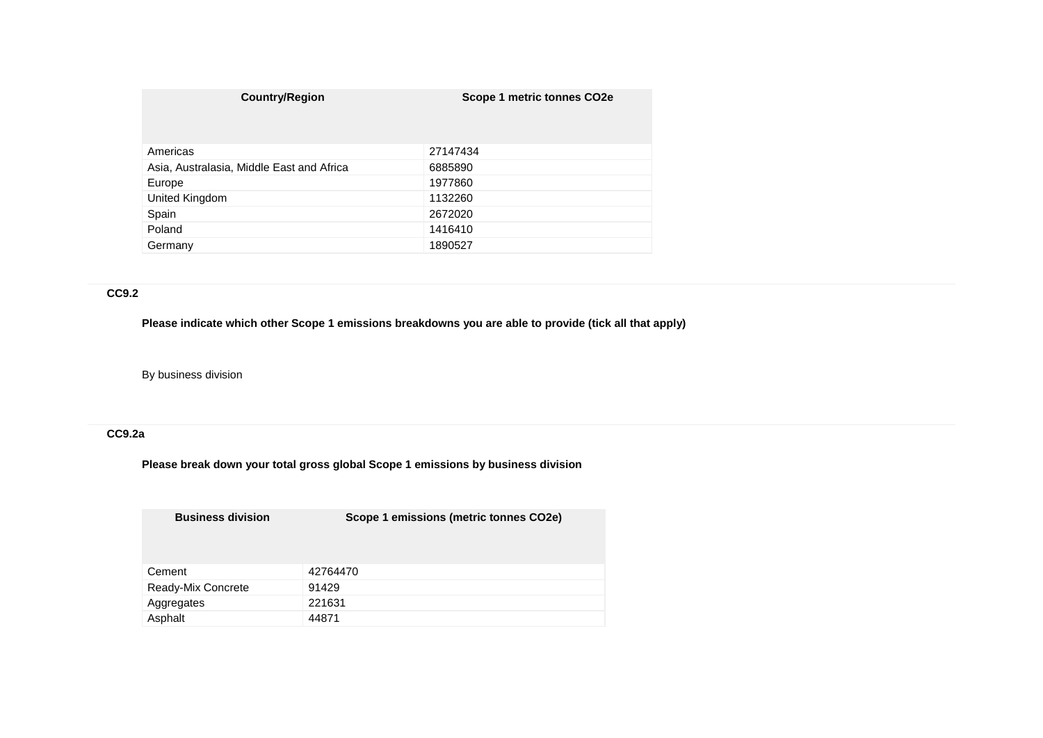| Country/Region | Scope 1 metric tonnes CO2e |
|---|---|
| Americas | 27147434 |
| Asia, Australasia, Middle East and Africa | 6885890 |
| Europe | 1977860 |
| United Kingdom | 1132260 |
| Spain | 2672020 |
| Poland | 1416410 |
| Germany | 1890527 |

### CC9.2

**Please indicate which other Scope 1 emissions breakdowns you are able to provide (tick all that apply)**

By business division

### CC9.2a

**Please break down your total gross global Scope 1 emissions by business division**

| Business division | Scope 1 emissions (metric tonnes CO2e) |
|---|---|
| Cement | 42764470 |
| Ready-Mix Concrete | 91429 |
| Aggregates | 221631 |
| Asphalt | 44871 |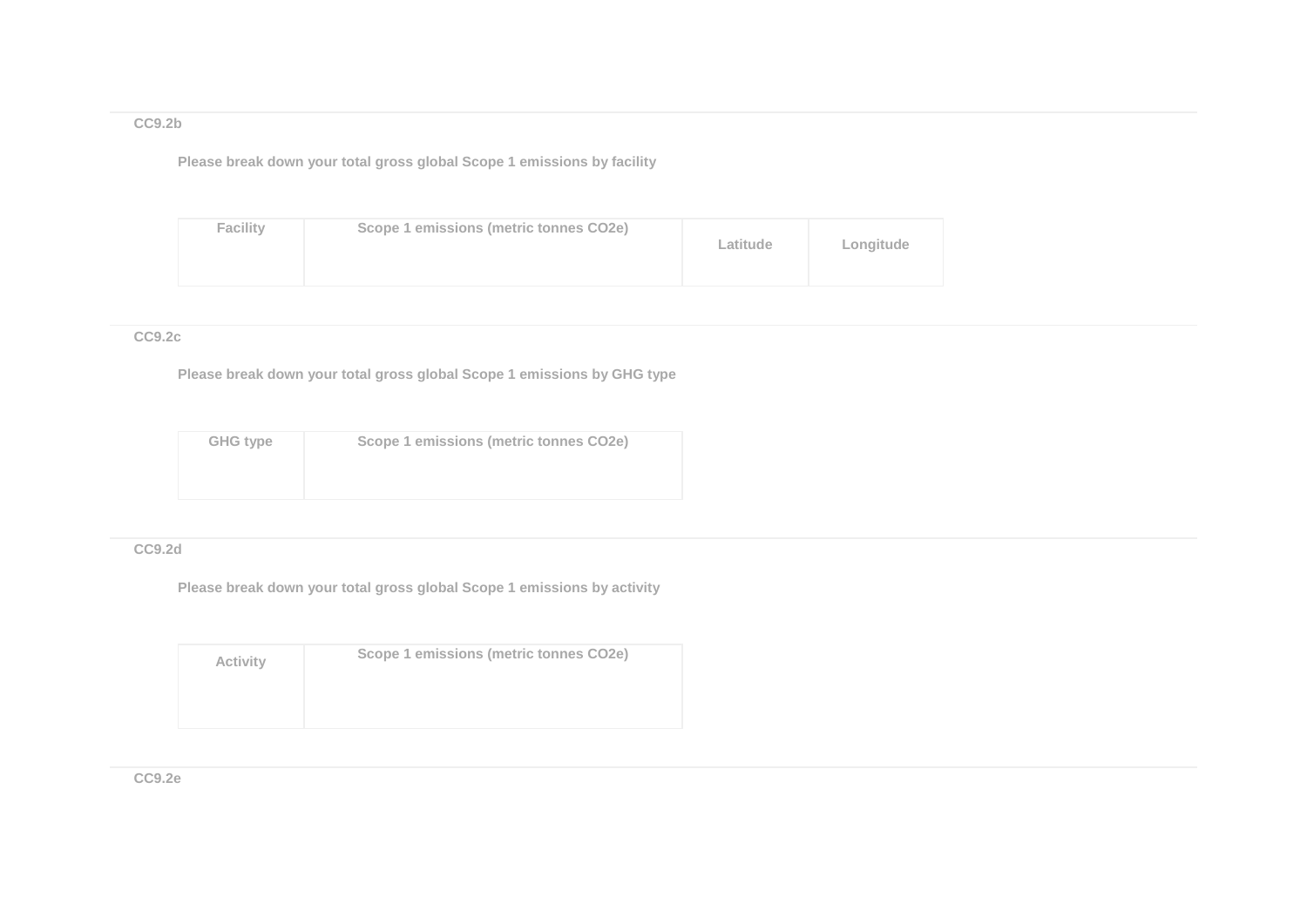### CC9.2b

Please break down your total gross global Scope 1 emissions by facility

| Facility | Scope 1 emissions (metric tonnes CO2e) | Latitude | Longitude |
|---|---|---|---|
| | | | |

### CC9.2c

Please break down your total gross global Scope 1 emissions by GHG type

| GHG type | Scope 1 emissions (metric tonnes CO2e) |
|---|---|
| | |

### CC9.2d

Please break down your total gross global Scope 1 emissions by activity

| Activity | Scope 1 emissions (metric tonnes CO2e) |
|---|---|
| | |

### CC9.2e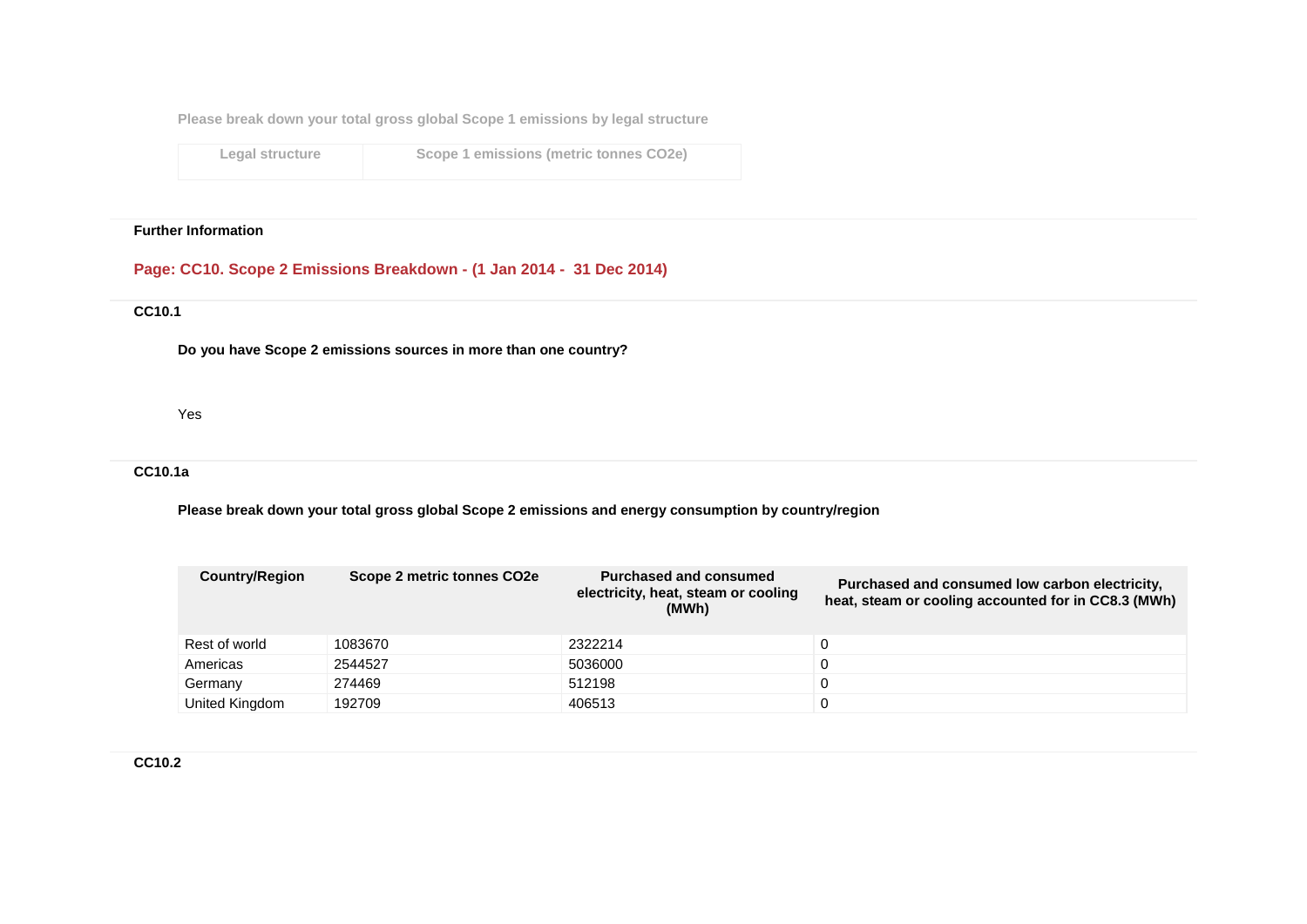Please break down your total gross global Scope 1 emissions by legal structure

| Legal structure | Scope 1 emissions (metric tonnes CO2e) |
|---|---|

**Further Information**

## Page: CC10. Scope 2 Emissions Breakdown - (1 Jan 2014 - 31 Dec 2014)

### CC10.1

**Do you have Scope 2 emissions sources in more than one country?**

Yes

### CC10.1a

**Please break down your total gross global Scope 2 emissions and energy consumption by country/region**

| Country/Region | Scope 2 metric tonnes CO2e | Purchased and consumed electricity, heat, steam or cooling (MWh) | Purchased and consumed low carbon electricity, heat, steam or cooling accounted for in CC8.3 (MWh) |
|---|---|---|---|
| Rest of world | 1083670 | 2322214 | 0 |
| Americas | 2544527 | 5036000 | 0 |
| Germany | 274469 | 512198 | 0 |
| United Kingdom | 192709 | 406513 | 0 |

### CC10.2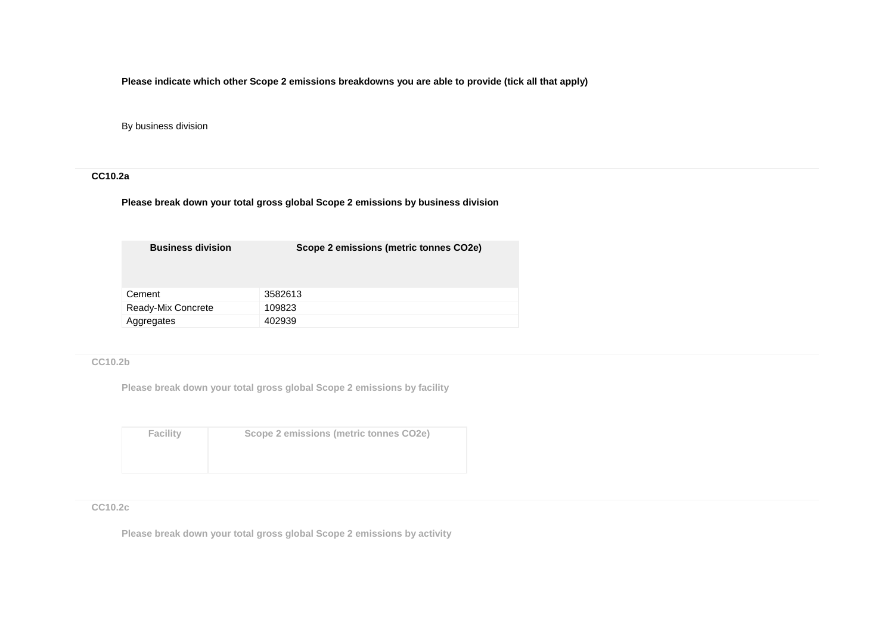**Please indicate which other Scope 2 emissions breakdowns you are able to provide (tick all that apply)**

By business division

**CC10.2a**

**Please break down your total gross global Scope 2 emissions by business division**

| Business division | Scope 2 emissions (metric tonnes CO2e) |
|---|---|
| Cement | 3582613 |
| Ready-Mix Concrete | 109823 |
| Aggregates | 402939 |

**CC10.2b**

**Please break down your total gross global Scope 2 emissions by facility**

| Facility | Scope 2 emissions (metric tonnes CO2e) |
|---|---|
| | |

**CC10.2c**

**Please break down your total gross global Scope 2 emissions by activity**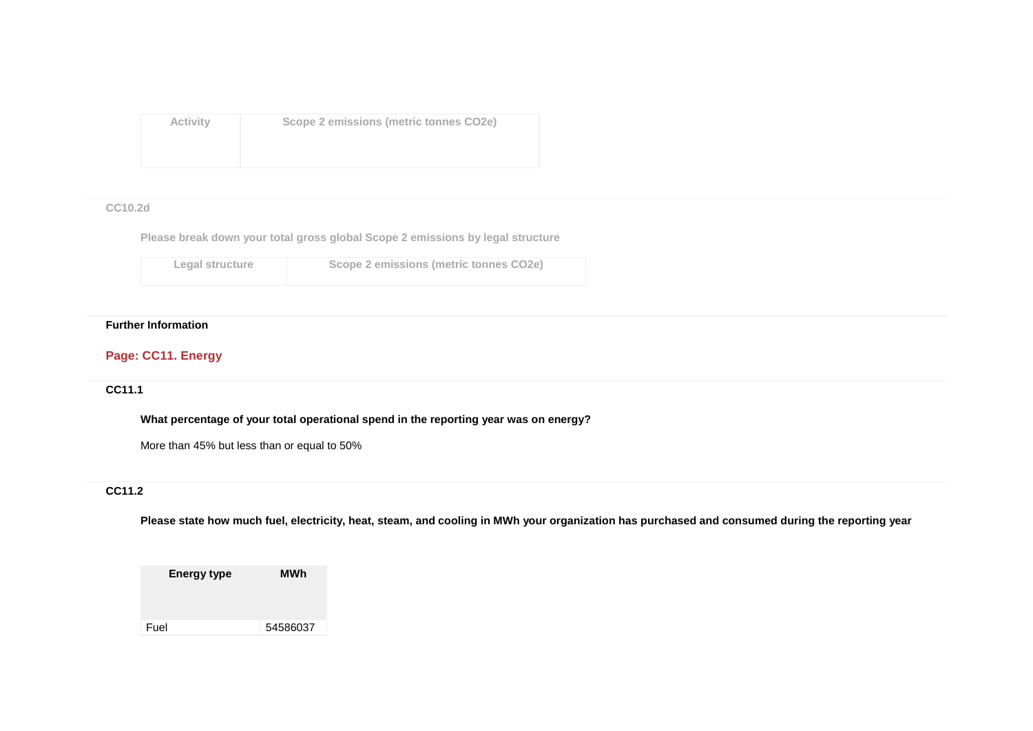| Activity | Scope 2 emissions (metric tonnes CO2e) |
| --- | --- |

CC10.2d

Please break down your total gross global Scope 2 emissions by legal structure

| Legal structure | Scope 2 emissions (metric tonnes CO2e) |
| --- | --- |

**Further Information**

## Page: CC11. Energy

**CC11.1**

**What percentage of your total operational spend in the reporting year was on energy?**

More than 45% but less than or equal to 50%

**CC11.2**

**Please state how much fuel, electricity, heat, steam, and cooling in MWh your organization has purchased and consumed during the reporting year**

| Energy type | MWh |
| --- | --- |
| Fuel | 54586037 |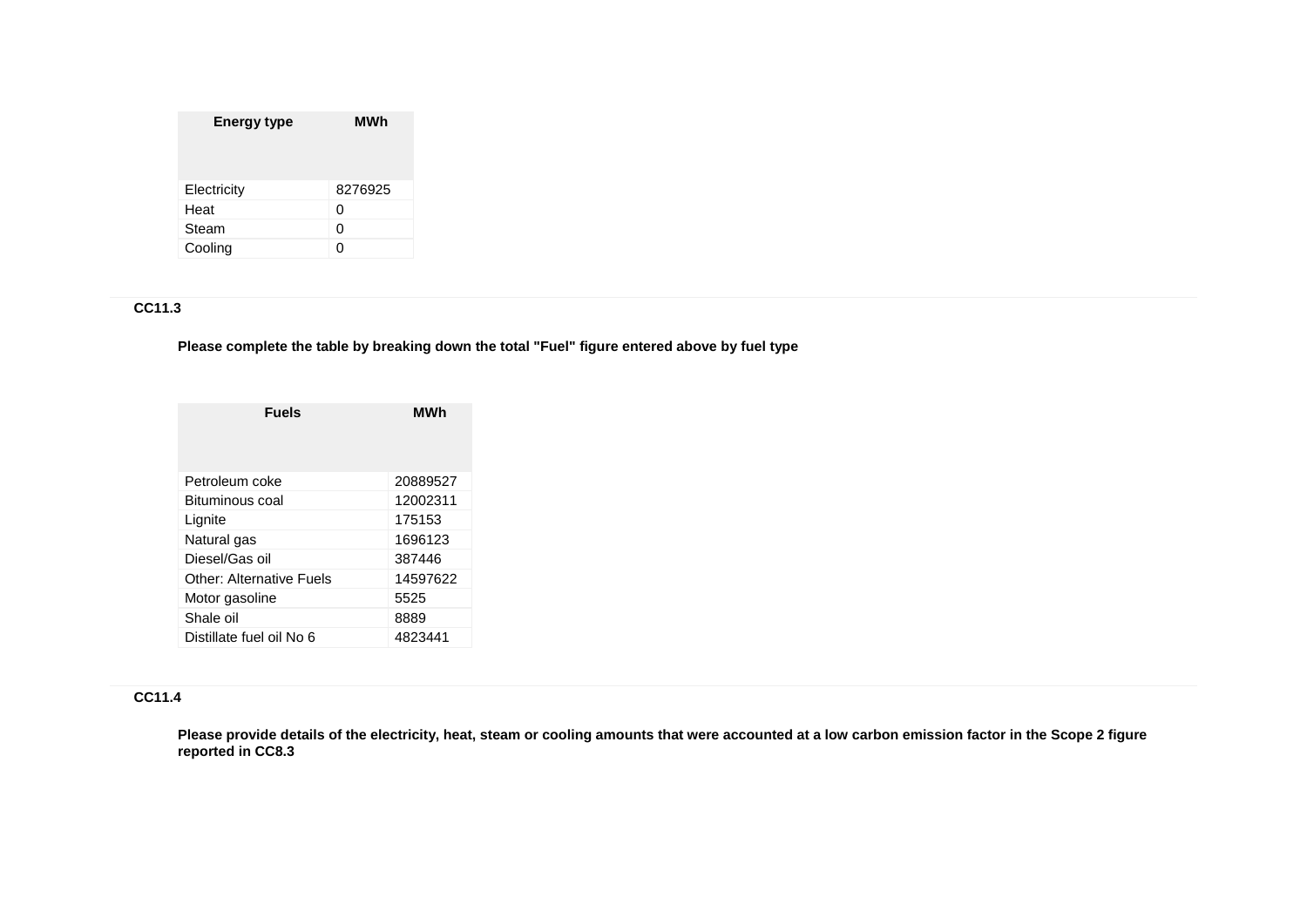| Energy type | MWh |
| --- | --- |
| Electricity | 8276925 |
| Heat | 0 |
| Steam | 0 |
| Cooling | 0 |

**CC11.3**

**Please complete the table by breaking down the total "Fuel" figure entered above by fuel type**

| Fuels | MWh |
| --- | --- |
| Petroleum coke | 20889527 |
| Bituminous coal | 12002311 |
| Lignite | 175153 |
| Natural gas | 1696123 |
| Diesel/Gas oil | 387446 |
| Other: Alternative Fuels | 14597622 |
| Motor gasoline | 5525 |
| Shale oil | 8889 |
| Distillate fuel oil No 6 | 4823441 |

**CC11.4**

**Please provide details of the electricity, heat, steam or cooling amounts that were accounted at a low carbon emission factor in the Scope 2 figure reported in CC8.3**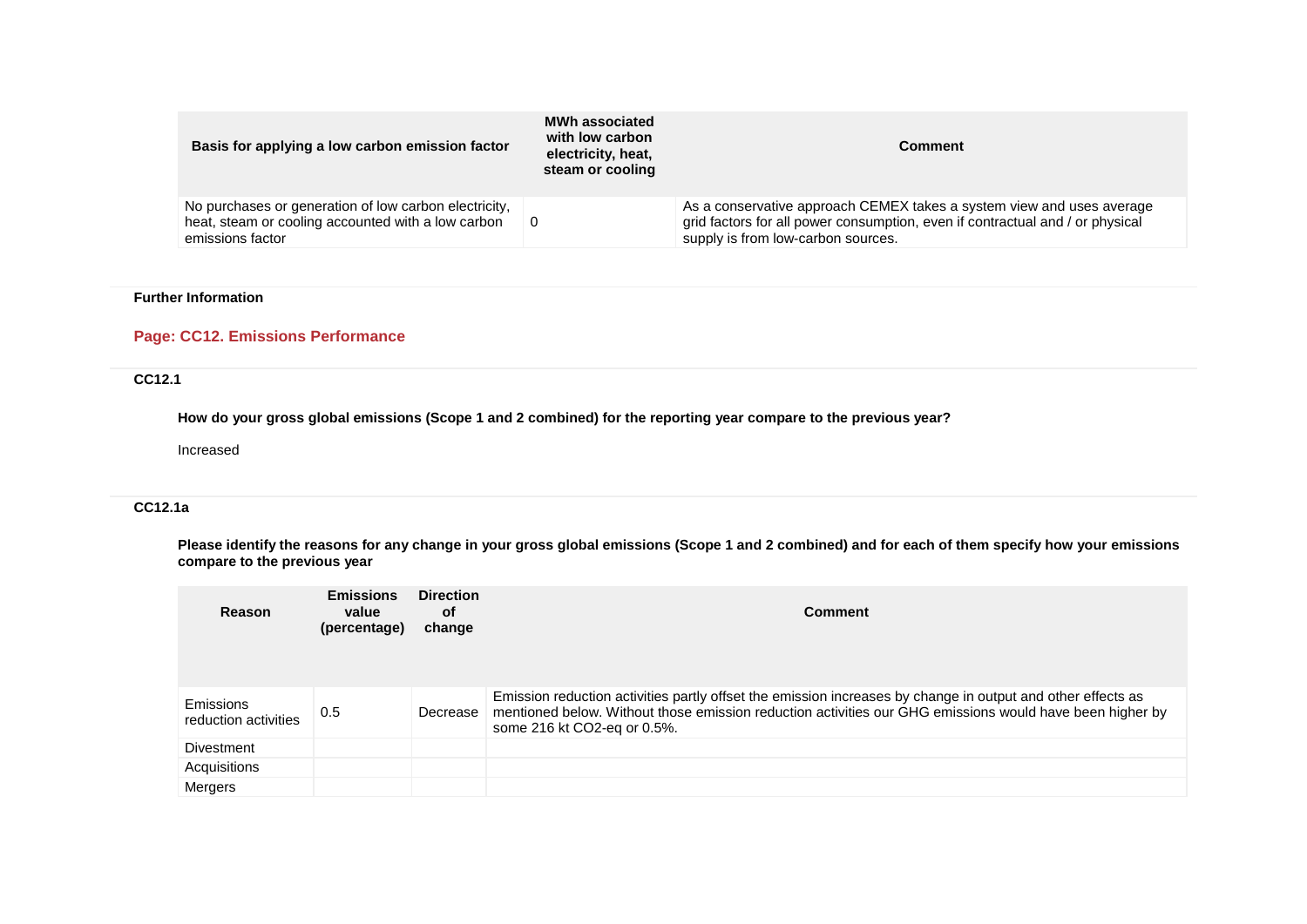| Basis for applying a low carbon emission factor | MWh associated with low carbon electricity, heat, steam or cooling | Comment |
|---|---|---|
| No purchases or generation of low carbon electricity, heat, steam or cooling accounted with a low carbon emissions factor | 0 | As a conservative approach CEMEX takes a system view and uses average grid factors for all power consumption, even if contractual and / or physical supply is from low-carbon sources. |

**Further Information**

## Page: CC12. Emissions Performance

### CC12.1

**How do your gross global emissions (Scope 1 and 2 combined) for the reporting year compare to the previous year?**

Increased

### CC12.1a

**Please identify the reasons for any change in your gross global emissions (Scope 1 and 2 combined) and for each of them specify how your emissions compare to the previous year**

| Reason | Emissions value (percentage) | Direction of change | Comment |
|---|---|---|---|
| Emissions reduction activities | 0.5 | Decrease | Emission reduction activities partly offset the emission increases by change in output and other effects as mentioned below. Without those emission reduction activities our GHG emissions would have been higher by some 216 kt CO2-eq or 0.5%. |
| Divestment | | | |
| Acquisitions | | | |
| Mergers | | | |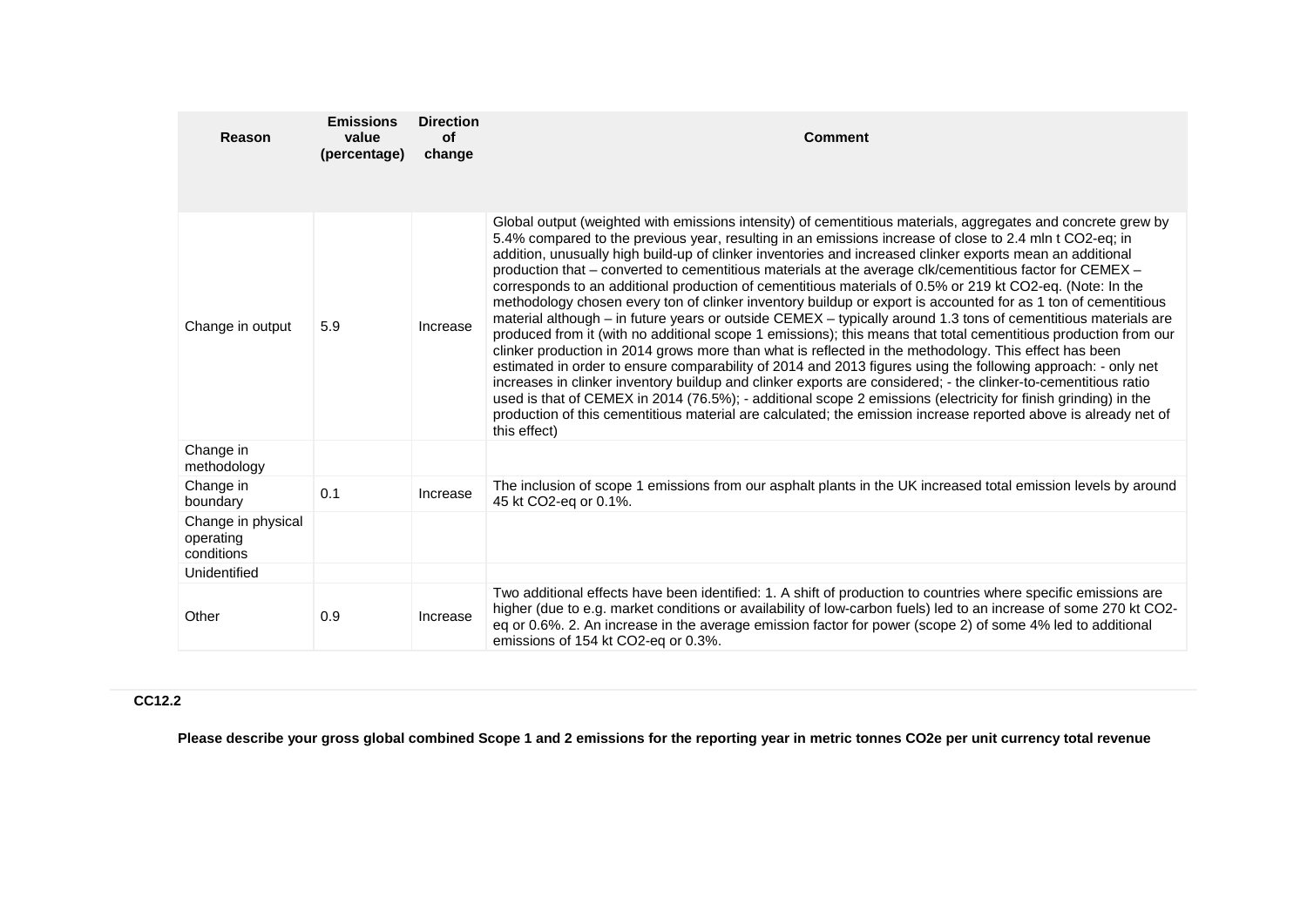| Reason | Emissions value (percentage) | Direction of change | Comment |
| --- | --- | --- | --- |
| Change in output | 5.9 | Increase | Global output (weighted with emissions intensity) of cementitious materials, aggregates and concrete grew by 5.4% compared to the previous year, resulting in an emissions increase of close to 2.4 mln t CO2-eq; in addition, unusually high build-up of clinker inventories and increased clinker exports mean an additional production that – converted to cementitious materials at the average clk/cementitious factor for CEMEX – corresponds to an additional production of cementitious materials of 0.5% or 219 kt CO2-eq. (Note: In the methodology chosen every ton of clinker inventory buildup or export is accounted for as 1 ton of cementitious material although – in future years or outside CEMEX – typically around 1.3 tons of cementitious materials are produced from it (with no additional scope 1 emissions); this means that total cementitious production from our clinker production in 2014 grows more than what is reflected in the methodology. This effect has been estimated in order to ensure comparability of 2014 and 2013 figures using the following approach: - only net increases in clinker inventory buildup and clinker exports are considered; - the clinker-to-cementitious ratio used is that of CEMEX in 2014 (76.5%); - additional scope 2 emissions (electricity for finish grinding) in the production of this cementitious material are calculated; the emission increase reported above is already net of this effect) |
| Change in methodology | | | |
| Change in boundary | 0.1 | Increase | The inclusion of scope 1 emissions from our asphalt plants in the UK increased total emission levels by around 45 kt CO2-eq or 0.1%. |
| Change in physical operating conditions | | | |
| Unidentified | | | |
| Other | 0.9 | Increase | Two additional effects have been identified: 1. A shift of production to countries where specific emissions are higher (due to e.g. market conditions or availability of low-carbon fuels) led to an increase of some 270 kt CO2-eq or 0.6%. 2. An increase in the average emission factor for power (scope 2) of some 4% led to additional emissions of 154 kt CO2-eq or 0.3%. |

**CC12.2**

**Please describe your gross global combined Scope 1 and 2 emissions for the reporting year in metric tonnes CO2e per unit currency total revenue**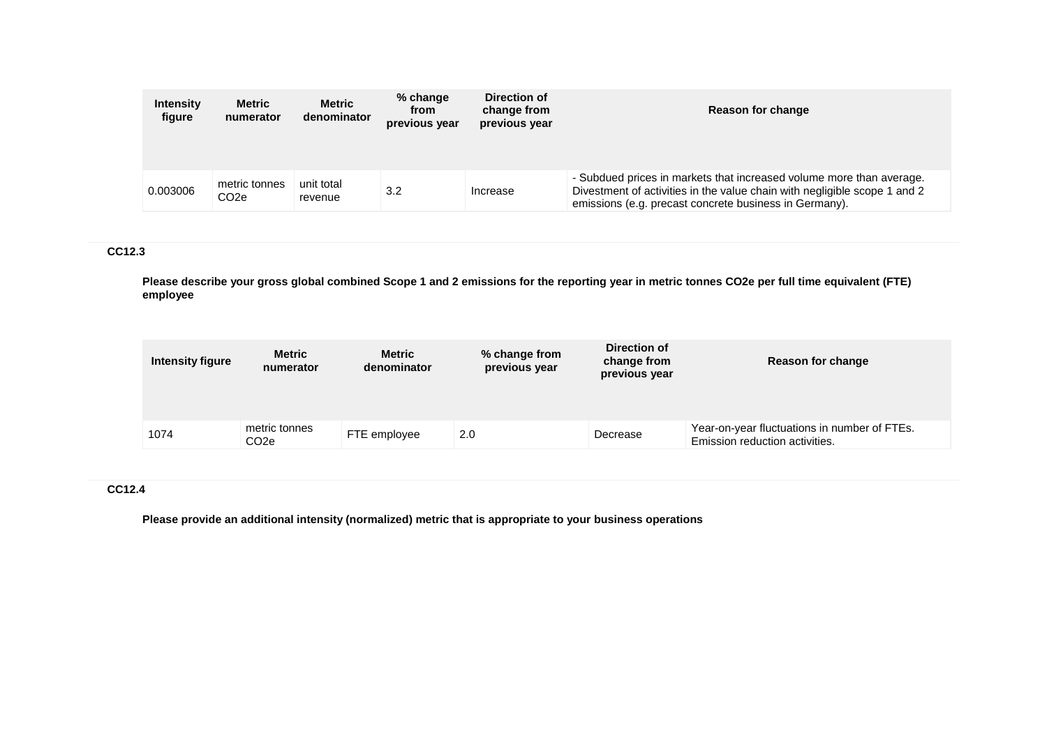| Intensity figure | Metric numerator | Metric denominator | % change from previous year | Direction of change from previous year | Reason for change |
|---|---|---|---|---|---|
| 0.003006 | metric tonnes CO2e | unit total revenue | 3.2 | Increase | - Subdued prices in markets that increased volume more than average. Divestment of activities in the value chain with negligible scope 1 and 2 emissions (e.g. precast concrete business in Germany). |

**CC12.3**

**Please describe your gross global combined Scope 1 and 2 emissions for the reporting year in metric tonnes CO2e per full time equivalent (FTE) employee**

| Intensity figure | Metric numerator | Metric denominator | % change from previous year | Direction of change from previous year | Reason for change |
|---|---|---|---|---|---|
| 1074 | metric tonnes CO2e | FTE employee | 2.0 | Decrease | Year-on-year fluctuations in number of FTEs. Emission reduction activities. |

**CC12.4**

**Please provide an additional intensity (normalized) metric that is appropriate to your business operations**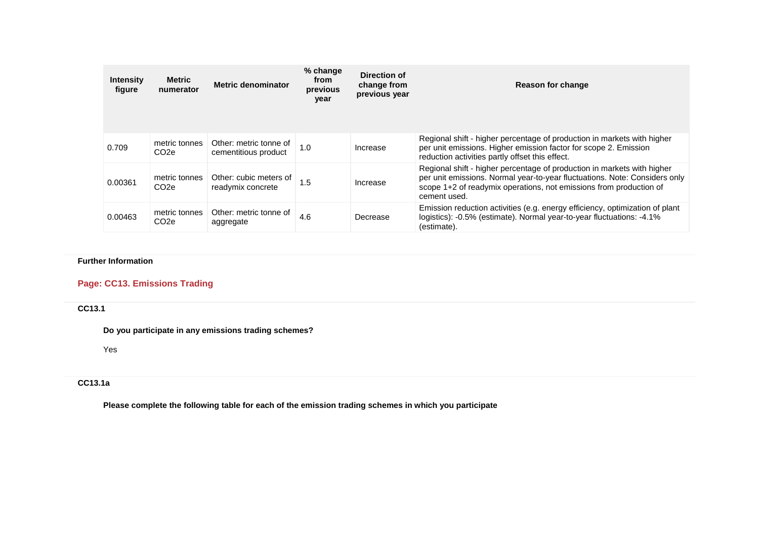| Intensity figure | Metric numerator | Metric denominator | % change from previous year | Direction of change from previous year | Reason for change |
|---|---|---|---|---|---|
| 0.709 | metric tonnes $CO_2e$ | Other: metric tonne of cementitious product | 1.0 | Increase | Regional shift - higher percentage of production in markets with higher per unit emissions. Higher emission factor for scope 2. Emission reduction activities partly offset this effect. |
| 0.00361 | metric tonnes $CO_2e$ | Other: cubic meters of readymix concrete | 1.5 | Increase | Regional shift - higher percentage of production in markets with higher per unit emissions. Normal year-to-year fluctuations. Note: Considers only scope 1+2 of readymix operations, not emissions from production of cement used. |
| 0.00463 | metric tonnes $CO_2e$ | Other: metric tonne of aggregate | 4.6 | Decrease | Emission reduction activities (e.g. energy efficiency, optimization of plant logistics): -0.5% (estimate). Normal year-to-year fluctuations: -4.1% (estimate). |

**Further Information**

## Page: CC13. Emissions Trading

### CC13.1

**Do you participate in any emissions trading schemes?**

Yes

### CC13.1a

**Please complete the following table for each of the emission trading schemes in which you participate**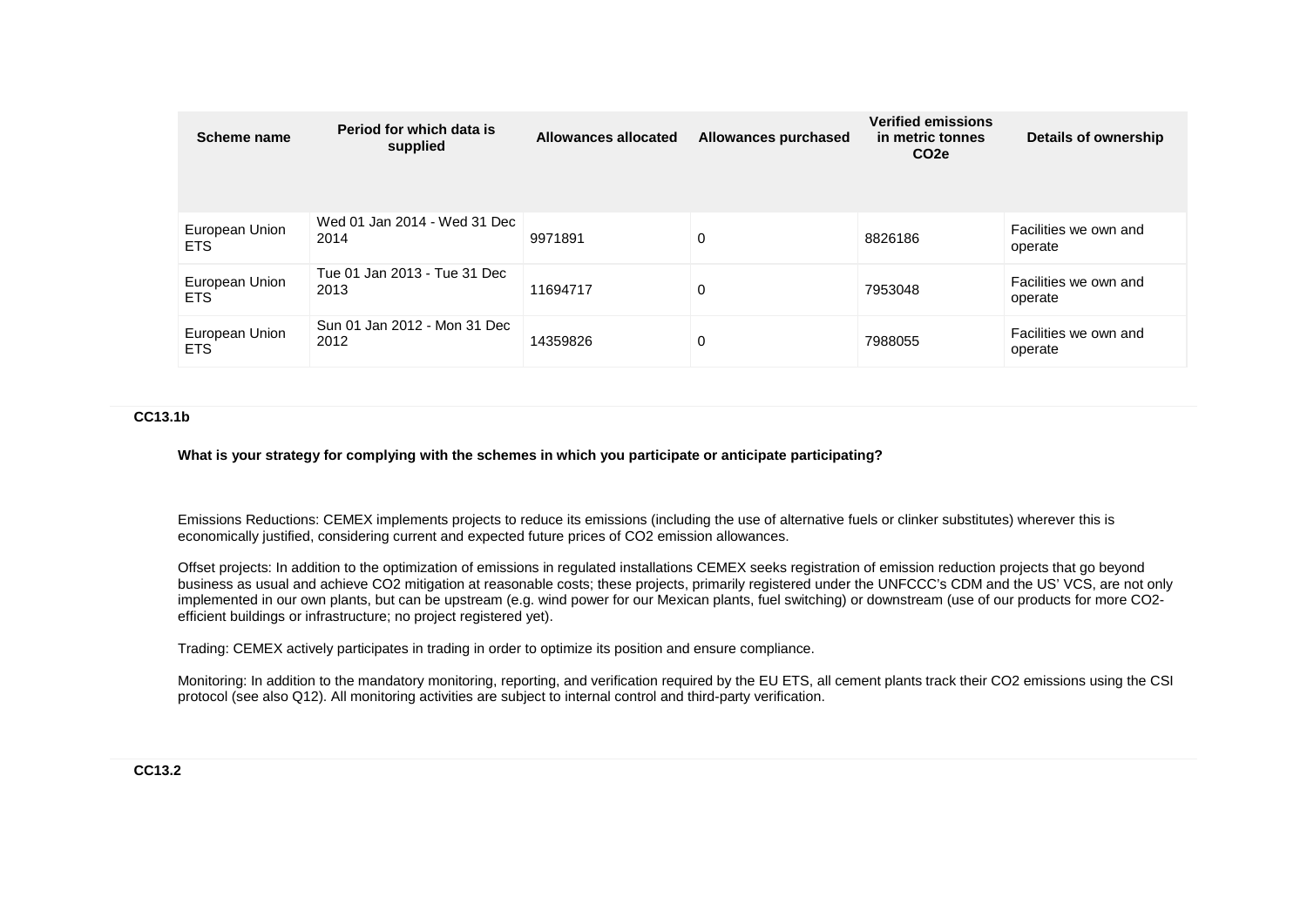| Scheme name | Period for which data is supplied | Allowances allocated | Allowances purchased | Verified emissions in metric tonnes CO2e | Details of ownership |
|---|---|---|---|---|---|
| European Union ETS | Wed 01 Jan 2014 - Wed 31 Dec 2014 | 9971891 | 0 | 8826186 | Facilities we own and operate |
| European Union ETS | Tue 01 Jan 2013 - Tue 31 Dec 2013 | 11694717 | 0 | 7953048 | Facilities we own and operate |
| European Union ETS | Sun 01 Jan 2012 - Mon 31 Dec 2012 | 14359826 | 0 | 7988055 | Facilities we own and operate |

### CC13.1b

**What is your strategy for complying with the schemes in which you participate or anticipate participating?**

Emissions Reductions: CEMEX implements projects to reduce its emissions (including the use of alternative fuels or clinker substitutes) wherever this is economically justified, considering current and expected future prices of CO2 emission allowances.

Offset projects: In addition to the optimization of emissions in regulated installations CEMEX seeks registration of emission reduction projects that go beyond business as usual and achieve CO2 mitigation at reasonable costs; these projects, primarily registered under the UNFCCC's CDM and the US' VCS, are not only implemented in our own plants, but can be upstream (e.g. wind power for our Mexican plants, fuel switching) or downstream (use of our products for more CO2-efficient buildings or infrastructure; no project registered yet).

Trading: CEMEX actively participates in trading in order to optimize its position and ensure compliance.

Monitoring: In addition to the mandatory monitoring, reporting, and verification required by the EU ETS, all cement plants track their CO2 emissions using the CSI protocol (see also Q12). All monitoring activities are subject to internal control and third-party verification.

### CC13.2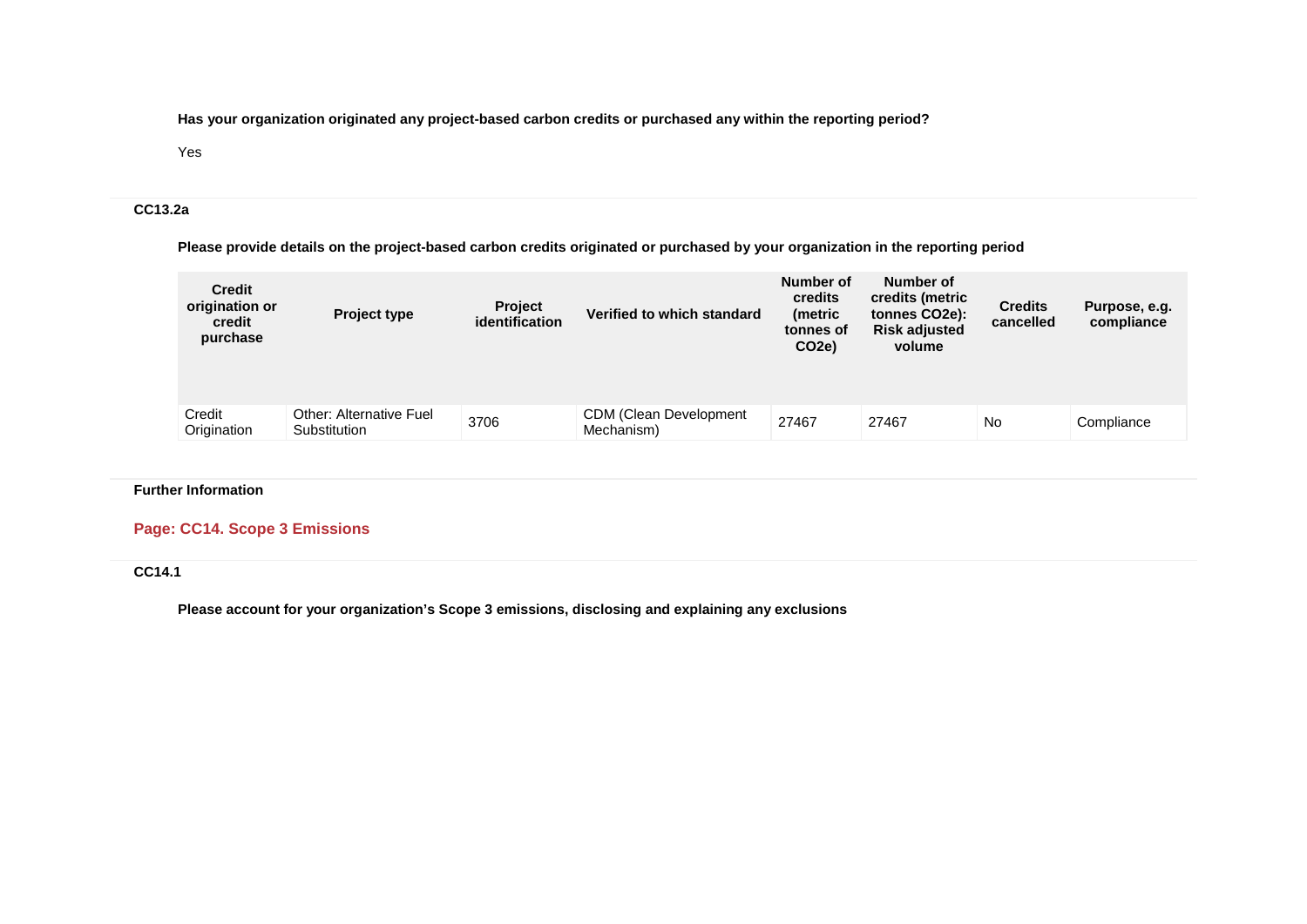**Has your organization originated any project-based carbon credits or purchased any within the reporting period?**

Yes

### CC13.2a

**Please provide details on the project-based carbon credits originated or purchased by your organization in the reporting period**

| Credit origination or credit purchase | Project type | Project identification | Verified to which standard | Number of credits (metric tonnes of $CO_2e$) | Number of credits (metric tonnes $CO_2e$): Risk adjusted volume | Credits cancelled | Purpose, e.g. compliance |
|---|---|---|---|---|---|---|---|
| Credit Origination | Other: Alternative Fuel Substitution | 3706 | CDM (Clean Development Mechanism) | 27467 | 27467 | No | Compliance |

### Further Information

## Page: CC14. Scope 3 Emissions

### CC14.1

**Please account for your organization’s Scope 3 emissions, disclosing and explaining any exclusions**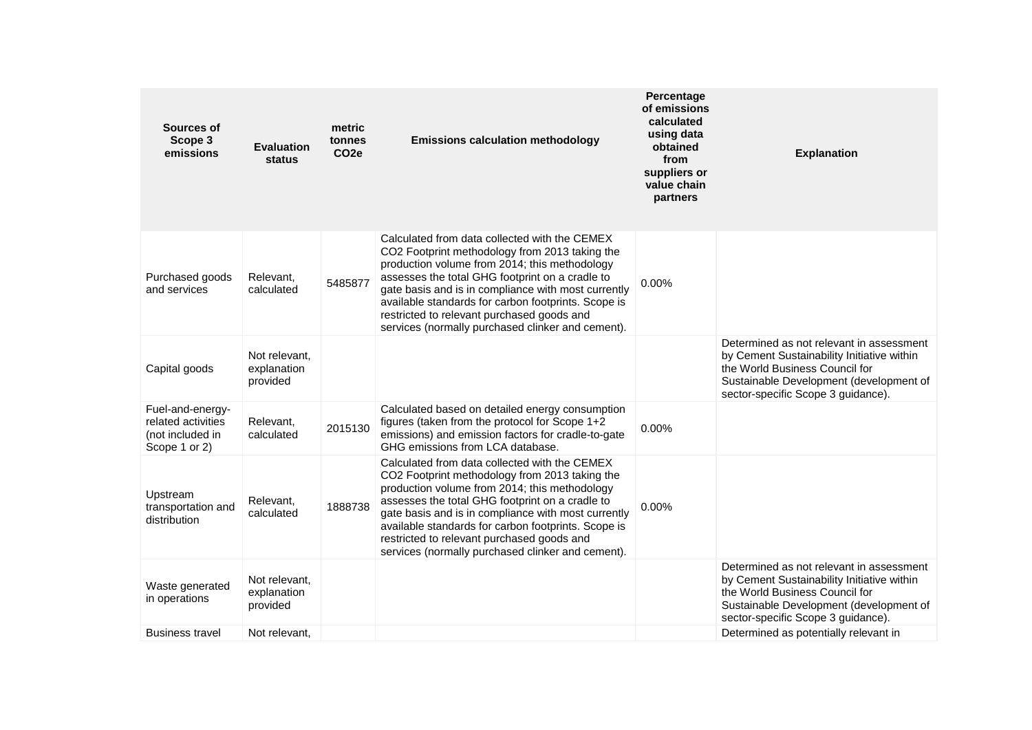| Sources of Scope 3 emissions | Evaluation status | metric tonnes CO2e | Emissions calculation methodology | Percentage of emissions calculated using data obtained from suppliers or value chain partners | Explanation |
|---|---|---|---|---|---|
| Purchased goods and services | Relevant, calculated | 5485877 | Calculated from data collected with the CEMEX CO2 Footprint methodology from 2013 taking the production volume from 2014; this methodology assesses the total GHG footprint on a cradle to gate basis and is in compliance with most currently available standards for carbon footprints. Scope is restricted to relevant purchased goods and services (normally purchased clinker and cement). | 0.00% | |
| Capital goods | Not relevant, explanation provided | | | | Determined as not relevant in assessment by Cement Sustainability Initiative within the World Business Council for Sustainable Development (development of sector-specific Scope 3 guidance). |
| Fuel-and-energy-related activities (not included in Scope 1 or 2) | Relevant, calculated | 2015130 | Calculated based on detailed energy consumption figures (taken from the protocol for Scope 1+2 emissions) and emission factors for cradle-to-gate GHG emissions from LCA database. | 0.00% | |
| Upstream transportation and distribution | Relevant, calculated | 1888738 | Calculated from data collected with the CEMEX CO2 Footprint methodology from 2013 taking the production volume from 2014; this methodology assesses the total GHG footprint on a cradle to gate basis and is in compliance with most currently available standards for carbon footprints. Scope is restricted to relevant purchased goods and services (normally purchased clinker and cement). | 0.00% | |
| Waste generated in operations | Not relevant, explanation provided | | | | Determined as not relevant in assessment by Cement Sustainability Initiative within the World Business Council for Sustainable Development (development of sector-specific Scope 3 guidance). |
| Business travel | Not relevant, | | | | Determined as potentially relevant in |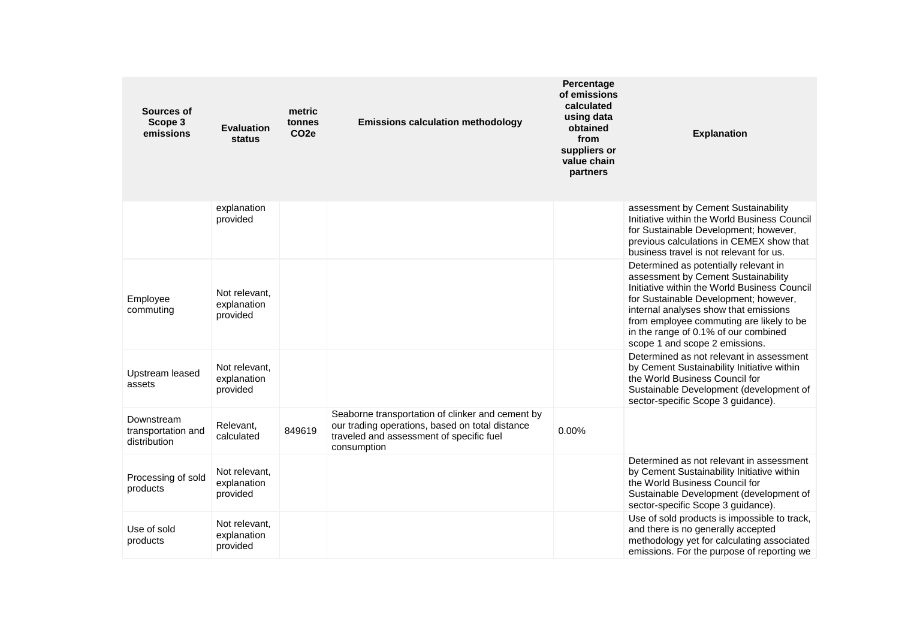| Sources of Scope 3 emissions | Evaluation status | metric tonnes $CO_2e$ | Emissions calculation methodology | Percentage of emissions calculated using data obtained from suppliers or value chain partners | Explanation |
|---|---|---|---|---|---|
| | explanation provided | | | | assessment by Cement Sustainability Initiative within the World Business Council for Sustainable Development; however, previous calculations in CEMEX show that business travel is not relevant for us. |
| Employee commuting | Not relevant, explanation provided | | | | Determined as potentially relevant in assessment by Cement Sustainability Initiative within the World Business Council for Sustainable Development; however, internal analyses show that emissions from employee commuting are likely to be in the range of 0.1% of our combined scope 1 and scope 2 emissions. |
| Upstream leased assets | Not relevant, explanation provided | | | | Determined as not relevant in assessment by Cement Sustainability Initiative within the World Business Council for Sustainable Development (development of sector-specific Scope 3 guidance). |
| Downstream transportation and distribution | Relevant, calculated | 849619 | Seaborne transportation of clinker and cement by our trading operations, based on total distance traveled and assessment of specific fuel consumption | 0.00% | |
| Processing of sold products | Not relevant, explanation provided | | | | Determined as not relevant in assessment by Cement Sustainability Initiative within the World Business Council for Sustainable Development (development of sector-specific Scope 3 guidance). |
| Use of sold products | Not relevant, explanation provided | | | | Use of sold products is impossible to track, and there is no generally accepted methodology yet for calculating associated emissions. For the purpose of reporting we |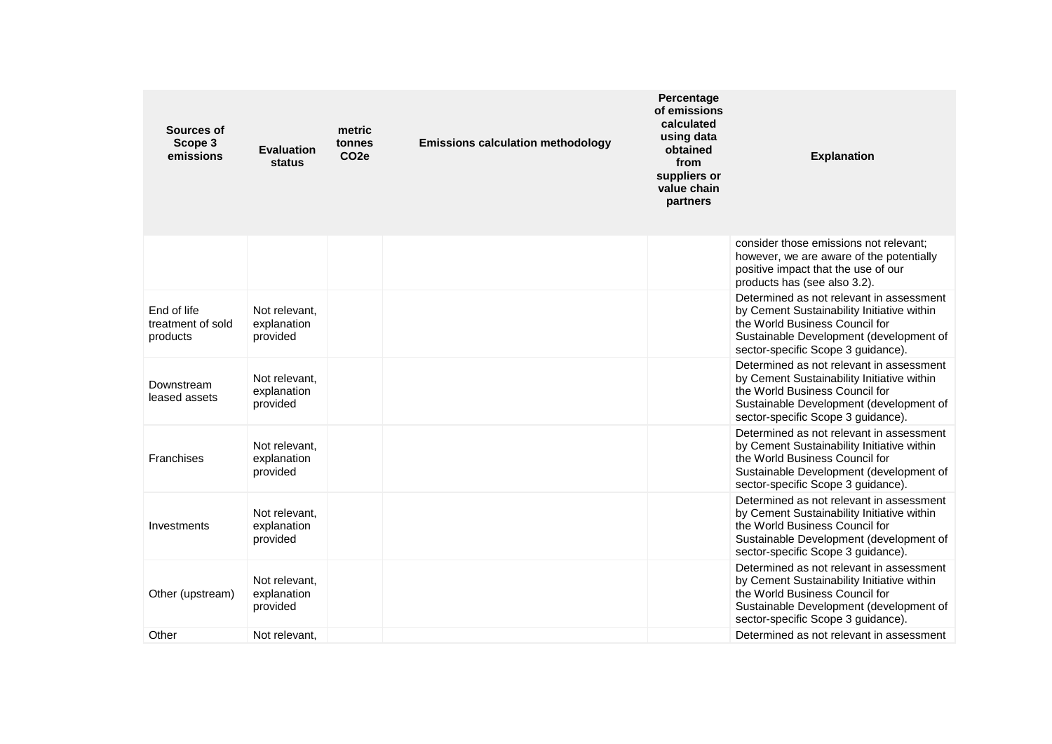| Sources of Scope 3 emissions | Evaluation status | metric tonnes $CO_2e$ | Emissions calculation methodology | Percentage of emissions calculated using data obtained from suppliers or value chain partners | Explanation |
|---|---|---|---|---|---|
| | | | | | consider those emissions not relevant; however, we are aware of the potentially positive impact that the use of our products has (see also 3.2). |
| End of life treatment of sold products | Not relevant, explanation provided | | | | Determined as not relevant in assessment by Cement Sustainability Initiative within the World Business Council for Sustainable Development (development of sector-specific Scope 3 guidance). |
| Downstream leased assets | Not relevant, explanation provided | | | | Determined as not relevant in assessment by Cement Sustainability Initiative within the World Business Council for Sustainable Development (development of sector-specific Scope 3 guidance). |
| Franchises | Not relevant, explanation provided | | | | Determined as not relevant in assessment by Cement Sustainability Initiative within the World Business Council for Sustainable Development (development of sector-specific Scope 3 guidance). |
| Investments | Not relevant, explanation provided | | | | Determined as not relevant in assessment by Cement Sustainability Initiative within the World Business Council for Sustainable Development (development of sector-specific Scope 3 guidance). |
| Other (upstream) | Not relevant, explanation provided | | | | Determined as not relevant in assessment by Cement Sustainability Initiative within the World Business Council for Sustainable Development (development of sector-specific Scope 3 guidance). |
| Other | Not relevant, | | | | Determined as not relevant in assessment |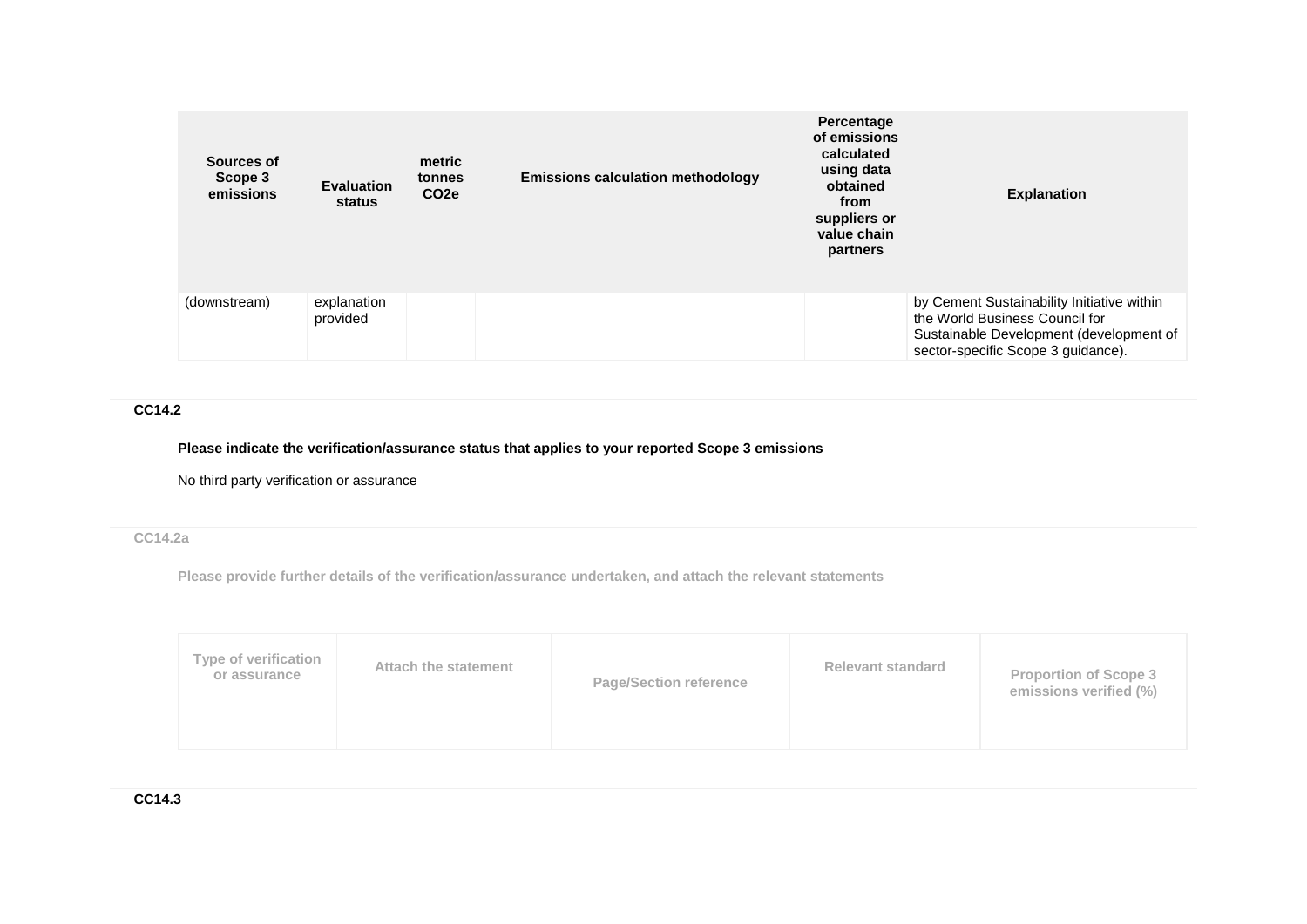| Sources of Scope 3 emissions | Evaluation status | metric tonnes $CO_2e$ | Emissions calculation methodology | Percentage of emissions calculated using data obtained from suppliers or value chain partners | Explanation |
|---|---|---|---|---|---|
| (downstream) | explanation provided | | | | by Cement Sustainability Initiative within the World Business Council for Sustainable Development (development of sector-specific Scope 3 guidance). |

**CC14.2**

**Please indicate the verification/assurance status that applies to your reported Scope 3 emissions**

No third party verification or assurance

**CC14.2a**

**Please provide further details of the verification/assurance undertaken, and attach the relevant statements**

| Type of verification or assurance | Attach the statement | Page/Section reference | Relevant standard | Proportion of Scope 3 emissions verified (%) |
|---|---|---|---|---|

**CC14.3**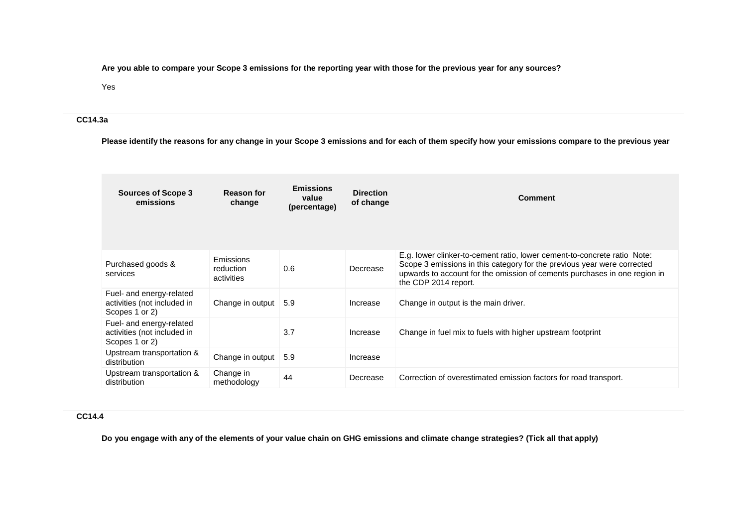**Are you able to compare your Scope 3 emissions for the reporting year with those for the previous year for any sources?**

Yes

**CC14.3a**

**Please identify the reasons for any change in your Scope 3 emissions and for each of them specify how your emissions compare to the previous year**

| Sources of Scope 3 emissions | Reason for change | Emissions value (percentage) | Direction of change | Comment |
|---|---|---|---|---|
| Purchased goods & services | Emissions reduction activities | 0.6 | Decrease | E.g. lower clinker-to-cement ratio, lower cement-to-concrete ratio Note: Scope 3 emissions in this category for the previous year were corrected upwards to account for the omission of cements purchases in one region in the CDP 2014 report. |
| Fuel- and energy-related activities (not included in Scopes 1 or 2) | Change in output | 5.9 | Increase | Change in output is the main driver. |
| Fuel- and energy-related activities (not included in Scopes 1 or 2) | | 3.7 | Increase | Change in fuel mix to fuels with higher upstream footprint |
| Upstream transportation & distribution | Change in output | 5.9 | Increase | |
| Upstream transportation & distribution | Change in methodology | 44 | Decrease | Correction of overestimated emission factors for road transport. |

**CC14.4**

**Do you engage with any of the elements of your value chain on GHG emissions and climate change strategies? (Tick all that apply)**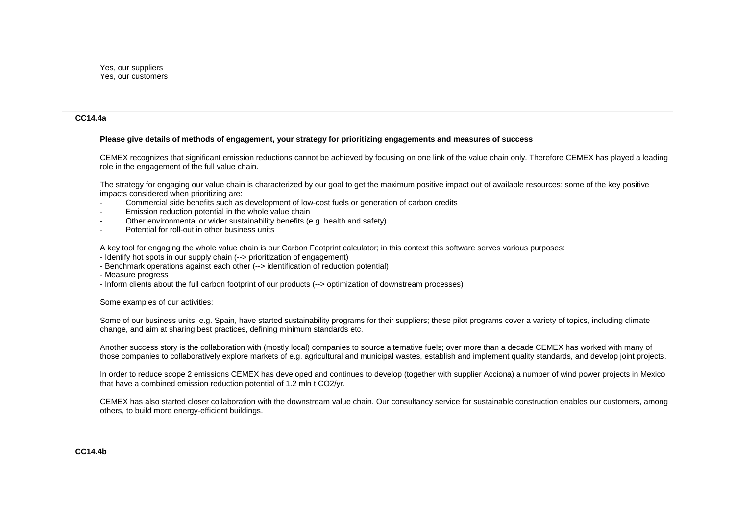Yes, our suppliers
Yes, our customers

**CC14.4a**

**Please give details of methods of engagement, your strategy for prioritizing engagements and measures of success**

CEMEX recognizes that significant emission reductions cannot be achieved by focusing on one link of the value chain only. Therefore CEMEX has played a leading role in the engagement of the full value chain.

The strategy for engaging our value chain is characterized by our goal to get the maximum positive impact out of available resources; some of the key positive impacts considered when prioritizing are:

- Commercial side benefits such as development of low-cost fuels or generation of carbon credits
- Emission reduction potential in the whole value chain
- Other environmental or wider sustainability benefits (e.g. health and safety)
- Potential for roll-out in other business units

A key tool for engaging the whole value chain is our Carbon Footprint calculator; in this context this software serves various purposes:

- Identify hot spots in our supply chain (--> prioritization of engagement)
- Benchmark operations against each other (--> identification of reduction potential)
- Measure progress
- Inform clients about the full carbon footprint of our products (--> optimization of downstream processes)

Some examples of our activities:

Some of our business units, e.g. Spain, have started sustainability programs for their suppliers; these pilot programs cover a variety of topics, including climate change, and aim at sharing best practices, defining minimum standards etc.

Another success story is the collaboration with (mostly local) companies to source alternative fuels; over more than a decade CEMEX has worked with many of those companies to collaboratively explore markets of e.g. agricultural and municipal wastes, establish and implement quality standards, and develop joint projects.

In order to reduce scope 2 emissions CEMEX has developed and continues to develop (together with supplier Acciona) a number of wind power projects in Mexico that have a combined emission reduction potential of 1.2 mln t $CO_2$/yr.

CEMEX has also started closer collaboration with the downstream value chain. Our consultancy service for sustainable construction enables our customers, among others, to build more energy-efficient buildings.

**CC14.4b**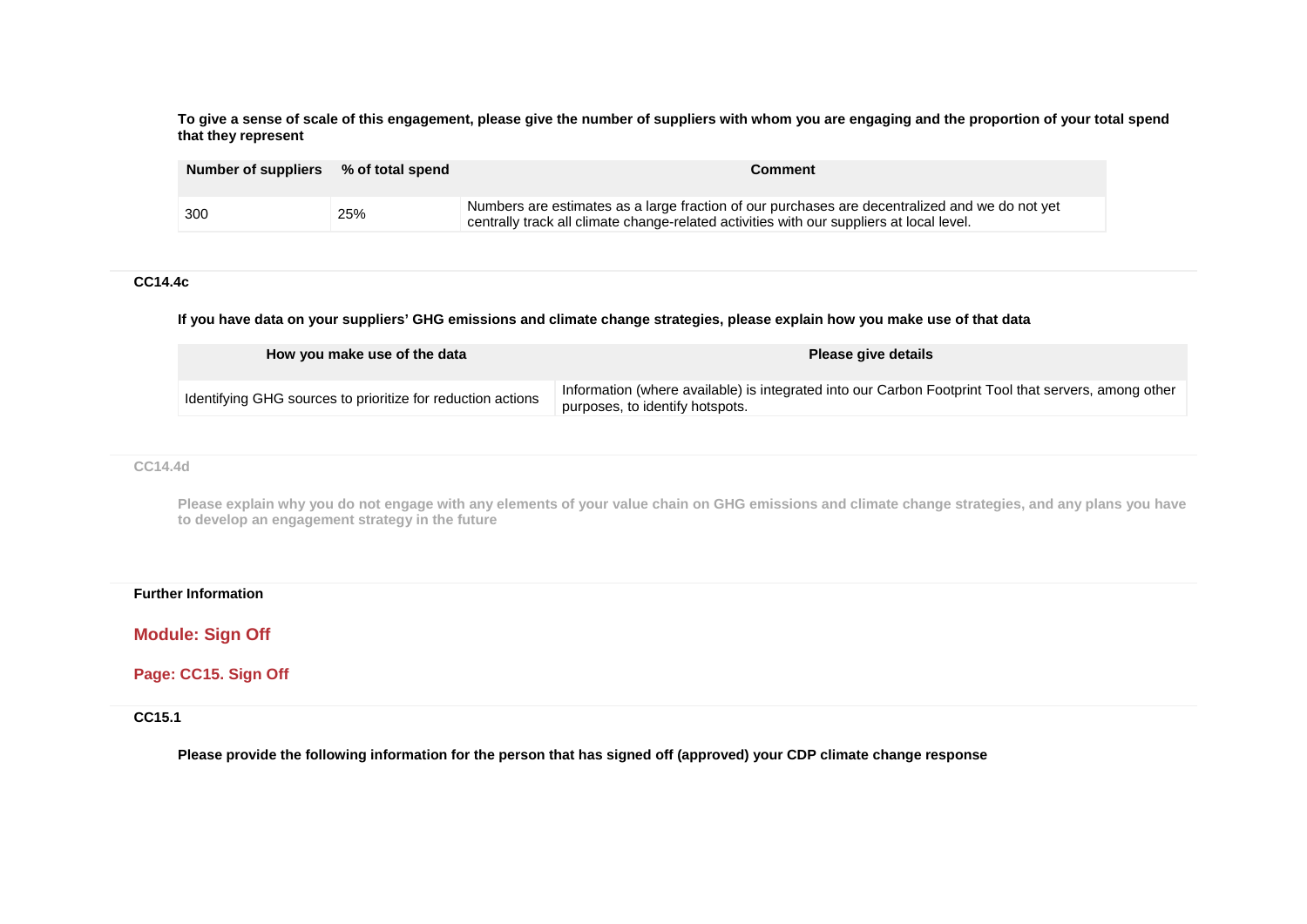**To give a sense of scale of this engagement, please give the number of suppliers with whom you are engaging and the proportion of your total spend that they represent**

| Number of suppliers | % of total spend | Comment |
|---|---|---|
| 300 | 25% | Numbers are estimates as a large fraction of our purchases are decentralized and we do not yet centrally track all climate change-related activities with our suppliers at local level. |

**CC14.4c**

**If you have data on your suppliers' GHG emissions and climate change strategies, please explain how you make use of that data**

| How you make use of the data | Please give details |
|---|---|
| Identifying GHG sources to prioritize for reduction actions | Information (where available) is integrated into our Carbon Footprint Tool that servers, among other purposes, to identify hotspots. |

**CC14.4d**

**Please explain why you do not engage with any elements of your value chain on GHG emissions and climate change strategies, and any plans you have to develop an engagement strategy in the future**

**Further Information**

## Module: Sign Off

### Page: CC15. Sign Off

**CC15.1**

**Please provide the following information for the person that has signed off (approved) your CDP climate change response**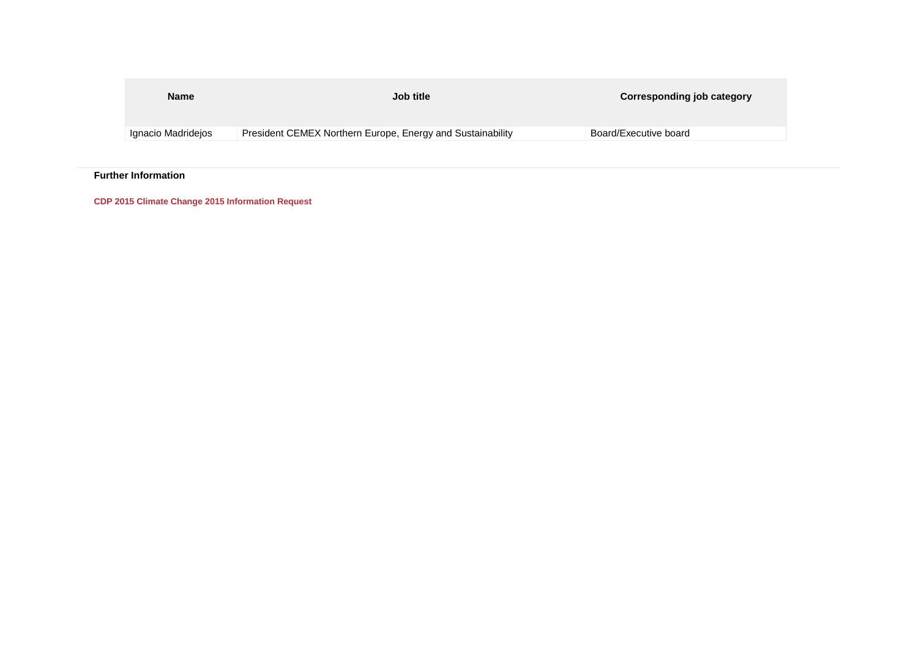| Name | Job title | Corresponding job category |
|---|---|---|
| Ignacio Madridejos | President CEMEX Northern Europe, Energy and Sustainability | Board/Executive board |

**Further Information**

**CDP 2015 Climate Change 2015 Information Request**